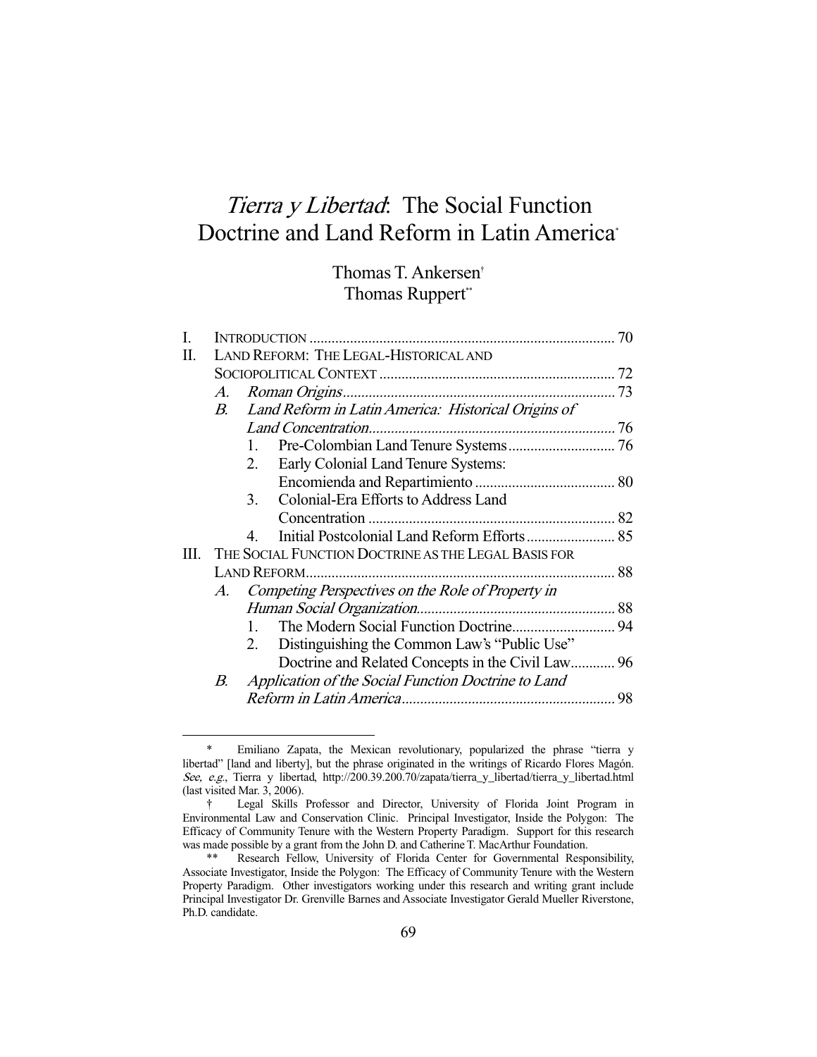# *Tierra y Libertad*: The Social Function Doctrine and Land Reform in Latin America[*]

Thomas T. Ankersen[†]
Thomas Ruppert[**]

I. INTRODUCTION .................................................................................. 70
II. LAND REFORM: THE LEGAL-HISTORICAL AND SOCIOPOLITICAL CONTEXT ............................................................... 72
  A. *Roman Origins* .......................................................................... 73
  B. *Land Reform in Latin America: Historical Origins of Land Concentration* .................................................................. 76
    1. Pre-Colombian Land Tenure Systems ............................. 76
    2. Early Colonial Land Tenure Systems: Encomienda and Repartimiento ...................................... 80
    3. Colonial-Era Efforts to Address Land Concentration ................................................................... 82
    4. Initial Postcolonial Land Reform Efforts ........................ 85
III. THE SOCIAL FUNCTION DOCTRINE AS THE LEGAL BASIS FOR LAND REFORM .................................................................................. 88
  A. *Competing Perspectives on the Role of Property in Human Social Organization* ..................................................... 88
    1. The Modern Social Function Doctrine ............................ 94
    2. Distinguishing the Common Law's "Public Use" Doctrine and Related Concepts in the Civil Law ............ 96
  B. *Application of the Social Function Doctrine to Land Reform in Latin America* ......................................................... 98

---

\* Emiliano Zapata, the Mexican revolutionary, popularized the phrase "tierra y libertad" [land and liberty], but the phrase originated in the writings of Ricardo Flores Magón. *See, e.g.*, Tierra y libertad, http://200.39.200.70/zapata/tierra_y_libertad/tierra_y_libertad.html (last visited Mar. 3, 2006).

† Legal Skills Professor and Director, University of Florida Joint Program in Environmental Law and Conservation Clinic. Principal Investigator, Inside the Polygon: The Efficacy of Community Tenure with the Western Property Paradigm. Support for this research was made possible by a grant from the John D. and Catherine T. MacArthur Foundation.

\*\* Research Fellow, University of Florida Center for Governmental Responsibility, Associate Investigator, Inside the Polygon: The Efficacy of Community Tenure with the Western Property Paradigm. Other investigators working under this research and writing grant include Principal Investigator Dr. Grenville Barnes and Associate Investigator Gerald Mueller Riverstone, Ph.D. candidate.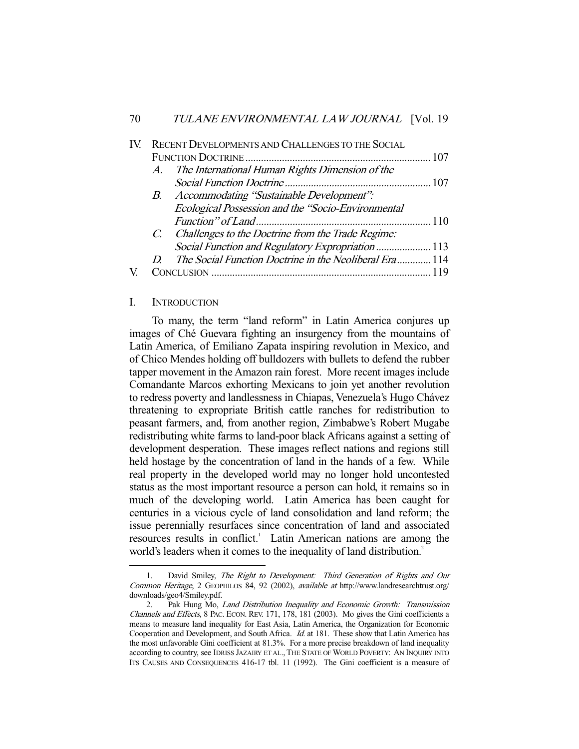IV. RECENT DEVELOPMENTS AND CHALLENGES TO THE SOCIAL FUNCTION DOCTRINE ....... 107
   A. *The International Human Rights Dimension of the Social Function Doctrine* ....... 107
   B. *Accommodating "Sustainable Development": Ecological Possession and the "Socio-Environmental Function" of Land* ....... 110
   C. *Challenges to the Doctrine from the Trade Regime: Social Function and Regulatory Expropriation* ....... 113
   D. *The Social Function Doctrine in the Neoliberal Era* ....... 114
V. CONCLUSION ....... 119

## I. INTRODUCTION

To many, the term "land reform" in Latin America conjures up images of Ché Guevara fighting an insurgency from the mountains of Latin America, of Emiliano Zapata inspiring revolution in Mexico, and of Chico Mendes holding off bulldozers with bullets to defend the rubber tapper movement in the Amazon rain forest. More recent images include Comandante Marcos exhorting Mexicans to join yet another revolution to redress poverty and landlessness in Chiapas, Venezuela's Hugo Chávez threatening to expropriate British cattle ranches for redistribution to peasant farmers, and, from another region, Zimbabwe's Robert Mugabe redistributing white farms to land-poor black Africans against a setting of development desperation. These images reflect nations and regions still held hostage by the concentration of land in the hands of a few. While real property in the developed world may no longer hold uncontested status as the most important resource a person can hold, it remains so in much of the developing world. Latin America has been caught for centuries in a vicious cycle of land consolidation and land reform; the issue perennially resurfaces since concentration of land and associated resources results in conflict.[1] Latin American nations are among the world's leaders when it comes to the inequality of land distribution.[2]

---

1. David Smiley, *The Right to Development: Third Generation of Rights and Our Common Heritage*, 2 GEOPHILOS 84, 92 (2002), *available at* http://www.landresearchtrust.org/downloads/geo4/Smiley.pdf.

2. Pak Hung Mo, *Land Distribution Inequality and Economic Growth: Transmission Channels and Effects*, 8 PAC. ECON. REV. 171, 178, 181 (2003). Mo gives the Gini coefficients a means to measure land inequality for East Asia, Latin America, the Organization for Economic Cooperation and Development, and South Africa. *Id.* at 181. These show that Latin America has the most unfavorable Gini coefficient at 81.3%. For a more precise breakdown of land inequality according to country, see IDRISS JAZAIRY ET AL., THE STATE OF WORLD POVERTY: AN INQUIRY INTO ITS CAUSES AND CONSEQUENCES 416-17 tbl. 11 (1992). The Gini coefficient is a measure of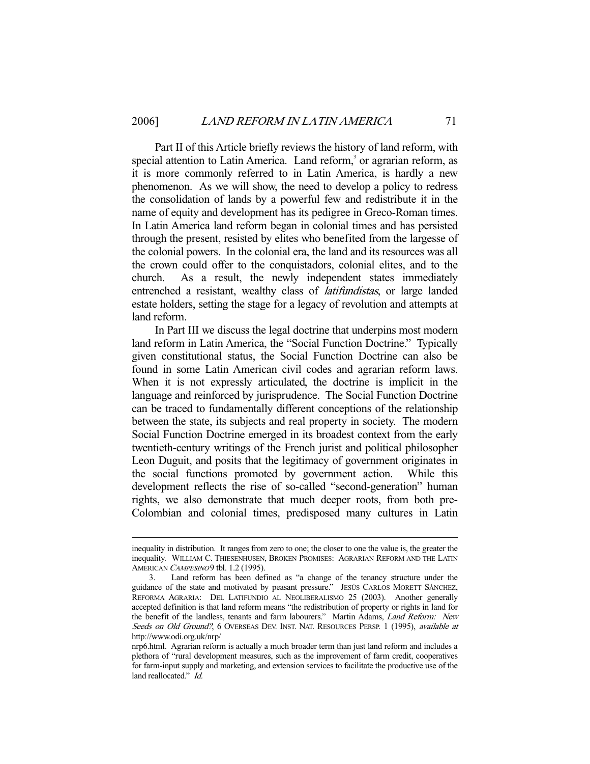Part II of this Article briefly reviews the history of land reform, with special attention to Latin America. Land reform,[3] or agrarian reform, as it is more commonly referred to in Latin America, is hardly a new phenomenon. As we will show, the need to develop a policy to redress the consolidation of lands by a powerful few and redistribute it in the name of equity and development has its pedigree in Greco-Roman times. In Latin America land reform began in colonial times and has persisted through the present, resisted by elites who benefited from the largesse of the colonial powers. In the colonial era, the land and its resources was all the crown could offer to the conquistadors, colonial elites, and to the church. As a result, the newly independent states immediately entrenched a resistant, wealthy class of *latifundistas*, or large landed estate holders, setting the stage for a legacy of revolution and attempts at land reform.

In Part III we discuss the legal doctrine that underpins most modern land reform in Latin America, the "Social Function Doctrine." Typically given constitutional status, the Social Function Doctrine can also be found in some Latin American civil codes and agrarian reform laws. When it is not expressly articulated, the doctrine is implicit in the language and reinforced by jurisprudence. The Social Function Doctrine can be traced to fundamentally different conceptions of the relationship between the state, its subjects and real property in society. The modern Social Function Doctrine emerged in its broadest context from the early twentieth-century writings of the French jurist and political philosopher Leon Duguit, and posits that the legitimacy of government originates in the social functions promoted by government action. While this development reflects the rise of so-called "second-generation" human rights, we also demonstrate that much deeper roots, from both pre-Colombian and colonial times, predisposed many cultures in Latin

---

inequality in distribution. It ranges from zero to one; the closer to one the value is, the greater the inequality. WILLIAM C. THIESENHUSEN, BROKEN PROMISES: AGRARIAN REFORM AND THE LATIN AMERICAN *CAMPESINO* 9 tbl. 1.2 (1995).

3. Land reform has been defined as "a change of the tenancy structure under the guidance of the state and motivated by peasant pressure." JESÚS CARLOS MORETT SÁNCHEZ, REFORMA AGRARIA: DEL LATIFUNDIO AL NEOLIBERALISMO 25 (2003). Another generally accepted definition is that land reform means "the redistribution of property or rights in land for the benefit of the landless, tenants and farm labourers." Martin Adams, *Land Reform: New Seeds on Old Ground?*, 6 OVERSEAS DEV. INST. NAT. RESOURCES PERSP. 1 (1995), *available at* http://www.odi.org.uk/nrp/nrp6.html. Agrarian reform is actually a much broader term than just land reform and includes a plethora of "rural development measures, such as the improvement of farm credit, cooperatives for farm-input supply and marketing, and extension services to facilitate the productive use of the land reallocated." *Id.*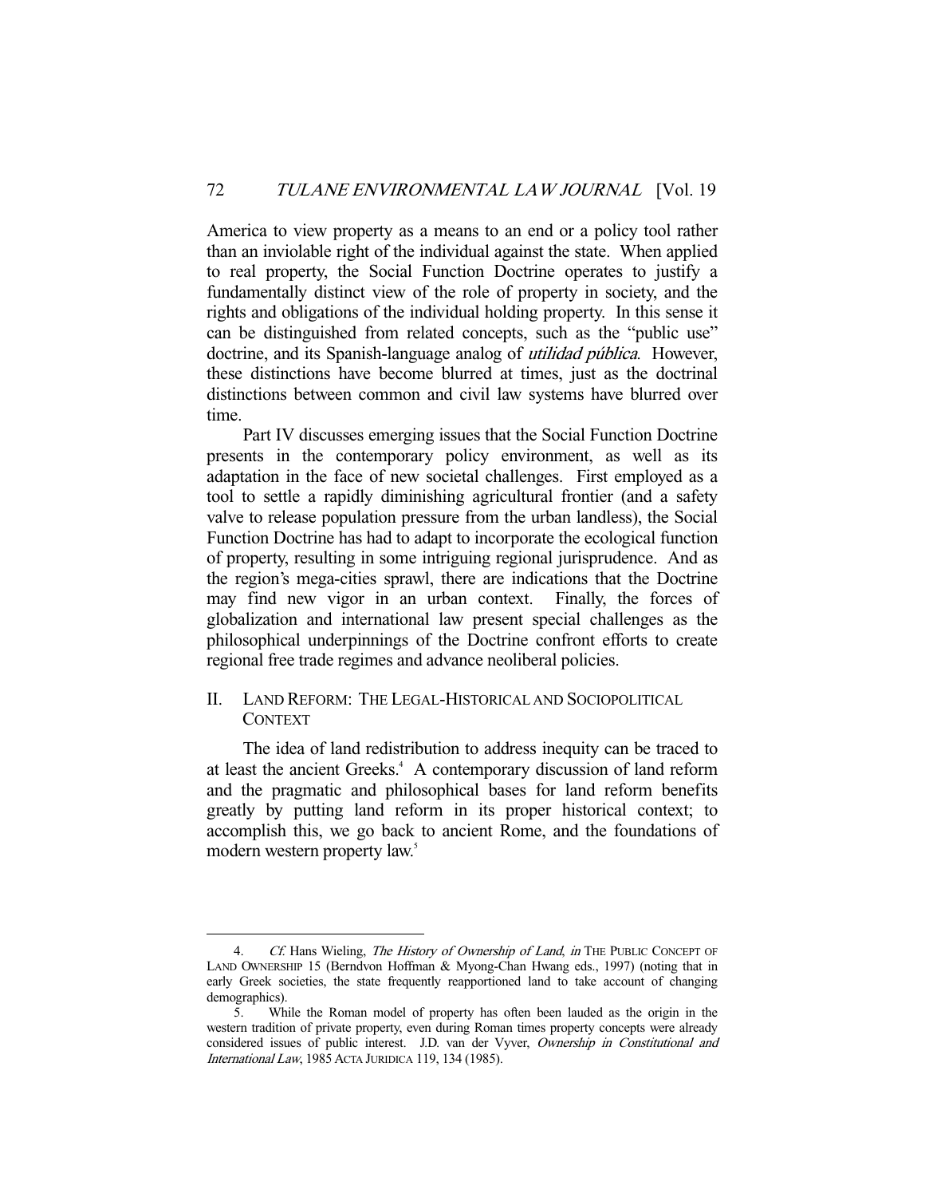America to view property as a means to an end or a policy tool rather than an inviolable right of the individual against the state. When applied to real property, the Social Function Doctrine operates to justify a fundamentally distinct view of the role of property in society, and the rights and obligations of the individual holding property. In this sense it can be distinguished from related concepts, such as the "public use" doctrine, and its Spanish-language analog of *utilidad pública*. However, these distinctions have become blurred at times, just as the doctrinal distinctions between common and civil law systems have blurred over time.

Part IV discusses emerging issues that the Social Function Doctrine presents in the contemporary policy environment, as well as its adaptation in the face of new societal challenges. First employed as a tool to settle a rapidly diminishing agricultural frontier (and a safety valve to release population pressure from the urban landless), the Social Function Doctrine has had to adapt to incorporate the ecological function of property, resulting in some intriguing regional jurisprudence. And as the region's mega-cities sprawl, there are indications that the Doctrine may find new vigor in an urban context. Finally, the forces of globalization and international law present special challenges as the philosophical underpinnings of the Doctrine confront efforts to create regional free trade regimes and advance neoliberal policies.

## II. LAND REFORM: THE LEGAL-HISTORICAL AND SOCIOPOLITICAL CONTEXT

The idea of land redistribution to address inequity can be traced to at least the ancient Greeks.[4] A contemporary discussion of land reform and the pragmatic and philosophical bases for land reform benefits greatly by putting land reform in its proper historical context; to accomplish this, we go back to ancient Rome, and the foundations of modern western property law.[5]

---

4. *Cf.* Hans Wieling, *The History of Ownership of Land*, *in* THE PUBLIC CONCEPT OF LAND OWNERSHIP 15 (Berndvon Hoffman & Myong-Chan Hwang eds., 1997) (noting that in early Greek societies, the state frequently reapportioned land to take account of changing demographics).

5. While the Roman model of property has often been lauded as the origin in the western tradition of private property, even during Roman times property concepts were already considered issues of public interest. J.D. van der Vyver, *Ownership in Constitutional and International Law*, 1985 ACTA JURIDICA 119, 134 (1985).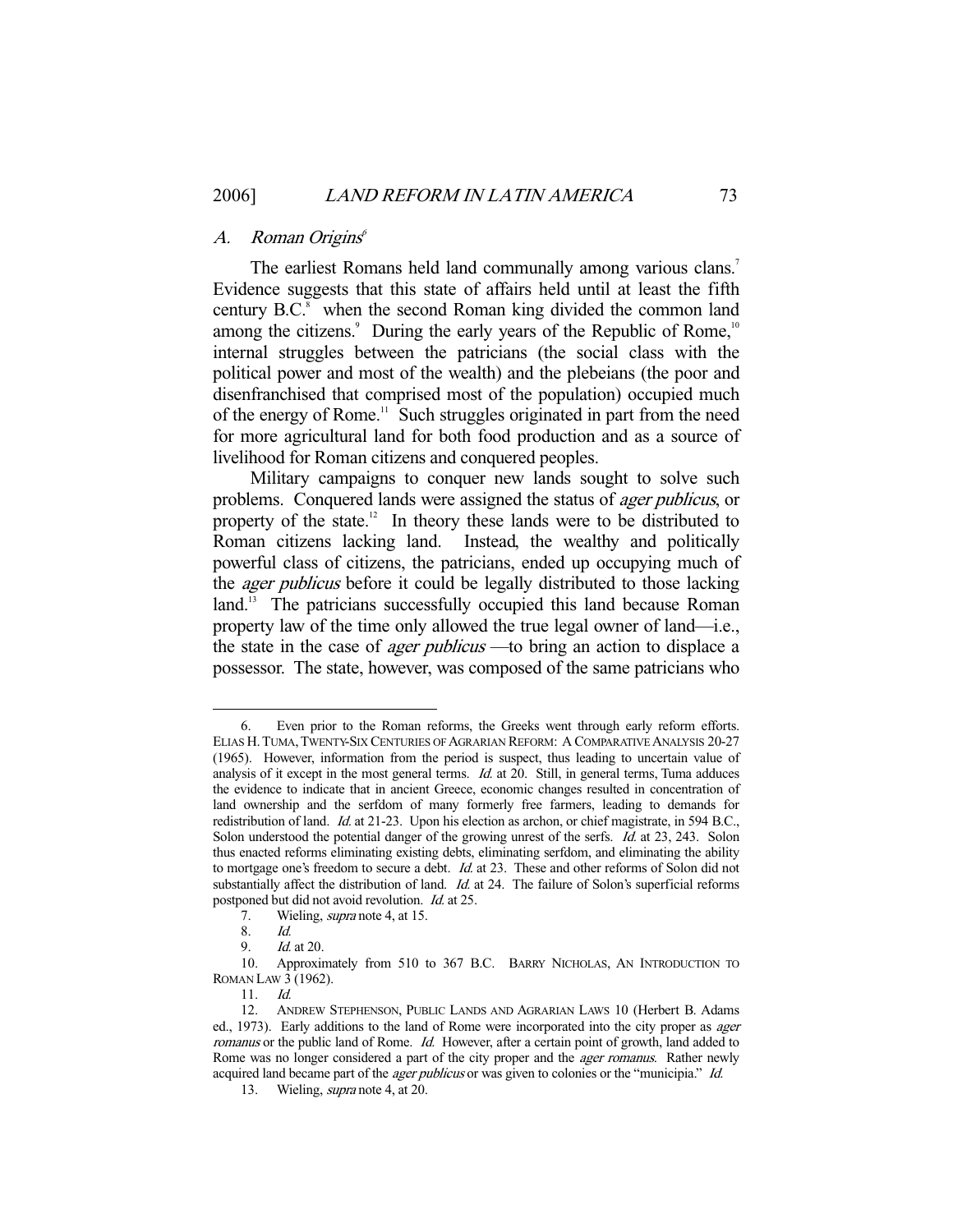### A. *Roman Origins*[6]

The earliest Romans held land communally among various clans.[7] Evidence suggests that this state of affairs held until at least the fifth century B.C.[8] when the second Roman king divided the common land among the citizens.[9] During the early years of the Republic of Rome,[10] internal struggles between the patricians (the social class with the political power and most of the wealth) and the plebeians (the poor and disenfranchised that comprised most of the population) occupied much of the energy of Rome.[11] Such struggles originated in part from the need for more agricultural land for both food production and as a source of livelihood for Roman citizens and conquered peoples.

Military campaigns to conquer new lands sought to solve such problems. Conquered lands were assigned the status of *ager publicus*, or property of the state.[12] In theory these lands were to be distributed to Roman citizens lacking land. Instead, the wealthy and politically powerful class of citizens, the patricians, ended up occupying much of the *ager publicus* before it could be legally distributed to those lacking land.[13] The patricians successfully occupied this land because Roman property law of the time only allowed the true legal owner of land—i.e., the state in the case of *ager publicus* —to bring an action to displace a possessor. The state, however, was composed of the same patricians who

---

6. Even prior to the Roman reforms, the Greeks went through early reform efforts. ELIAS H. TUMA, TWENTY-SIX CENTURIES OF AGRARIAN REFORM: A COMPARATIVE ANALYSIS 20-27 (1965). However, information from the period is suspect, thus leading to uncertain value of analysis of it except in the most general terms. *Id.* at 20. Still, in general terms, Tuma adduces the evidence to indicate that in ancient Greece, economic changes resulted in concentration of land ownership and the serfdom of many formerly free farmers, leading to demands for redistribution of land. *Id.* at 21-23. Upon his election as archon, or chief magistrate, in 594 B.C., Solon understood the potential danger of the growing unrest of the serfs. *Id.* at 23, 243. Solon thus enacted reforms eliminating existing debts, eliminating serfdom, and eliminating the ability to mortgage one's freedom to secure a debt. *Id.* at 23. These and other reforms of Solon did not substantially affect the distribution of land. *Id.* at 24. The failure of Solon's superficial reforms postponed but did not avoid revolution. *Id.* at 25.

7. Wieling, *supra* note 4, at 15.

8. *Id.*

9. *Id.* at 20.

10. Approximately from 510 to 367 B.C. BARRY NICHOLAS, AN INTRODUCTION TO ROMAN LAW 3 (1962).

11. *Id.*

12. ANDREW STEPHENSON, PUBLIC LANDS AND AGRARIAN LAWS 10 (Herbert B. Adams ed., 1973). Early additions to the land of Rome were incorporated into the city proper as *ager romanus* or the public land of Rome. *Id.* However, after a certain point of growth, land added to Rome was no longer considered a part of the city proper and the *ager romanus*. Rather newly acquired land became part of the *ager publicus* or was given to colonies or the "municipia." *Id.*

13. Wieling, *supra* note 4, at 20.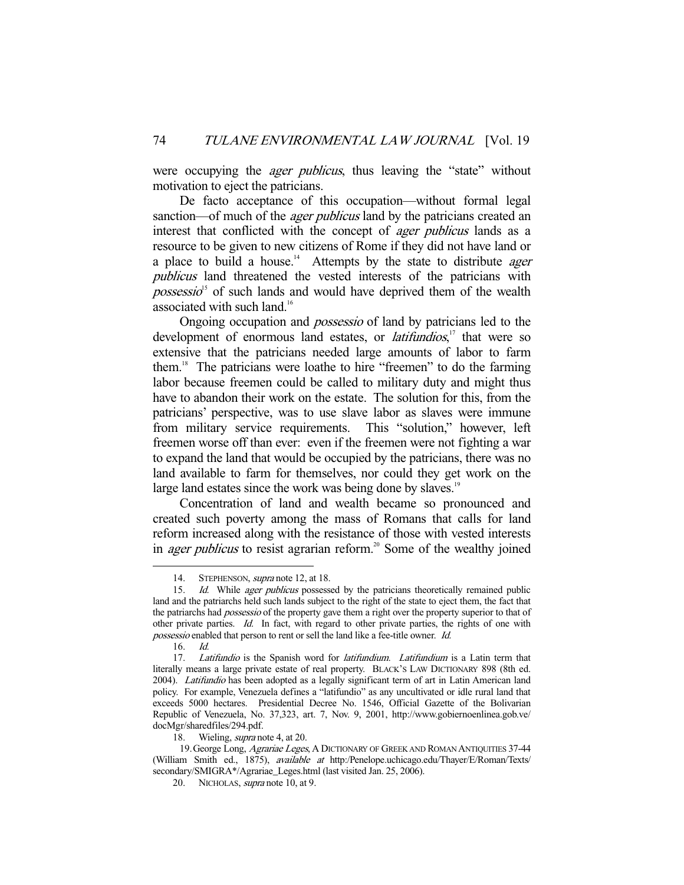were occupying the *ager publicus*, thus leaving the "state" without motivation to eject the patricians.

De facto acceptance of this occupation—without formal legal sanction—of much of the *ager publicus* land by the patricians created an interest that conflicted with the concept of *ager publicus* lands as a resource to be given to new citizens of Rome if they did not have land or a place to build a house.[14] Attempts by the state to distribute *ager publicus* land threatened the vested interests of the patricians with *possessio*[15] of such lands and would have deprived them of the wealth associated with such land.[16]

Ongoing occupation and *possessio* of land by patricians led to the development of enormous land estates, or *latifundios*,[17] that were so extensive that the patricians needed large amounts of labor to farm them.[18] The patricians were loathe to hire "freemen" to do the farming labor because freemen could be called to military duty and might thus have to abandon their work on the estate. The solution for this, from the patricians' perspective, was to use slave labor as slaves were immune from military service requirements. This "solution," however, left freemen worse off than ever: even if the freemen were not fighting a war to expand the land that would be occupied by the patricians, there was no land available to farm for themselves, nor could they get work on the large land estates since the work was being done by slaves.[19]

Concentration of land and wealth became so pronounced and created such poverty among the mass of Romans that calls for land reform increased along with the resistance of those with vested interests in *ager publicus* to resist agrarian reform.[20] Some of the wealthy joined

---

14. STEPHENSON, *supra* note 12, at 18.

15. *Id.* While *ager publicus* possessed by the patricians theoretically remained public land and the patriarchs held such lands subject to the right of the state to eject them, the fact that the patriarchs had *possessio* of the property gave them a right over the property superior to that of other private parties. *Id.* In fact, with regard to other private parties, the rights of one with *possessio* enabled that person to rent or sell the land like a fee-title owner. *Id.*

16. *Id.*

17. *Latifundio* is the Spanish word for *latifundium*. *Latifundium* is a Latin term that literally means a large private estate of real property. BLACK'S LAW DICTIONARY 898 (8th ed. 2004). *Latifundio* has been adopted as a legally significant term of art in Latin American land policy. For example, Venezuela defines a "latifundio" as any uncultivated or idle rural land that exceeds 5000 hectares. Presidential Decree No. 1546, Official Gazette of the Bolivarian Republic of Venezuela, No. 37,323, art. 7, Nov. 9, 2001, http://www.gobiernoenlinea.gob.ve/docMgr/sharedfiles/294.pdf.

18. Wieling, *supra* note 4, at 20.

19. George Long, *Agrariae Leges*, A DICTIONARY OF GREEK AND ROMAN ANTIQUITIES 37-44 (William Smith ed., 1875), *available at* http:/Penelope.uchicago.edu/Thayer/E/Roman/Texts/secondary/SMIGRA*/Agrariae_Leges.html (last visited Jan. 25, 2006).

20. NICHOLAS, *supra* note 10, at 9.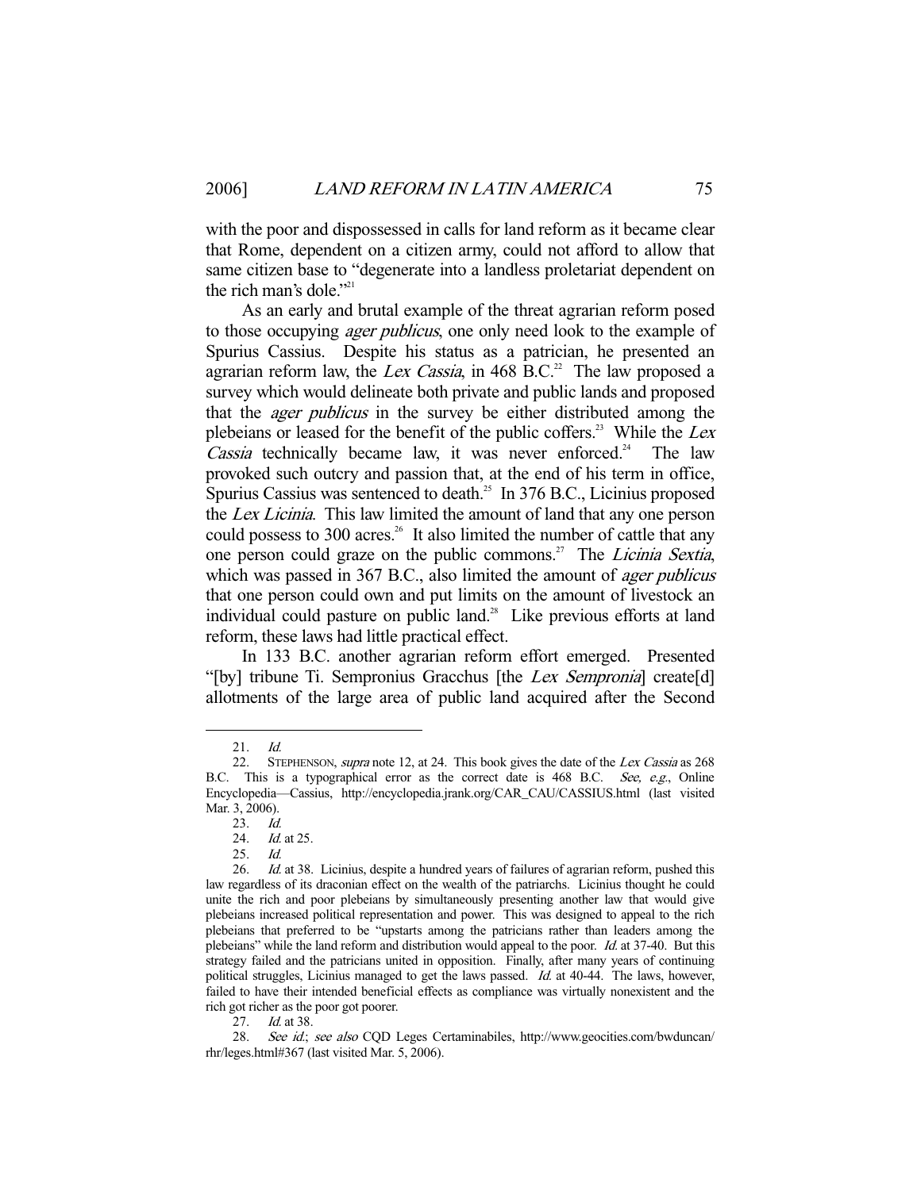with the poor and dispossessed in calls for land reform as it became clear that Rome, dependent on a citizen army, could not afford to allow that same citizen base to "degenerate into a landless proletariat dependent on the rich man's dole."[21]

As an early and brutal example of the threat agrarian reform posed to those occupying *ager publicus*, one only need look to the example of Spurius Cassius. Despite his status as a patrician, he presented an agrarian reform law, the *Lex Cassia*, in 468 B.C.[22] The law proposed a survey which would delineate both private and public lands and proposed that the *ager publicus* in the survey be either distributed among the plebeians or leased for the benefit of the public coffers.[23] While the *Lex Cassia* technically became law, it was never enforced.[24] The law provoked such outcry and passion that, at the end of his term in office, Spurius Cassius was sentenced to death.[25] In 376 B.C., Licinius proposed the *Lex Licinia*. This law limited the amount of land that any one person could possess to 300 acres.[26] It also limited the number of cattle that any one person could graze on the public commons.[27] The *Licinia Sextia*, which was passed in 367 B.C., also limited the amount of *ager publicus* that one person could own and put limits on the amount of livestock an individual could pasture on public land.[28] Like previous efforts at land reform, these laws had little practical effect.

In 133 B.C. another agrarian reform effort emerged. Presented "[by] tribune Ti. Sempronius Gracchus [the *Lex Sempronia*] create[d] allotments of the large area of public land acquired after the Second

---

21. *Id.*

22. STEPHENSON, *supra* note 12, at 24. This book gives the date of the *Lex Cassia* as 268 B.C. This is a typographical error as the correct date is 468 B.C. *See, e.g.*, Online Encyclopedia—Cassius, http://encyclopedia.jrank.org/CAR_CAU/CASSIUS.html (last visited Mar. 3, 2006).

23. *Id.*

24. *Id.* at 25.

25. *Id.*

26. *Id.* at 38. Licinius, despite a hundred years of failures of agrarian reform, pushed this law regardless of its draconian effect on the wealth of the patriarchs. Licinius thought he could unite the rich and poor plebeians by simultaneously presenting another law that would give plebeians increased political representation and power. This was designed to appeal to the rich plebeians that preferred to be "upstarts among the patricians rather than leaders among the plebeians" while the land reform and distribution would appeal to the poor. *Id.* at 37-40. But this strategy failed and the patricians united in opposition. Finally, after many years of continuing political struggles, Licinius managed to get the laws passed. *Id.* at 40-44. The laws, however, failed to have their intended beneficial effects as compliance was virtually nonexistent and the rich got richer as the poor got poorer.

27. *Id.* at 38.

28. *See id.*; *see also* CQD Leges Certaminabiles, http://www.geocities.com/bwduncan/rhr/leges.html#367 (last visited Mar. 5, 2006).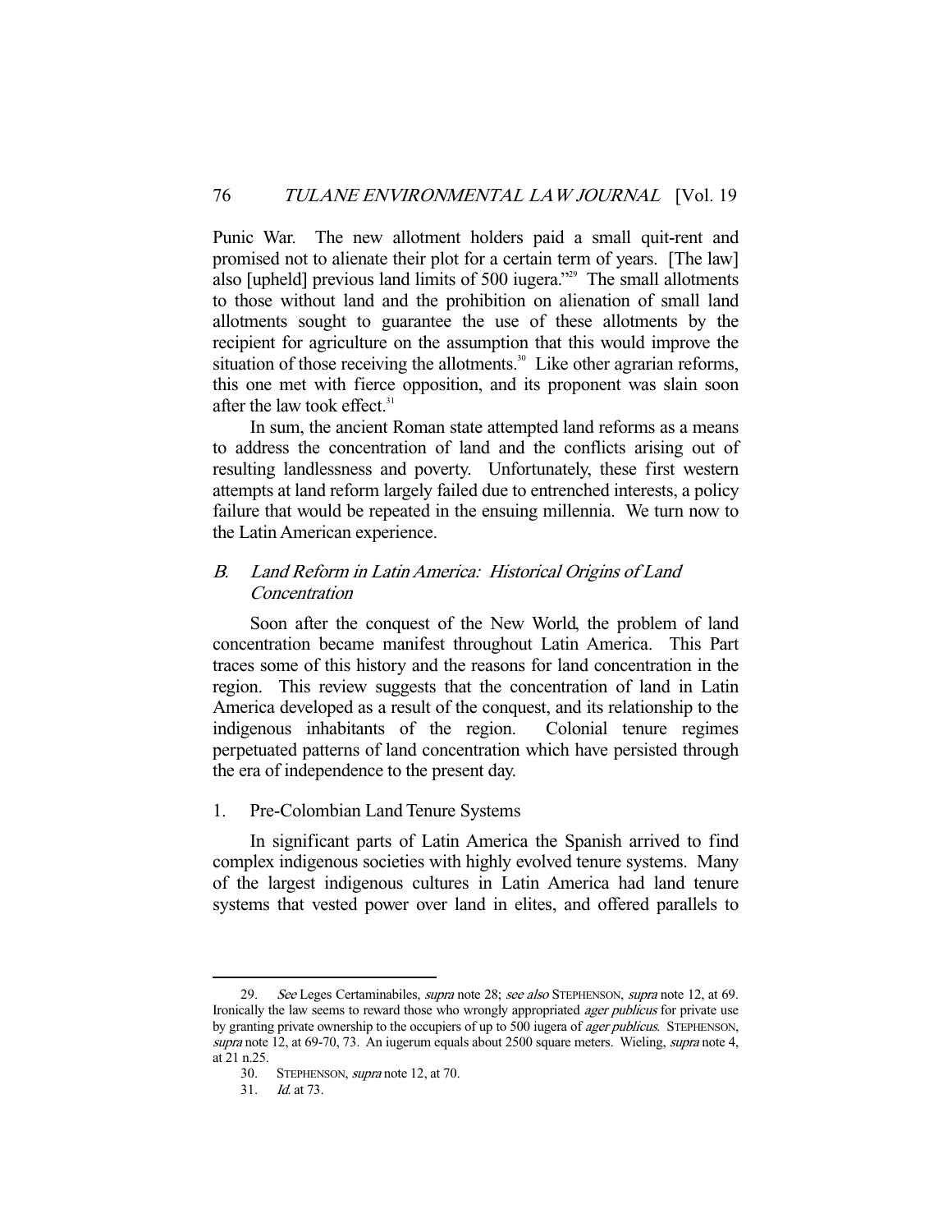Punic War. The new allotment holders paid a small quit-rent and promised not to alienate their plot for a certain term of years. [The law] also [upheld] previous land limits of 500 iugera."[29] The small allotments to those without land and the prohibition on alienation of small land allotments sought to guarantee the use of these allotments by the recipient for agriculture on the assumption that this would improve the situation of those receiving the allotments.[30] Like other agrarian reforms, this one met with fierce opposition, and its proponent was slain soon after the law took effect.[31]

In sum, the ancient Roman state attempted land reforms as a means to address the concentration of land and the conflicts arising out of resulting landlessness and poverty. Unfortunately, these first western attempts at land reform largely failed due to entrenched interests, a policy failure that would be repeated in the ensuing millennia. We turn now to the Latin American experience.

### *B. Land Reform in Latin America: Historical Origins of Land Concentration*

Soon after the conquest of the New World, the problem of land concentration became manifest throughout Latin America. This Part traces some of this history and the reasons for land concentration in the region. This review suggests that the concentration of land in Latin America developed as a result of the conquest, and its relationship to the indigenous inhabitants of the region. Colonial tenure regimes perpetuated patterns of land concentration which have persisted through the era of independence to the present day.

#### 1. Pre-Colombian Land Tenure Systems

In significant parts of Latin America the Spanish arrived to find complex indigenous societies with highly evolved tenure systems. Many of the largest indigenous cultures in Latin America had land tenure systems that vested power over land in elites, and offered parallels to

---

29. *See* Leges Certaminabiles, *supra* note 28; *see also* STEPHENSON, *supra* note 12, at 69. Ironically the law seems to reward those who wrongly appropriated *ager publicus* for private use by granting private ownership to the occupiers of up to 500 iugera of *ager publicus*. STEPHENSON, *supra* note 12, at 69-70, 73. An iugerum equals about 2500 square meters. Wieling, *supra* note 4, at 21 n.25.

30. STEPHENSON, *supra* note 12, at 70.

31. *Id.* at 73.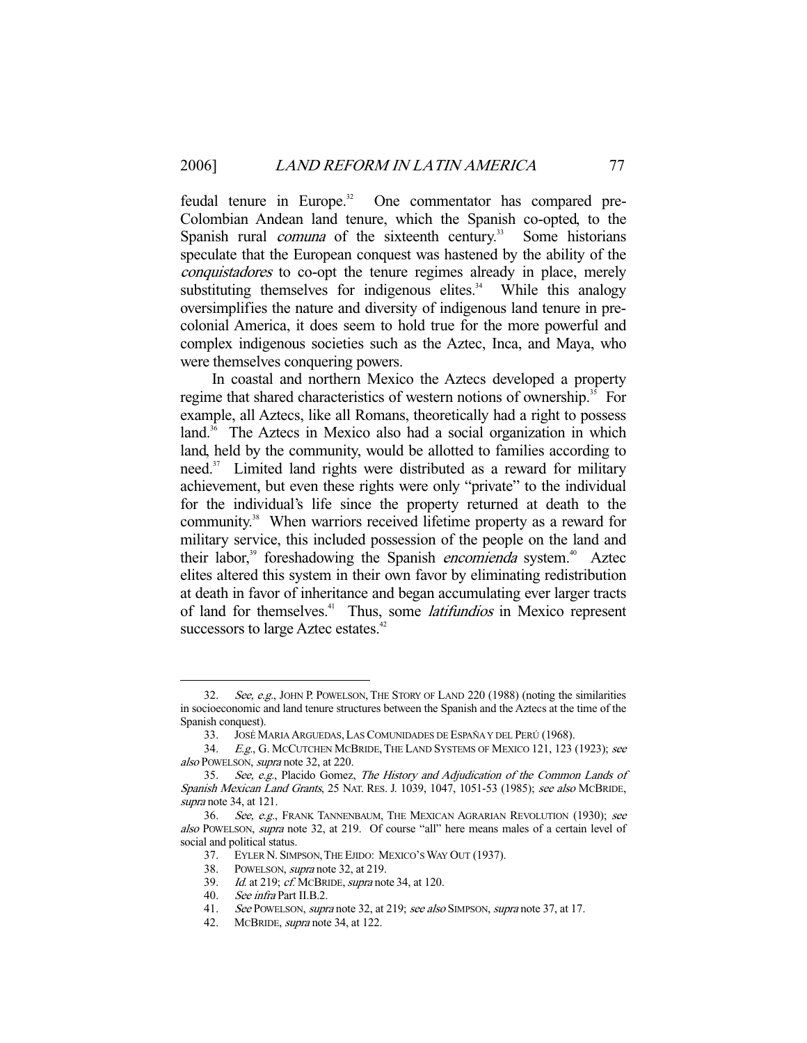feudal tenure in Europe.[32] One commentator has compared pre-Colombian Andean land tenure, which the Spanish co-opted, to the Spanish rural *comuna* of the sixteenth century.[33] Some historians speculate that the European conquest was hastened by the ability of the *conquistadores* to co-opt the tenure regimes already in place, merely substituting themselves for indigenous elites.[34] While this analogy oversimplifies the nature and diversity of indigenous land tenure in pre-colonial America, it does seem to hold true for the more powerful and complex indigenous societies such as the Aztec, Inca, and Maya, who were themselves conquering powers.

In coastal and northern Mexico the Aztecs developed a property regime that shared characteristics of western notions of ownership.[35] For example, all Aztecs, like all Romans, theoretically had a right to possess land.[36] The Aztecs in Mexico also had a social organization in which land, held by the community, would be allotted to families according to need.[37] Limited land rights were distributed as a reward for military achievement, but even these rights were only "private" to the individual for the individual's life since the property returned at death to the community.[38] When warriors received lifetime property as a reward for military service, this included possession of the people on the land and their labor,[39] foreshadowing the Spanish *encomienda* system.[40] Aztec elites altered this system in their own favor by eliminating redistribution at death in favor of inheritance and began accumulating ever larger tracts of land for themselves.[41] Thus, some *latifundios* in Mexico represent successors to large Aztec estates.[42]

---

32. *See, e.g.*, JOHN P. POWELSON, THE STORY OF LAND 220 (1988) (noting the similarities in socioeconomic and land tenure structures between the Spanish and the Aztecs at the time of the Spanish conquest).

33. JOSÉ MARIA ARGUEDAS, LAS COMUNIDADES DE ESPAÑA Y DEL PERÚ (1968).

34. *E.g.*, G. MCCUTCHEN MCBRIDE, THE LAND SYSTEMS OF MEXICO 121, 123 (1923); *see also* POWELSON, *supra* note 32, at 220.

35. *See, e.g.*, Placido Gomez, *The History and Adjudication of the Common Lands of Spanish Mexican Land Grants*, 25 NAT. RES. J. 1039, 1047, 1051-53 (1985); *see also* MCBRIDE, *supra* note 34, at 121.

36. *See, e.g.*, FRANK TANNENBAUM, THE MEXICAN AGRARIAN REVOLUTION (1930); *see also* POWELSON, *supra* note 32, at 219. Of course "all" here means males of a certain level of social and political status.

37. EYLER N. SIMPSON, THE EJIDO: MEXICO'S WAY OUT (1937).

38. POWELSON, *supra* note 32, at 219.

39. *Id.* at 219; *cf.* MCBRIDE, *supra* note 34, at 120.

40. *See infra* Part II.B.2.

41. *See* POWELSON, *supra* note 32, at 219; *see also* SIMPSON, *supra* note 37, at 17.

42. MCBRIDE, *supra* note 34, at 122.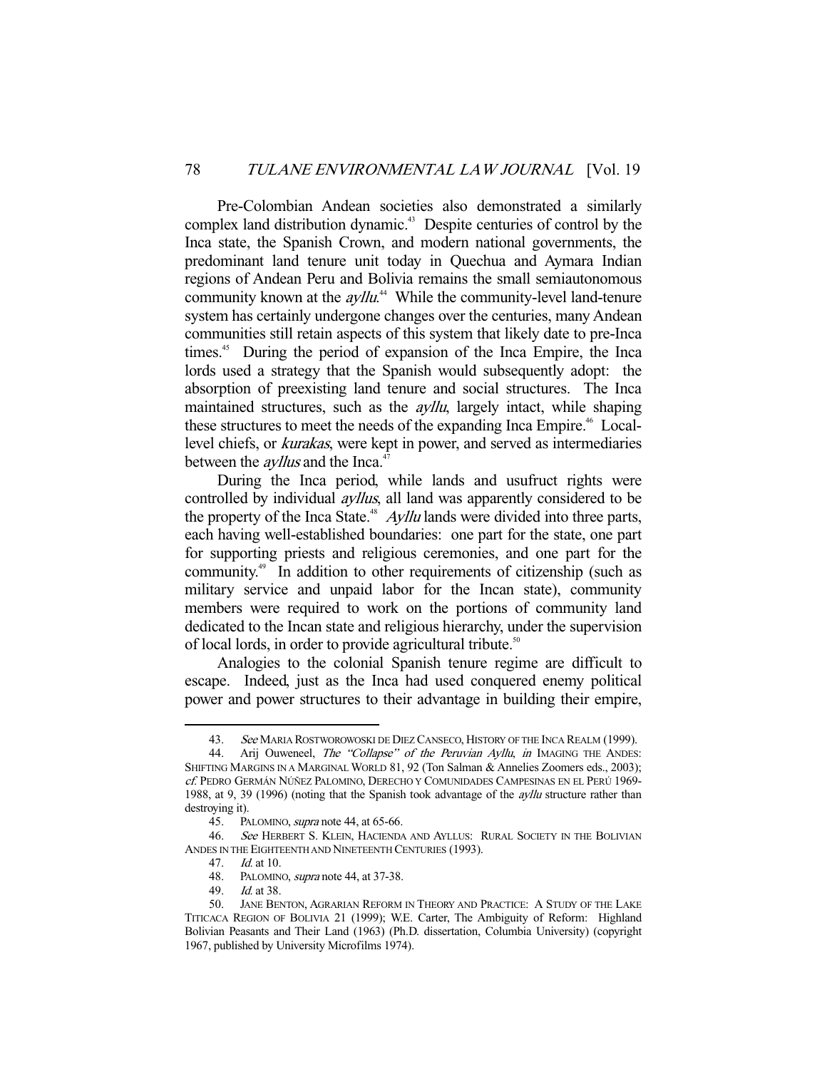Pre-Colombian Andean societies also demonstrated a similarly complex land distribution dynamic.[43] Despite centuries of control by the Inca state, the Spanish Crown, and modern national governments, the predominant land tenure unit today in Quechua and Aymara Indian regions of Andean Peru and Bolivia remains the small semiautonomous community known at the *ayllu*.[44] While the community-level land-tenure system has certainly undergone changes over the centuries, many Andean communities still retain aspects of this system that likely date to pre-Inca times.[45] During the period of expansion of the Inca Empire, the Inca lords used a strategy that the Spanish would subsequently adopt: the absorption of preexisting land tenure and social structures. The Inca maintained structures, such as the *ayllu*, largely intact, while shaping these structures to meet the needs of the expanding Inca Empire.[46] Local-level chiefs, or *kurakas*, were kept in power, and served as intermediaries between the *ayllus* and the Inca.[47]

During the Inca period, while lands and usufruct rights were controlled by individual *ayllus*, all land was apparently considered to be the property of the Inca State.[48] *Ayllu* lands were divided into three parts, each having well-established boundaries: one part for the state, one part for supporting priests and religious ceremonies, and one part for the community.[49] In addition to other requirements of citizenship (such as military service and unpaid labor for the Incan state), community members were required to work on the portions of community land dedicated to the Incan state and religious hierarchy, under the supervision of local lords, in order to provide agricultural tribute.[50]

Analogies to the colonial Spanish tenure regime are difficult to escape. Indeed, just as the Inca had used conquered enemy political power and power structures to their advantage in building their empire,

---

43. *See* MARIA ROSTWOROWOSKI DE DIEZ CANSECO, HISTORY OF THE INCA REALM (1999).

44. Arij Ouweneel, *The "Collapse" of the Peruvian Ayllu*, *in* IMAGING THE ANDES: SHIFTING MARGINS IN A MARGINAL WORLD 81, 92 (Ton Salman & Annelies Zoomers eds., 2003); *cf.* PEDRO GERMÁN NÚÑEZ PALOMINO, DERECHO Y COMUNIDADES CAMPESINAS EN EL PERÚ 1969-1988, at 9, 39 (1996) (noting that the Spanish took advantage of the *ayllu* structure rather than destroying it).

45. PALOMINO, *supra* note 44, at 65-66.

46. *See* HERBERT S. KLEIN, HACIENDA AND AYLLUS: RURAL SOCIETY IN THE BOLIVIAN ANDES IN THE EIGHTEENTH AND NINETEENTH CENTURIES (1993).

47. *Id.* at 10.

48. PALOMINO, *supra* note 44, at 37-38.

49. *Id.* at 38.

50. JANE BENTON, AGRARIAN REFORM IN THEORY AND PRACTICE: A STUDY OF THE LAKE TITICACA REGION OF BOLIVIA 21 (1999); W.E. Carter, The Ambiguity of Reform: Highland Bolivian Peasants and Their Land (1963) (Ph.D. dissertation, Columbia University) (copyright 1967, published by University Microfilms 1974).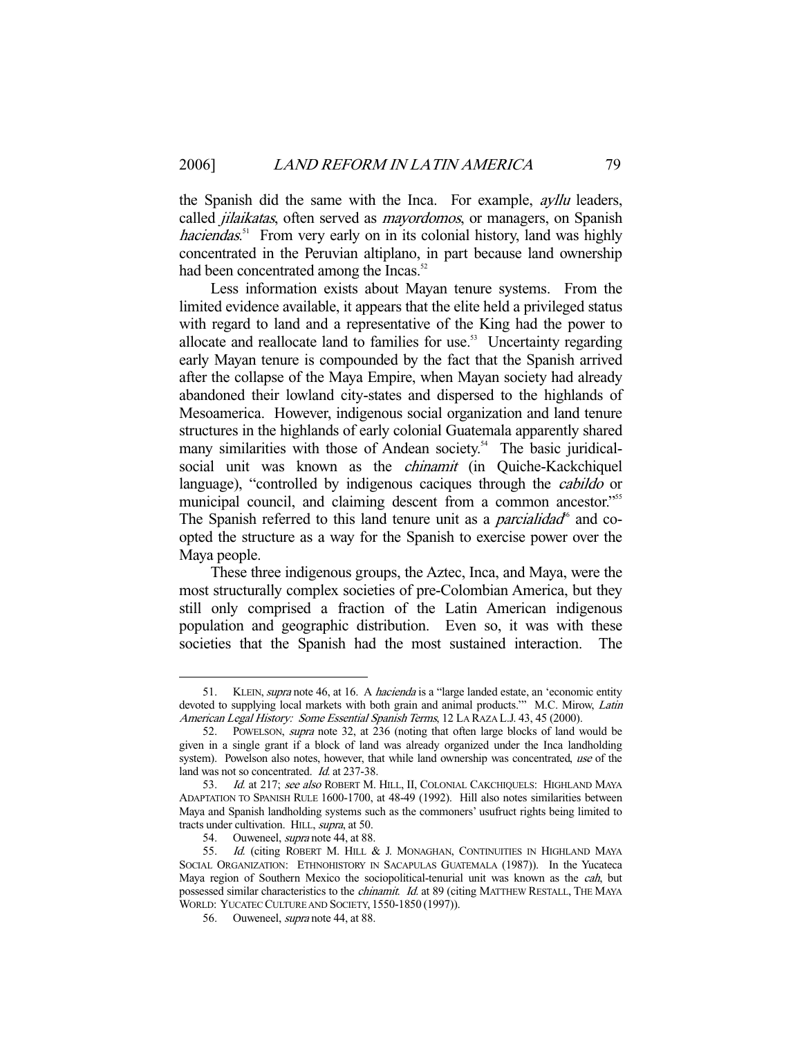the Spanish did the same with the Inca. For example, *ayllu* leaders, called *jilaikatas*, often served as *mayordomos*, or managers, on Spanish *haciendas*.[51] From very early on in its colonial history, land was highly concentrated in the Peruvian altiplano, in part because land ownership had been concentrated among the Incas.[52]

Less information exists about Mayan tenure systems. From the limited evidence available, it appears that the elite held a privileged status with regard to land and a representative of the King had the power to allocate and reallocate land to families for use.[53] Uncertainty regarding early Mayan tenure is compounded by the fact that the Spanish arrived after the collapse of the Maya Empire, when Mayan society had already abandoned their lowland city-states and dispersed to the highlands of Mesoamerica. However, indigenous social organization and land tenure structures in the highlands of early colonial Guatemala apparently shared many similarities with those of Andean society.[54] The basic juridical-social unit was known as the *chinamit* (in Quiche-Kackchiquel language), "controlled by indigenous caciques through the *cabildo* or municipal council, and claiming descent from a common ancestor."[55] The Spanish referred to this land tenure unit as a *parcialidad*[56] and co-opted the structure as a way for the Spanish to exercise power over the Maya people.

These three indigenous groups, the Aztec, Inca, and Maya, were the most structurally complex societies of pre-Colombian America, but they still only comprised a fraction of the Latin American indigenous population and geographic distribution. Even so, it was with these societies that the Spanish had the most sustained interaction. The

---

51. KLEIN, *supra* note 46, at 16. A *hacienda* is a "large landed estate, an 'economic entity devoted to supplying local markets with both grain and animal products.'" M.C. Mirow, *Latin American Legal History: Some Essential Spanish Terms*, 12 LA RAZA L.J. 43, 45 (2000).

52. POWELSON, *supra* note 32, at 236 (noting that often large blocks of land would be given in a single grant if a block of land was already organized under the Inca landholding system). Powelson also notes, however, that while land ownership was concentrated, *use* of the land was not so concentrated. *Id.* at 237-38.

53. *Id.* at 217; *see also* ROBERT M. HILL, II, COLONIAL CAKCHIQUELS: HIGHLAND MAYA ADAPTATION TO SPANISH RULE 1600-1700, at 48-49 (1992). Hill also notes similarities between Maya and Spanish landholding systems such as the commoners' usufruct rights being limited to tracts under cultivation. HILL, *supra*, at 50.

54. Ouweneel, *supra* note 44, at 88.

55. *Id.* (citing ROBERT M. HILL & J. MONAGHAN, CONTINUITIES IN HIGHLAND MAYA SOCIAL ORGANIZATION: ETHNOHISTORY IN SACAPULAS GUATEMALA (1987)). In the Yucateca Maya region of Southern Mexico the sociopolitical-tenurial unit was known as the *cah*, but possessed similar characteristics to the *chinamit*. *Id.* at 89 (citing MATTHEW RESTALL, THE MAYA WORLD: YUCATEC CULTURE AND SOCIETY, 1550-1850 (1997)).

56. Ouweneel, *supra* note 44, at 88.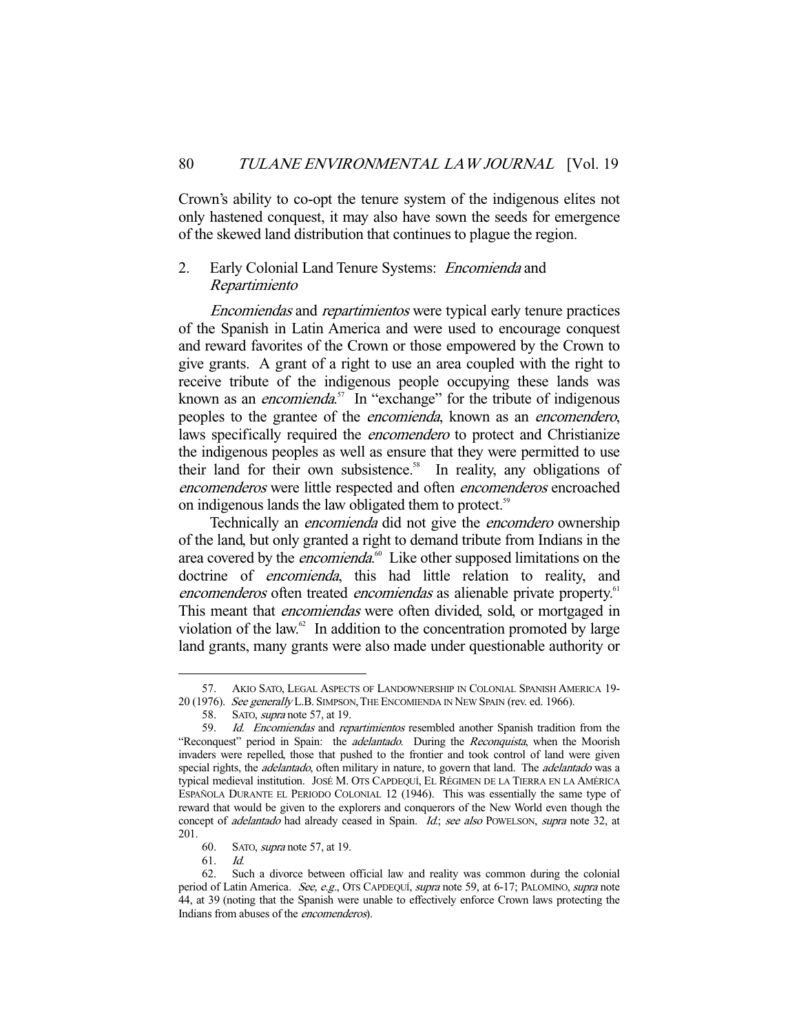Crown's ability to co-opt the tenure system of the indigenous elites not only hastened conquest, it may also have sown the seeds for emergence of the skewed land distribution that continues to plague the region.

### 2. Early Colonial Land Tenure Systems: *Encomienda* and *Repartimiento*

*Encomiendas* and *repartimientos* were typical early tenure practices of the Spanish in Latin America and were used to encourage conquest and reward favorites of the Crown or those empowered by the Crown to give grants. A grant of a right to use an area coupled with the right to receive tribute of the indigenous people occupying these lands was known as an *encomienda*.[57] In "exchange" for the tribute of indigenous peoples to the grantee of the *encomienda*, known as an *encomendero*, laws specifically required the *encomendero* to protect and Christianize the indigenous peoples as well as ensure that they were permitted to use their land for their own subsistence.[58] In reality, any obligations of *encomenderos* were little respected and often *encomenderos* encroached on indigenous lands the law obligated them to protect.[59]

Technically an *encomienda* did not give the *encomdero* ownership of the land, but only granted a right to demand tribute from Indians in the area covered by the *encomienda*.[60] Like other supposed limitations on the doctrine of *encomienda*, this had little relation to reality, and *encomenderos* often treated *encomiendas* as alienable private property.[61] This meant that *encomiendas* were often divided, sold, or mortgaged in violation of the law.[62] In addition to the concentration promoted by large land grants, many grants were also made under questionable authority or

---

57. AKIO SATO, LEGAL ASPECTS OF LANDOWNERSHIP IN COLONIAL SPANISH AMERICA 19-20 (1976). *See generally* L.B. SIMPSON, THE ENCOMIENDA IN NEW SPAIN (rev. ed. 1966).

58. SATO, *supra* note 57, at 19.

59. *Id.* *Encomiendas* and *repartimientos* resembled another Spanish tradition from the "Reconquest" period in Spain: the *adelantado*. During the *Reconquista*, when the Moorish invaders were repelled, those that pushed to the frontier and took control of land were given special rights, the *adelantado*, often military in nature, to govern that land. The *adelantado* was a typical medieval institution. JOSÉ M. OTS CAPDEQUÍ, EL RÉGIMEN DE LA TIERRA EN LA AMÉRICA ESPAÑOLA DURANTE EL PERIODO COLONIAL 12 (1946). This was essentially the same type of reward that would be given to the explorers and conquerors of the New World even though the concept of *adelantado* had already ceased in Spain. *Id.*; *see also* POWELSON, *supra* note 32, at 201.

60. SATO, *supra* note 57, at 19.

61. *Id.*

62. Such a divorce between official law and reality was common during the colonial period of Latin America. *See, e.g.*, OTS CAPDEQUÍ, *supra* note 59, at 6-17; PALOMINO, *supra* note 44, at 39 (noting that the Spanish were unable to effectively enforce Crown laws protecting the Indians from abuses of the *encomenderos*).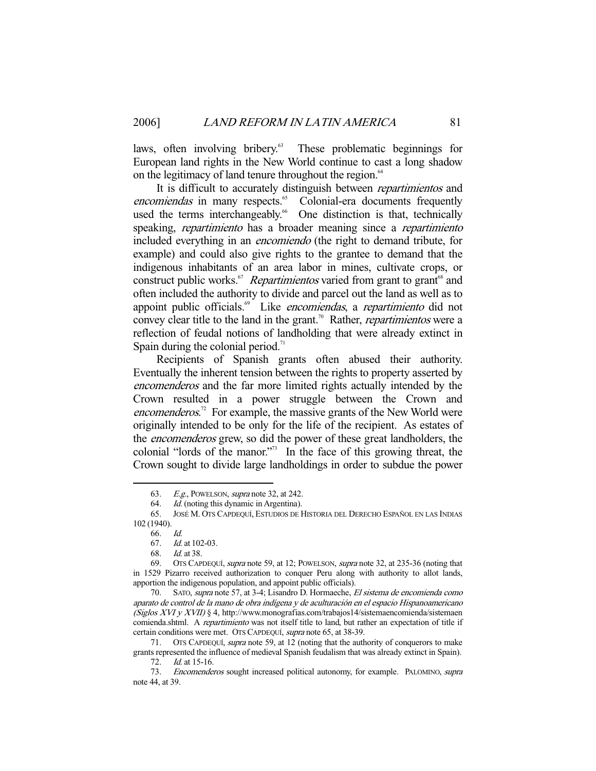laws, often involving bribery.[63] These problematic beginnings for European land rights in the New World continue to cast a long shadow on the legitimacy of land tenure throughout the region.[64]

It is difficult to accurately distinguish between *repartimientos* and *encomiendas* in many respects.[65] Colonial-era documents frequently used the terms interchangeably.[66] One distinction is that, technically speaking, *repartimiento* has a broader meaning since a *repartimiento* included everything in an *encomiendo* (the right to demand tribute, for example) and could also give rights to the grantee to demand that the indigenous inhabitants of an area labor in mines, cultivate crops, or construct public works.[67] *Repartimientos* varied from grant to grant[68] and often included the authority to divide and parcel out the land as well as to appoint public officials.[69] Like *encomiendas*, a *repartimiento* did not convey clear title to the land in the grant.[70] Rather, *repartimientos* were a reflection of feudal notions of landholding that were already extinct in Spain during the colonial period.[71]

Recipients of Spanish grants often abused their authority. Eventually the inherent tension between the rights to property asserted by *encomenderos* and the far more limited rights actually intended by the Crown resulted in a power struggle between the Crown and *encomenderos*.[72] For example, the massive grants of the New World were originally intended to be only for the life of the recipient. As estates of the *encomenderos* grew, so did the power of these great landholders, the colonial "lords of the manor."[73] In the face of this growing threat, the Crown sought to divide large landholdings in order to subdue the power

---

63. *E.g.*, POWELSON, *supra* note 32, at 242.

64. *Id.* (noting this dynamic in Argentina).

65. JOSÉ M. OTS CAPDEQUÍ, ESTUDIOS DE HISTORIA DEL DERECHO ESPAÑOL EN LAS INDIAS 102 (1940).

66. *Id.*

67. *Id.* at 102-03.

68. *Id.* at 38.

69. OTS CAPDEQUÍ, *supra* note 59, at 12; POWELSON, *supra* note 32, at 235-36 (noting that in 1529 Pizarro received authorization to conquer Peru along with authority to allot lands, apportion the indigenous population, and appoint public officials).

70. SATO, *supra* note 57, at 3-4; Lisandro D. Hormaeche, *El sistema de encomienda como aparato de control de la mano de obra indígena y de aculturación en el espacio Hispanoamericano (Siglos XVI y XVII)* § 4, http://www.monografias.com/trabajos14/sistemaencomienda/sistemaencomienda.shtml. A *repartimiento* was not itself title to land, but rather an expectation of title if certain conditions were met. OTS CAPDEQUÍ, *supra* note 65, at 38-39.

71. OTS CAPDEQUÍ, *supra* note 59, at 12 (noting that the authority of conquerors to make grants represented the influence of medieval Spanish feudalism that was already extinct in Spain).

72. *Id.* at 15-16.

73. *Encomenderos* sought increased political autonomy, for example. PALOMINO, *supra* note 44, at 39.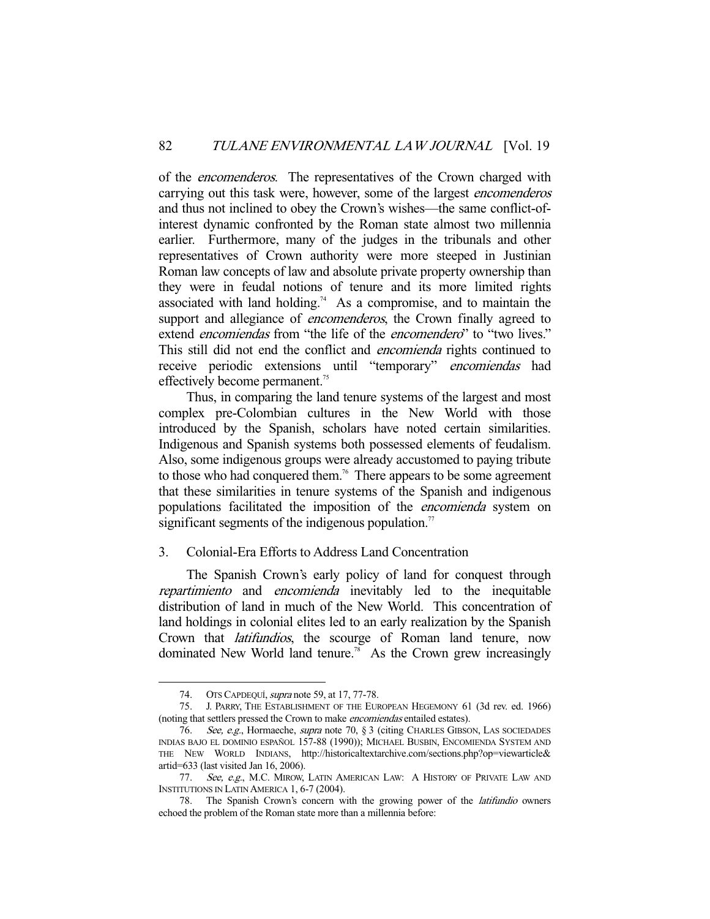of the *encomenderos*. The representatives of the Crown charged with carrying out this task were, however, some of the largest *encomenderos* and thus not inclined to obey the Crown's wishes—the same conflict-of-interest dynamic confronted by the Roman state almost two millennia earlier. Furthermore, many of the judges in the tribunals and other representatives of Crown authority were more steeped in Justinian Roman law concepts of law and absolute private property ownership than they were in feudal notions of tenure and its more limited rights associated with land holding.[74] As a compromise, and to maintain the support and allegiance of *encomenderos*, the Crown finally agreed to extend *encomiendas* from "the life of the *encomendero*" to "two lives." This still did not end the conflict and *encomienda* rights continued to receive periodic extensions until "temporary" *encomiendas* had effectively become permanent.[75]

Thus, in comparing the land tenure systems of the largest and most complex pre-Colombian cultures in the New World with those introduced by the Spanish, scholars have noted certain similarities. Indigenous and Spanish systems both possessed elements of feudalism. Also, some indigenous groups were already accustomed to paying tribute to those who had conquered them.[76] There appears to be some agreement that these similarities in tenure systems of the Spanish and indigenous populations facilitated the imposition of the *encomienda* system on significant segments of the indigenous population.[77]

### 3. Colonial-Era Efforts to Address Land Concentration

The Spanish Crown's early policy of land for conquest through *repartimiento* and *encomienda* inevitably led to the inequitable distribution of land in much of the New World. This concentration of land holdings in colonial elites led to an early realization by the Spanish Crown that *latifundios*, the scourge of Roman land tenure, now dominated New World land tenure.[78] As the Crown grew increasingly

---

74. OTS CAPDEQUÍ, *supra* note 59, at 17, 77-78.

75. J. PARRY, THE ESTABLISHMENT OF THE EUROPEAN HEGEMONY 61 (3d rev. ed. 1966) (noting that settlers pressed the Crown to make *encomiendas* entailed estates).

76. *See, e.g.*, Hormaeche, *supra* note 70, § 3 (citing CHARLES GIBSON, LAS SOCIEDADES INDIAS BAJO EL DOMINIO ESPAÑOL 157-88 (1990)); MICHAEL BUSBIN, ENCOMIENDA SYSTEM AND THE NEW WORLD INDIANS, http://historicaltextarchive.com/sections.php?op=viewarticle&artid=633 (last visited Jan 16, 2006).

77. *See, e.g.*, M.C. MIROW, LATIN AMERICAN LAW: A HISTORY OF PRIVATE LAW AND INSTITUTIONS IN LATIN AMERICA 1, 6-7 (2004).

78. The Spanish Crown's concern with the growing power of the *latifundio* owners echoed the problem of the Roman state more than a millennia before: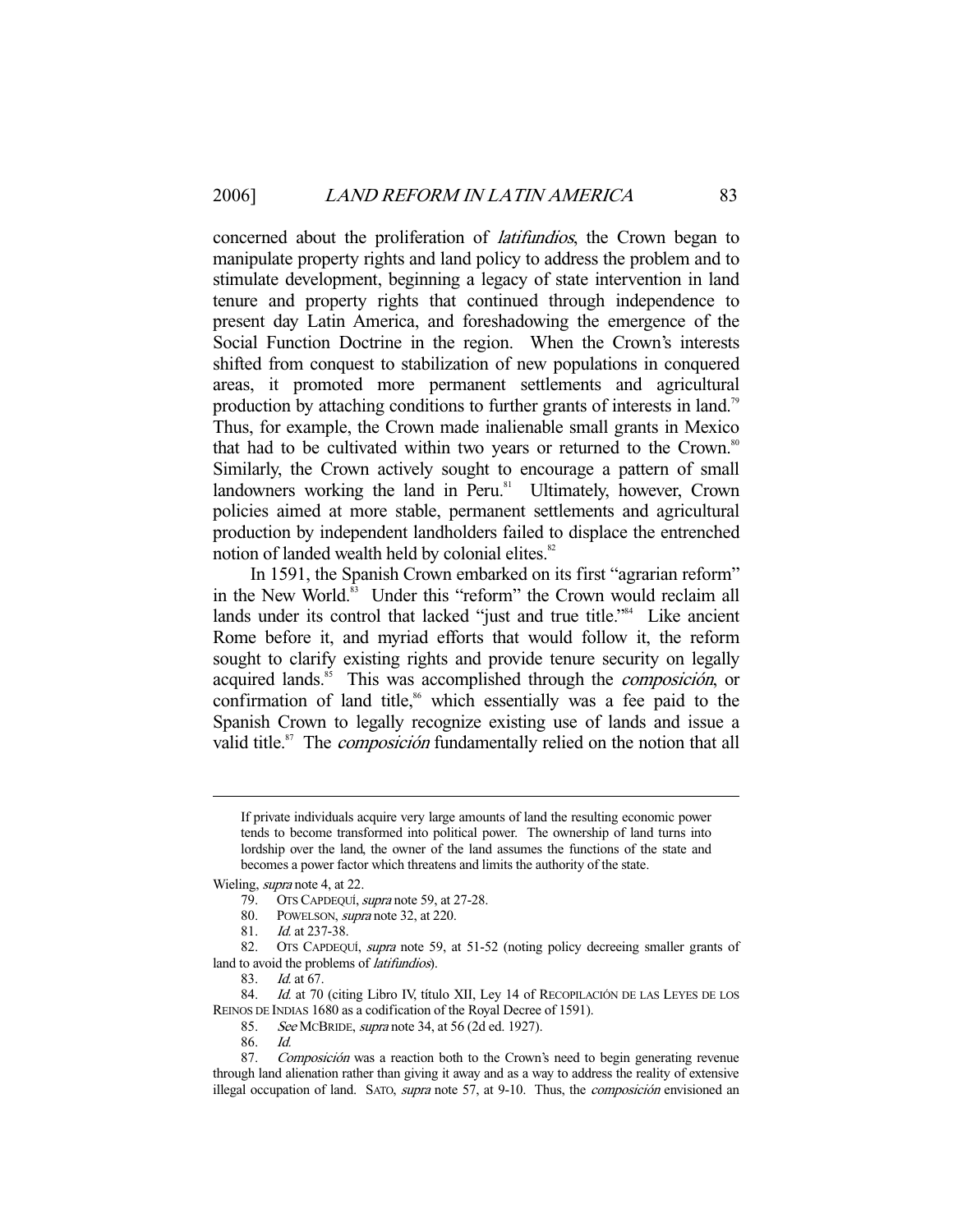concerned about the proliferation of *latifundios*, the Crown began to manipulate property rights and land policy to address the problem and to stimulate development, beginning a legacy of state intervention in land tenure and property rights that continued through independence to present day Latin America, and foreshadowing the emergence of the Social Function Doctrine in the region. When the Crown's interests shifted from conquest to stabilization of new populations in conquered areas, it promoted more permanent settlements and agricultural production by attaching conditions to further grants of interests in land.[79] Thus, for example, the Crown made inalienable small grants in Mexico that had to be cultivated within two years or returned to the Crown.[80] Similarly, the Crown actively sought to encourage a pattern of small landowners working the land in Peru.[81] Ultimately, however, Crown policies aimed at more stable, permanent settlements and agricultural production by independent landholders failed to displace the entrenched notion of landed wealth held by colonial elites.[82]

In 1591, the Spanish Crown embarked on its first "agrarian reform" in the New World.[83] Under this "reform" the Crown would reclaim all lands under its control that lacked "just and true title."[84] Like ancient Rome before it, and myriad efforts that would follow it, the reform sought to clarify existing rights and provide tenure security on legally acquired lands.[85] This was accomplished through the *composición*, or confirmation of land title,[86] which essentially was a fee paid to the Spanish Crown to legally recognize existing use of lands and issue a valid title.[87] The *composición* fundamentally relied on the notion that all

---

> If private individuals acquire very large amounts of land the resulting economic power tends to become transformed into political power. The ownership of land turns into lordship over the land, the owner of the land assumes the functions of the state and becomes a power factor which threatens and limits the authority of the state.

Wieling, *supra* note 4, at 22.

79. OTS CAPDEQUÍ, *supra* note 59, at 27-28.

80. POWELSON, *supra* note 32, at 220.

81. *Id.* at 237-38.

82. OTS CAPDEQUÍ, *supra* note 59, at 51-52 (noting policy decreeing smaller grants of land to avoid the problems of *latifundios*).

83. *Id.* at 67.

84. *Id.* at 70 (citing Libro IV, título XII, Ley 14 of RECOPILACIÓN DE LAS LEYES DE LOS REINOS DE INDIAS 1680 as a codification of the Royal Decree of 1591).

85. *See* MCBRIDE, *supra* note 34, at 56 (2d ed. 1927).

86. *Id.*

87. *Composición* was a reaction both to the Crown's need to begin generating revenue through land alienation rather than giving it away and as a way to address the reality of extensive illegal occupation of land. SATO, *supra* note 57, at 9-10. Thus, the *composición* envisioned an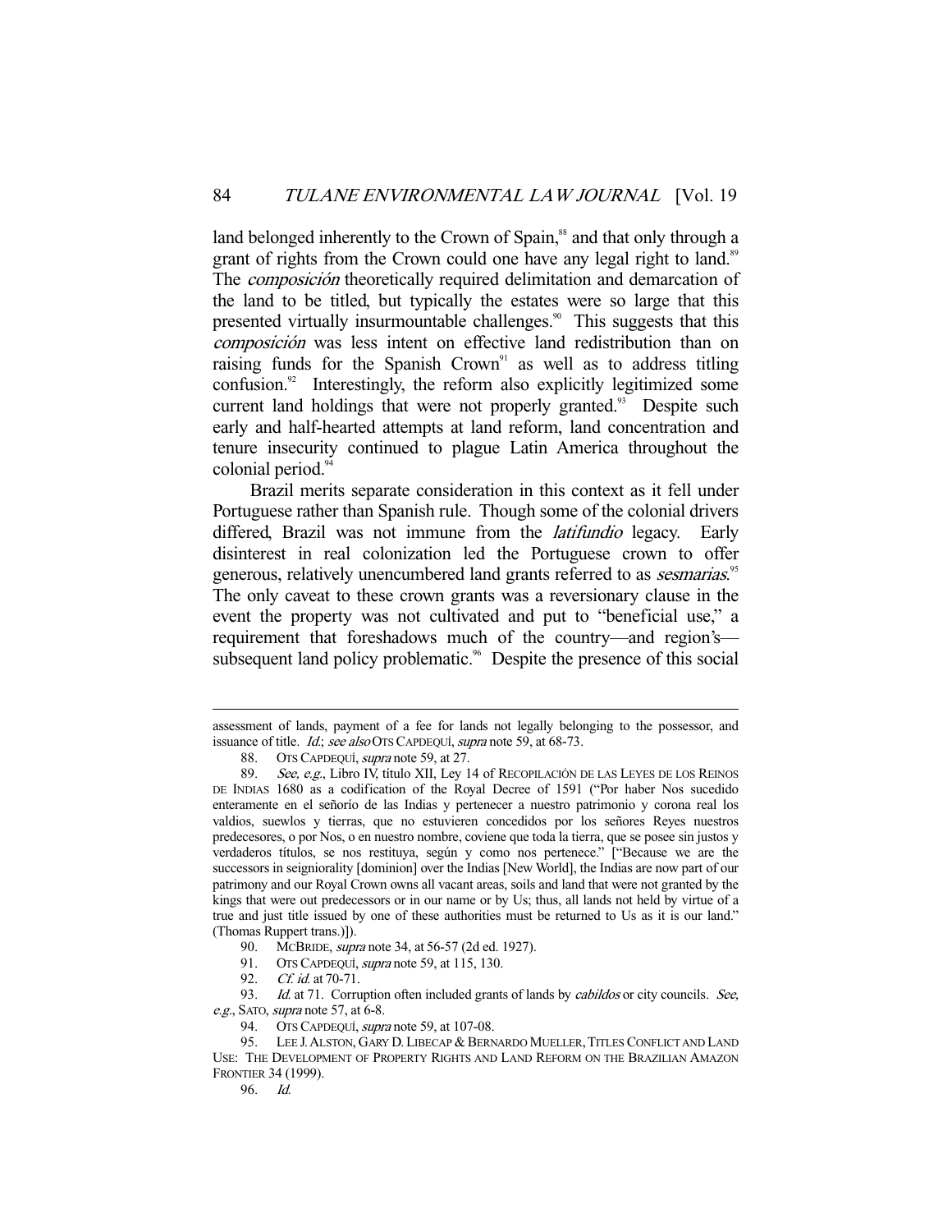land belonged inherently to the Crown of Spain,[88] and that only through a grant of rights from the Crown could one have any legal right to land.[89] The *composición* theoretically required delimitation and demarcation of the land to be titled, but typically the estates were so large that this presented virtually insurmountable challenges.[90] This suggests that this *composición* was less intent on effective land redistribution than on raising funds for the Spanish Crown[91] as well as to address titling confusion.[92] Interestingly, the reform also explicitly legitimized some current land holdings that were not properly granted.[93] Despite such early and half-hearted attempts at land reform, land concentration and tenure insecurity continued to plague Latin America throughout the colonial period.[94]

Brazil merits separate consideration in this context as it fell under Portuguese rather than Spanish rule. Though some of the colonial drivers differed, Brazil was not immune from the *latifundio* legacy. Early disinterest in real colonization led the Portuguese crown to offer generous, relatively unencumbered land grants referred to as *sesmarias*.[95] The only caveat to these crown grants was a reversionary clause in the event the property was not cultivated and put to "beneficial use," a requirement that foreshadows much of the country—and region's—subsequent land policy problematic.[96] Despite the presence of this social

---

assessment of lands, payment of a fee for lands not legally belonging to the possessor, and issuance of title. *Id.*; *see also* OTS CAPDEQUÍ, *supra* note 59, at 68-73.

88. OTS CAPDEQUÍ, *supra* note 59, at 27.

89. *See, e.g.*, Libro IV, título XII, Ley 14 of RECOPILACIÓN DE LAS LEYES DE LOS REINOS DE INDIAS 1680 as a codification of the Royal Decree of 1591 ("Por haber Nos sucedido enteramente en el señorío de las Indias y pertenecer a nuestro patrimonio y corona real los valdios, suewlos y tierras, que no estuvieren concedidos por los señores Reyes nuestros predecesores, o por Nos, o en nuestro nombre, coviene que toda la tierra, que se posee sin justos y verdaderos títulos, se nos restituya, según y como nos pertenece." ["Because we are the successors in seigniorality [dominion] over the Indias [New World], the Indias are now part of our patrimony and our Royal Crown owns all vacant areas, soils and land that were not granted by the kings that were out predecessors or in our name or by Us; thus, all lands not held by virtue of a true and just title issued by one of these authorities must be returned to Us as it is our land." (Thomas Ruppert trans.)]).

90. MCBRIDE, *supra* note 34, at 56-57 (2d ed. 1927).

91. OTS CAPDEQUÍ, *supra* note 59, at 115, 130.

92. *Cf. id.* at 70-71.

93. *Id.* at 71. Corruption often included grants of lands by *cabildos* or city councils. *See, e.g.*, SATO, *supra* note 57, at 6-8.

94. OTS CAPDEQUÍ, *supra* note 59, at 107-08.

95. LEE J. ALSTON, GARY D. LIBECAP & BERNARDO MUELLER, TITLES CONFLICT AND LAND USE: THE DEVELOPMENT OF PROPERTY RIGHTS AND LAND REFORM ON THE BRAZILIAN AMAZON FRONTIER 34 (1999).

96. *Id.*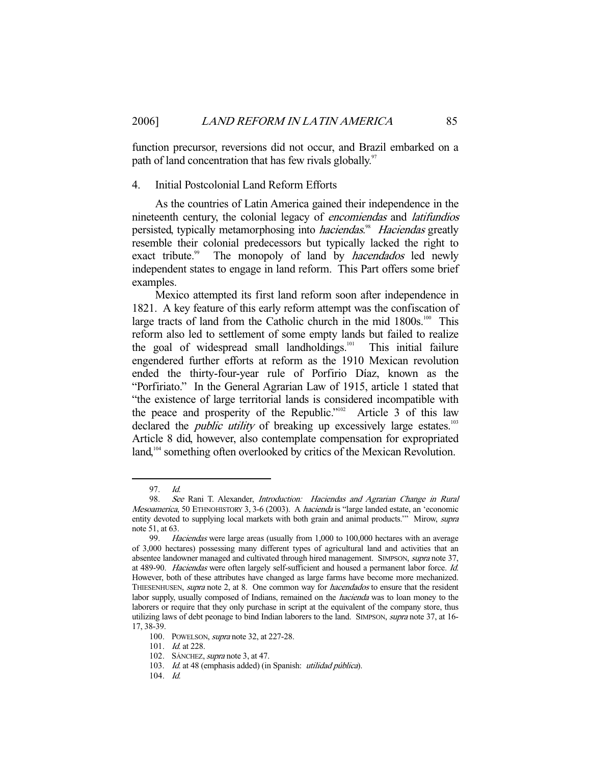function precursor, reversions did not occur, and Brazil embarked on a path of land concentration that has few rivals globally.[97]

### 4. Initial Postcolonial Land Reform Efforts

As the countries of Latin America gained their independence in the nineteenth century, the colonial legacy of *encomiendas* and *latifundios* persisted, typically metamorphosing into *haciendas*.[98] *Haciendas* greatly resemble their colonial predecessors but typically lacked the right to exact tribute.[99] The monopoly of land by *hacendados* led newly independent states to engage in land reform. This Part offers some brief examples.

Mexico attempted its first land reform soon after independence in 1821. A key feature of this early reform attempt was the confiscation of large tracts of land from the Catholic church in the mid 1800s.[100] This reform also led to settlement of some empty lands but failed to realize the goal of widespread small landholdings.[101] This initial failure engendered further efforts at reform as the 1910 Mexican revolution ended the thirty-four-year rule of Porfirio Díaz, known as the "Porfiriato." In the General Agrarian Law of 1915, article 1 stated that "the existence of large territorial lands is considered incompatible with the peace and prosperity of the Republic."[102] Article 3 of this law declared the *public utility* of breaking up excessively large estates.[103] Article 8 did, however, also contemplate compensation for expropriated land,[104] something often overlooked by critics of the Mexican Revolution.

---

97. *Id.*

98. *See* Rani T. Alexander, *Introduction: Haciendas and Agrarian Change in Rural Mesoamerica*, 50 ETHNOHISTORY 3, 3-6 (2003). A *hacienda* is "large landed estate, an 'economic entity devoted to supplying local markets with both grain and animal products.'" Mirow, *supra* note 51, at 63.

99. *Haciendas* were large areas (usually from 1,000 to 100,000 hectares with an average of 3,000 hectares) possessing many different types of agricultural land and activities that an absentee landowner managed and cultivated through hired management. SIMPSON, *supra* note 37, at 489-90. *Haciendas* were often largely self-sufficient and housed a permanent labor force. *Id.* However, both of these attributes have changed as large farms have become more mechanized. THIESENHUSEN, *supra* note 2, at 8. One common way for *hacendados* to ensure that the resident labor supply, usually composed of Indians, remained on the *hacienda* was to loan money to the laborers or require that they only purchase in script at the equivalent of the company store, thus utilizing laws of debt peonage to bind Indian laborers to the land. SIMPSON, *supra* note 37, at 16-17, 38-39.

100. POWELSON, *supra* note 32, at 227-28.

101. *Id.* at 228.

102. SÁNCHEZ, *supra* note 3, at 47.

103. *Id.* at 48 (emphasis added) (in Spanish: *utilidad pública*).

104. *Id.*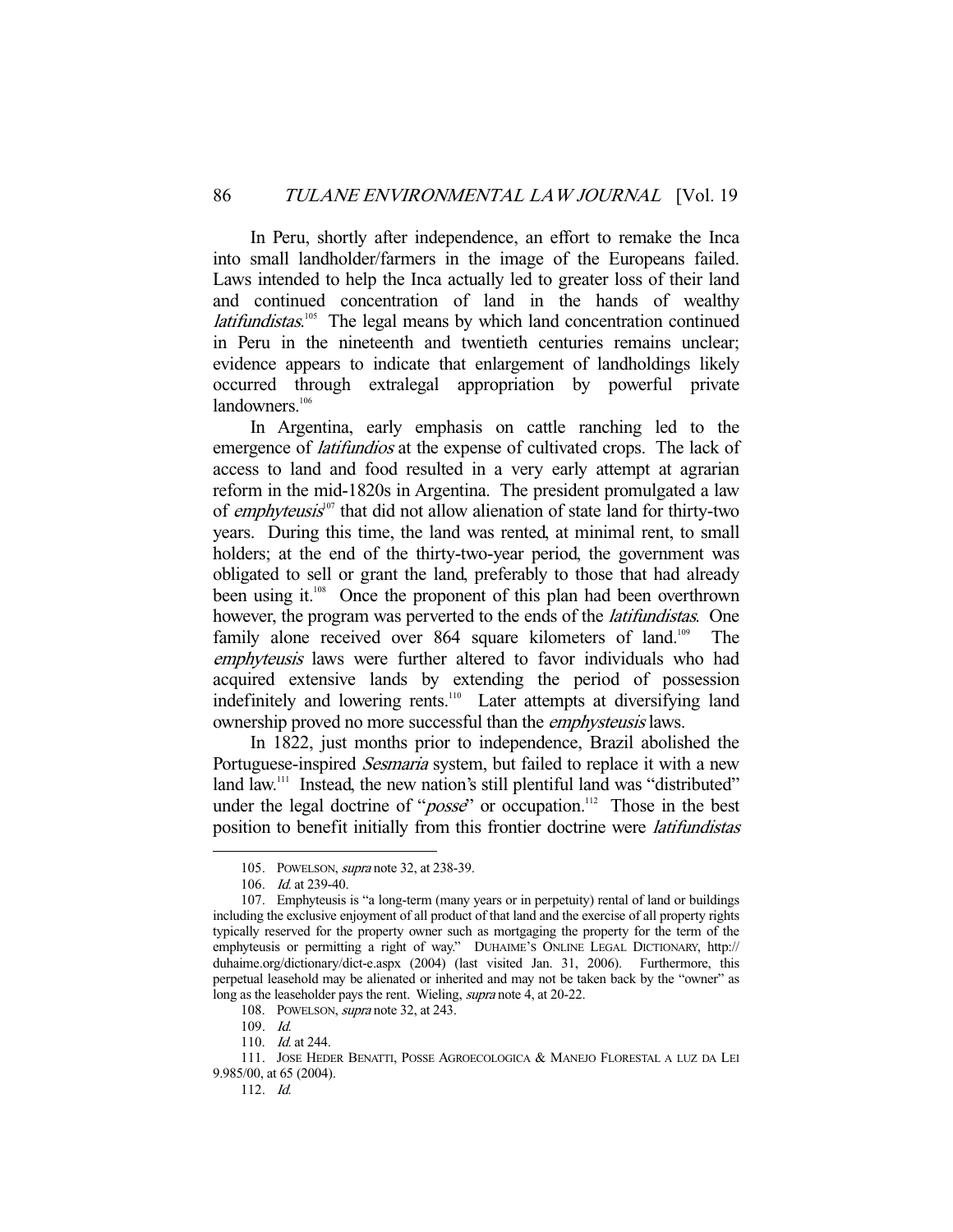In Peru, shortly after independence, an effort to remake the Inca into small landholder/farmers in the image of the Europeans failed. Laws intended to help the Inca actually led to greater loss of their land and continued concentration of land in the hands of wealthy *latifundistas*.[105] The legal means by which land concentration continued in Peru in the nineteenth and twentieth centuries remains unclear; evidence appears to indicate that enlargement of landholdings likely occurred through extralegal appropriation by powerful private landowners.[106]

In Argentina, early emphasis on cattle ranching led to the emergence of *latifundios* at the expense of cultivated crops. The lack of access to land and food resulted in a very early attempt at agrarian reform in the mid-1820s in Argentina. The president promulgated a law of *emphyteusis*[107] that did not allow alienation of state land for thirty-two years. During this time, the land was rented, at minimal rent, to small holders; at the end of the thirty-two-year period, the government was obligated to sell or grant the land, preferably to those that had already been using it.[108] Once the proponent of this plan had been overthrown however, the program was perverted to the ends of the *latifundistas*. One family alone received over 864 square kilometers of land.[109] The *emphyteusis* laws were further altered to favor individuals who had acquired extensive lands by extending the period of possession indefinitely and lowering rents.[110] Later attempts at diversifying land ownership proved no more successful than the *emphysteusis* laws.

In 1822, just months prior to independence, Brazil abolished the Portuguese-inspired *Sesmaria* system, but failed to replace it with a new land law.[111] Instead, the new nation's still plentiful land was "distributed" under the legal doctrine of "*posse*" or occupation.[112] Those in the best position to benefit initially from this frontier doctrine were *latifundistas*

---

105. POWELSON, *supra* note 32, at 238-39.

106. *Id.* at 239-40.

107. Emphyteusis is "a long-term (many years or in perpetuity) rental of land or buildings including the exclusive enjoyment of all product of that land and the exercise of all property rights typically reserved for the property owner such as mortgaging the property for the term of the emphyteusis or permitting a right of way." DUHAIME'S ONLINE LEGAL DICTIONARY, http://duhaime.org/dictionary/dict-e.aspx (2004) (last visited Jan. 31, 2006). Furthermore, this perpetual leasehold may be alienated or inherited and may not be taken back by the "owner" as long as the leaseholder pays the rent. Wieling, *supra* note 4, at 20-22.

108. POWELSON, *supra* note 32, at 243.

109. *Id.*

110. *Id.* at 244.

111. JOSE HEDER BENATTI, POSSE AGROECOLOGICA & MANEJO FLORESTAL A LUZ DA LEI 9.985/00, at 65 (2004).

112. *Id.*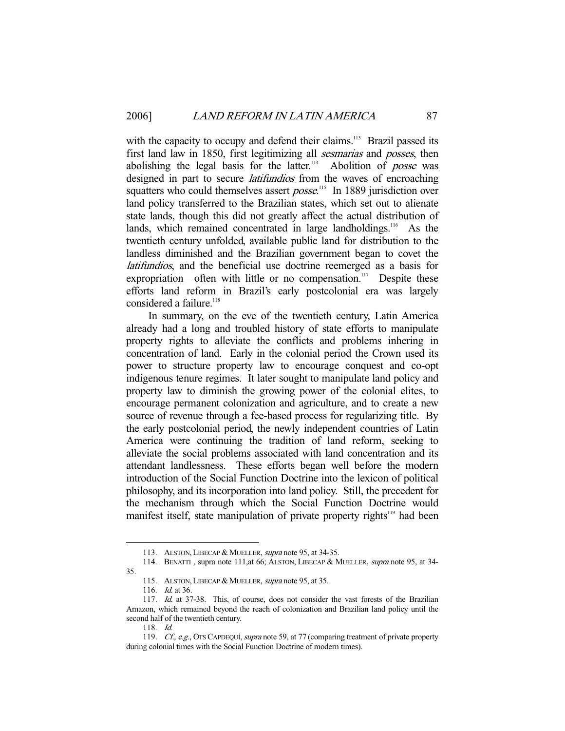with the capacity to occupy and defend their claims.[113] Brazil passed its first land law in 1850, first legitimizing all *sesmarias* and *posses*, then abolishing the legal basis for the latter.[114] Abolition of *posse* was designed in part to secure *latifundios* from the waves of encroaching squatters who could themselves assert *posse*.[115] In 1889 jurisdiction over land policy transferred to the Brazilian states, which set out to alienate state lands, though this did not greatly affect the actual distribution of lands, which remained concentrated in large landholdings.[116] As the twentieth century unfolded, available public land for distribution to the landless diminished and the Brazilian government began to covet the *latifundios*, and the beneficial use doctrine reemerged as a basis for expropriation—often with little or no compensation.[117] Despite these efforts land reform in Brazil's early postcolonial era was largely considered a failure.[118]

In summary, on the eve of the twentieth century, Latin America already had a long and troubled history of state efforts to manipulate property rights to alleviate the conflicts and problems inhering in concentration of land. Early in the colonial period the Crown used its power to structure property law to encourage conquest and co-opt indigenous tenure regimes. It later sought to manipulate land policy and property law to diminish the growing power of the colonial elites, to encourage permanent colonization and agriculture, and to create a new source of revenue through a fee-based process for regularizing title. By the early postcolonial period, the newly independent countries of Latin America were continuing the tradition of land reform, seeking to alleviate the social problems associated with land concentration and its attendant landlessness. These efforts began well before the modern introduction of the Social Function Doctrine into the lexicon of political philosophy, and its incorporation into land policy. Still, the precedent for the mechanism through which the Social Function Doctrine would manifest itself, state manipulation of private property rights[119] had been

---

113. ALSTON, LIBECAP & MUELLER, *supra* note 95, at 34-35.

114. BENATTI , supra note 111,at 66; ALSTON, LIBECAP & MUELLER, *supra* note 95, at 34-35.

115. ALSTON, LIBECAP & MUELLER, *supra* note 95, at 35.

116. *Id.* at 36.

117. *Id.* at 37-38. This, of course, does not consider the vast forests of the Brazilian Amazon, which remained beyond the reach of colonization and Brazilian land policy until the second half of the twentieth century.

118. *Id.*

119. *Cf., e.g.*, OTS CAPDEQUÍ, *supra* note 59, at 77 (comparing treatment of private property during colonial times with the Social Function Doctrine of modern times).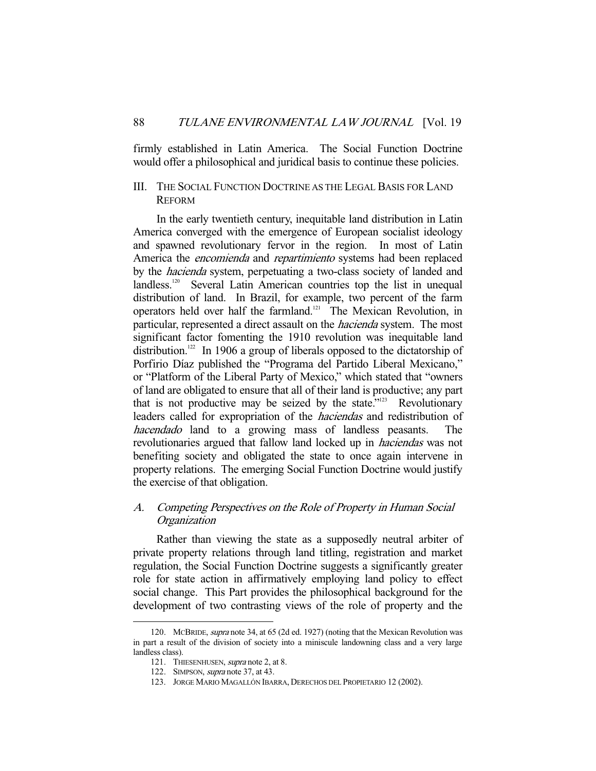firmly established in Latin America. The Social Function Doctrine would offer a philosophical and juridical basis to continue these policies.

## III. THE SOCIAL FUNCTION DOCTRINE AS THE LEGAL BASIS FOR LAND REFORM

In the early twentieth century, inequitable land distribution in Latin America converged with the emergence of European socialist ideology and spawned revolutionary fervor in the region. In most of Latin America the *encomienda* and *repartimiento* systems had been replaced by the *hacienda* system, perpetuating a two-class society of landed and landless.[120] Several Latin American countries top the list in unequal distribution of land. In Brazil, for example, two percent of the farm operators held over half the farmland.[121] The Mexican Revolution, in particular, represented a direct assault on the *hacienda* system. The most significant factor fomenting the 1910 revolution was inequitable land distribution.[122] In 1906 a group of liberals opposed to the dictatorship of Porfirio Díaz published the "Programa del Partido Liberal Mexicano," or "Platform of the Liberal Party of Mexico," which stated that "owners of land are obligated to ensure that all of their land is productive; any part that is not productive may be seized by the state."[123] Revolutionary leaders called for expropriation of the *haciendas* and redistribution of *hacendado* land to a growing mass of landless peasants. The revolutionaries argued that fallow land locked up in *haciendas* was not benefiting society and obligated the state to once again intervene in property relations. The emerging Social Function Doctrine would justify the exercise of that obligation.

### A. *Competing Perspectives on the Role of Property in Human Social Organization*

Rather than viewing the state as a supposedly neutral arbiter of private property relations through land titling, registration and market regulation, the Social Function Doctrine suggests a significantly greater role for state action in affirmatively employing land policy to effect social change. This Part provides the philosophical background for the development of two contrasting views of the role of property and the

---

120. MCBRIDE, *supra* note 34, at 65 (2d ed. 1927) (noting that the Mexican Revolution was in part a result of the division of society into a miniscule landowning class and a very large landless class).

121. THIESENHUSEN, *supra* note 2, at 8.

122. SIMPSON, *supra* note 37, at 43.

123. JORGE MARIO MAGALLÓN IBARRA, DERECHOS DEL PROPIETARIO 12 (2002).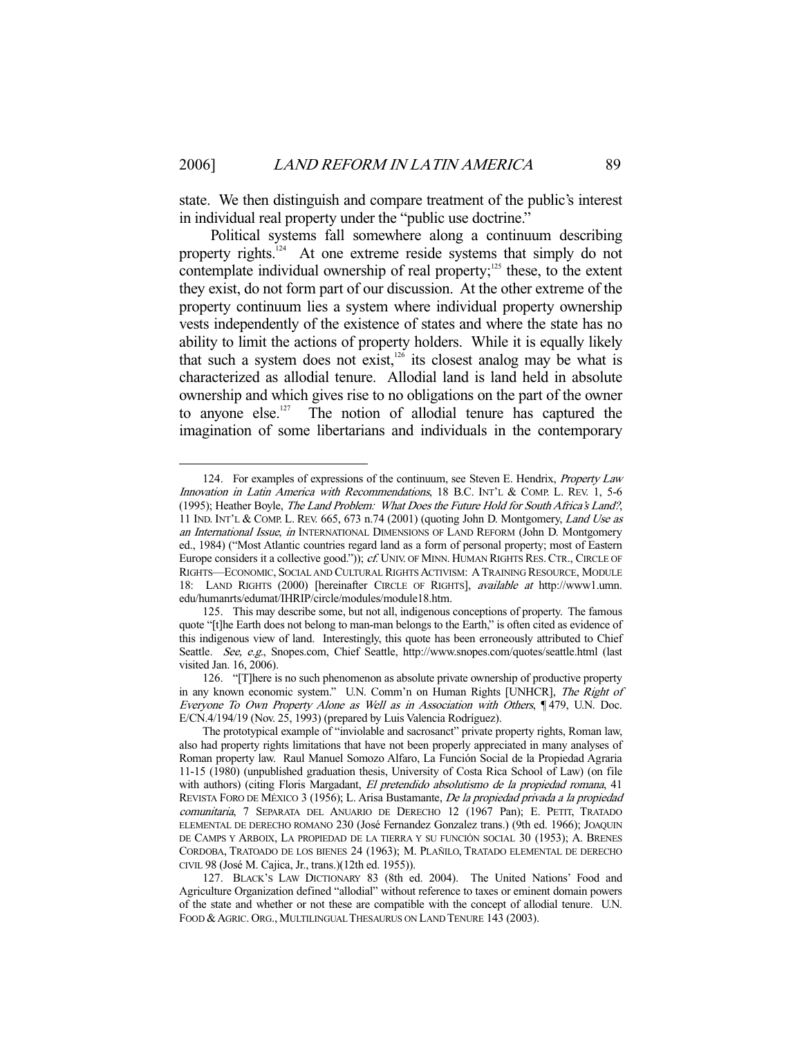state. We then distinguish and compare treatment of the public's interest in individual real property under the "public use doctrine."

Political systems fall somewhere along a continuum describing property rights.[124] At one extreme reside systems that simply do not contemplate individual ownership of real property;[125] these, to the extent they exist, do not form part of our discussion. At the other extreme of the property continuum lies a system where individual property ownership vests independently of the existence of states and where the state has no ability to limit the actions of property holders. While it is equally likely that such a system does not exist,[126] its closest analog may be what is characterized as allodial tenure. Allodial land is land held in absolute ownership and which gives rise to no obligations on the part of the owner to anyone else.[127] The notion of allodial tenure has captured the imagination of some libertarians and individuals in the contemporary

---

124. For examples of expressions of the continuum, see Steven E. Hendrix, *Property Law Innovation in Latin America with Recommendations*, 18 B.C. INT'L & COMP. L. REV. 1, 5-6 (1995); Heather Boyle, *The Land Problem: What Does the Future Hold for South Africa's Land?*, 11 IND. INT'L & COMP. L. REV. 665, 673 n.74 (2001) (quoting John D. Montgomery, *Land Use as an International Issue*, *in* INTERNATIONAL DIMENSIONS OF LAND REFORM (John D. Montgomery ed., 1984) ("Most Atlantic countries regard land as a form of personal property; most of Eastern Europe considers it a collective good.")); *cf.* UNIV. OF MINN. HUMAN RIGHTS RES. CTR., CIRCLE OF RIGHTS—ECONOMIC, SOCIAL AND CULTURAL RIGHTS ACTIVISM: A TRAINING RESOURCE, MODULE 18: LAND RIGHTS (2000) [hereinafter CIRCLE OF RIGHTS], *available at* http://www1.umn.edu/humanrts/edumat/IHRIP/circle/modules/module18.htm.

125. This may describe some, but not all, indigenous conceptions of property. The famous quote "[t]he Earth does not belong to man-man belongs to the Earth," is often cited as evidence of this indigenous view of land. Interestingly, this quote has been erroneously attributed to Chief Seattle. *See, e.g.*, Snopes.com, Chief Seattle, http://www.snopes.com/quotes/seattle.html (last visited Jan. 16, 2006).

126. "[T]here is no such phenomenon as absolute private ownership of productive property in any known economic system." U.N. Comm'n on Human Rights [UNHCR], *The Right of Everyone To Own Property Alone as Well as in Association with Others*, ¶ 479, U.N. Doc. E/CN.4/194/19 (Nov. 25, 1993) (prepared by Luis Valencia Rodríguez).

The prototypical example of "inviolable and sacrosanct" private property rights, Roman law, also had property rights limitations that have not been properly appreciated in many analyses of Roman property law. Raul Manuel Somozo Alfaro, La Función Social de la Propiedad Agraria 11-15 (1980) (unpublished graduation thesis, University of Costa Rica School of Law) (on file with authors) (citing Floris Margadant, *El pretendido absolutismo de la propiedad romana*, 41 REVISTA FORO DE MÉXICO 3 (1956); L. Arisa Bustamante, *De la propiedad privada a la propiedad comunitaria*, 7 SEPARATA DEL ANUARIO DE DERECHO 12 (1967 Pan); E. PETIT, TRATADO ELEMENTAL DE DERECHO ROMANO 230 (José Fernandez Gonzalez trans.) (9th ed. 1966); JOAQUIN DE CAMPS Y ARBOIX, LA PROPIEDAD DE LA TIERRA Y SU FUNCIÓN SOCIAL 30 (1953); A. BRENES CORDOBA, TRATOADO DE LOS BIENES 24 (1963); M. PLAÑILO, TRATADO ELEMENTAL DE DERECHO CIVIL 98 (José M. Cajica, Jr., trans.)(12th ed. 1955)).

127. BLACK'S LAW DICTIONARY 83 (8th ed. 2004). The United Nations' Food and Agriculture Organization defined "allodial" without reference to taxes or eminent domain powers of the state and whether or not these are compatible with the concept of allodial tenure. U.N. FOOD & AGRIC. ORG., MULTILINGUAL THESAURUS ON LAND TENURE 143 (2003).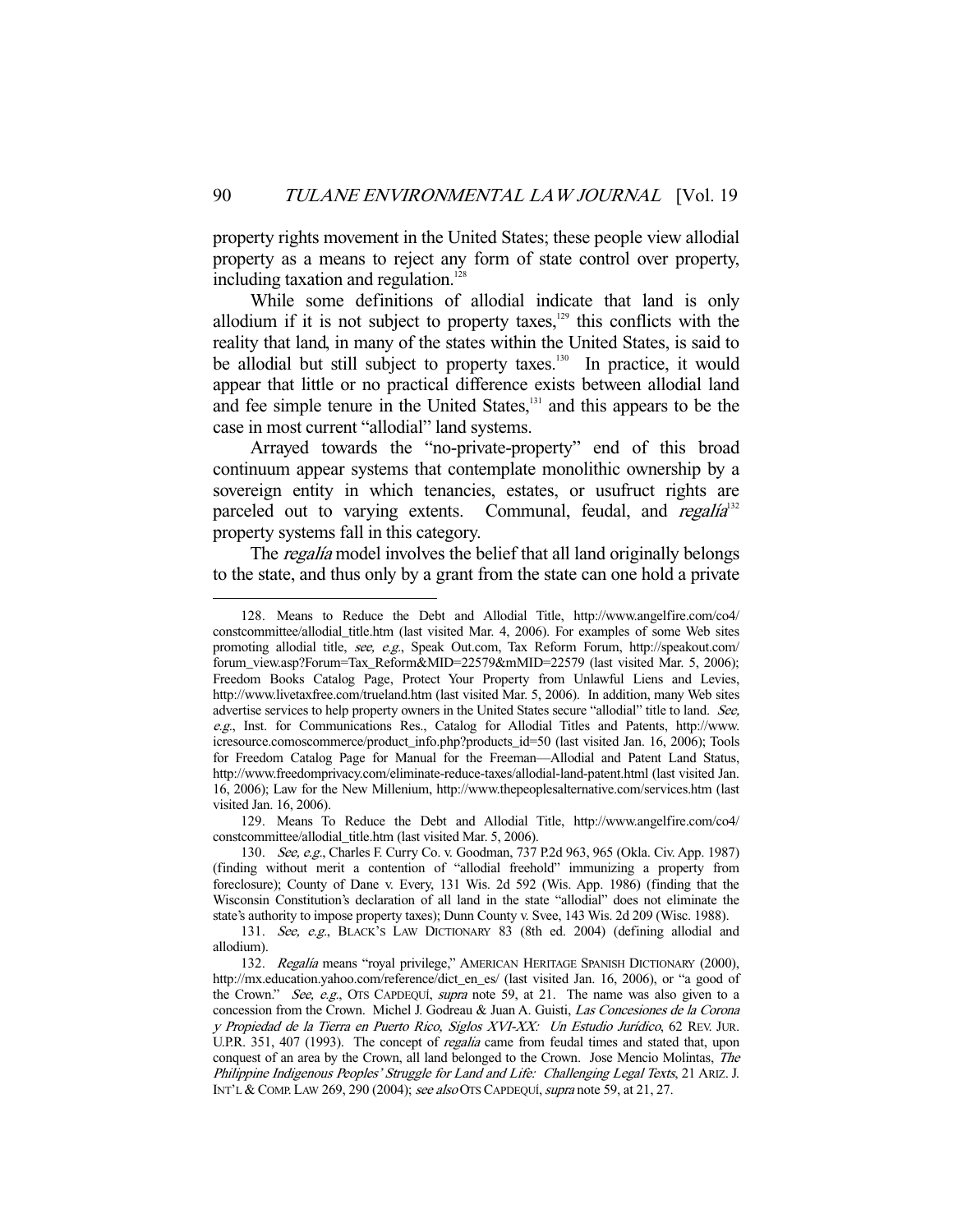property rights movement in the United States; these people view allodial property as a means to reject any form of state control over property, including taxation and regulation.[128]

While some definitions of allodial indicate that land is only allodium if it is not subject to property taxes,[129] this conflicts with the reality that land, in many of the states within the United States, is said to be allodial but still subject to property taxes.[130] In practice, it would appear that little or no practical difference exists between allodial land and fee simple tenure in the United States,[131] and this appears to be the case in most current "allodial" land systems.

Arrayed towards the "no-private-property" end of this broad continuum appear systems that contemplate monolithic ownership by a sovereign entity in which tenancies, estates, or usufruct rights are parceled out to varying extents. Communal, feudal, and *regalía*[132] property systems fall in this category.

The *regalía* model involves the belief that all land originally belongs to the state, and thus only by a grant from the state can one hold a private

---

128. Means to Reduce the Debt and Allodial Title, http://www.angelfire.com/co4/constcommittee/allodial_title.htm (last visited Mar. 4, 2006). For examples of some Web sites promoting allodial title, *see, e.g.*, Speak Out.com, Tax Reform Forum, http://speakout.com/forum_view.asp?Forum=Tax_Reform&MID=22579&mMID=22579 (last visited Mar. 5, 2006); Freedom Books Catalog Page, Protect Your Property from Unlawful Liens and Levies, http://www.livetaxfree.com/trueland.htm (last visited Mar. 5, 2006). In addition, many Web sites advertise services to help property owners in the United States secure "allodial" title to land. *See, e.g.*, Inst. for Communications Res., Catalog for Allodial Titles and Patents, http://www.icresource.comoscommerce/product_info.php?products_id=50 (last visited Jan. 16, 2006); Tools for Freedom Catalog Page for Manual for the Freeman—Allodial and Patent Land Status, http://www.freedomprivacy.com/eliminate-reduce-taxes/allodial-land-patent.html (last visited Jan. 16, 2006); Law for the New Millenium, http://www.thepeoplesalternative.com/services.htm (last visited Jan. 16, 2006).

129. Means To Reduce the Debt and Allodial Title, http://www.angelfire.com/co4/constcommittee/allodial_title.htm (last visited Mar. 5, 2006).

130. *See, e.g.*, Charles F. Curry Co. v. Goodman, 737 P.2d 963, 965 (Okla. Civ. App. 1987) (finding without merit a contention of "allodial freehold" immunizing a property from foreclosure); County of Dane v. Every, 131 Wis. 2d 592 (Wis. App. 1986) (finding that the Wisconsin Constitution's declaration of all land in the state "allodial" does not eliminate the state's authority to impose property taxes); Dunn County v. Svee, 143 Wis. 2d 209 (Wisc. 1988).

131. *See, e.g.*, BLACK'S LAW DICTIONARY 83 (8th ed. 2004) (defining allodial and allodium).

132. *Regalía* means "royal privilege," AMERICAN HERITAGE SPANISH DICTIONARY (2000), http://mx.education.yahoo.com/reference/dict_en_es/ (last visited Jan. 16, 2006), or "a good of the Crown." *See, e.g.*, OTS CAPDEQUÍ, *supra* note 59, at 21. The name was also given to a concession from the Crown. Michel J. Godreau & Juan A. Guisti, *Las Concesiones de la Corona y Propiedad de la Tierra en Puerto Rico, Siglos XVI-XX: Un Estudio Jurídico*, 62 REV. JUR. U.P.R. 351, 407 (1993). The concept of *regalia* came from feudal times and stated that, upon conquest of an area by the Crown, all land belonged to the Crown. Jose Mencio Molintas, *The Philippine Indigenous Peoples' Struggle for Land and Life: Challenging Legal Texts*, 21 ARIZ. J. INT'L & COMP. LAW 269, 290 (2004); *see also* OTS CAPDEQUÍ, *supra* note 59, at 21, 27.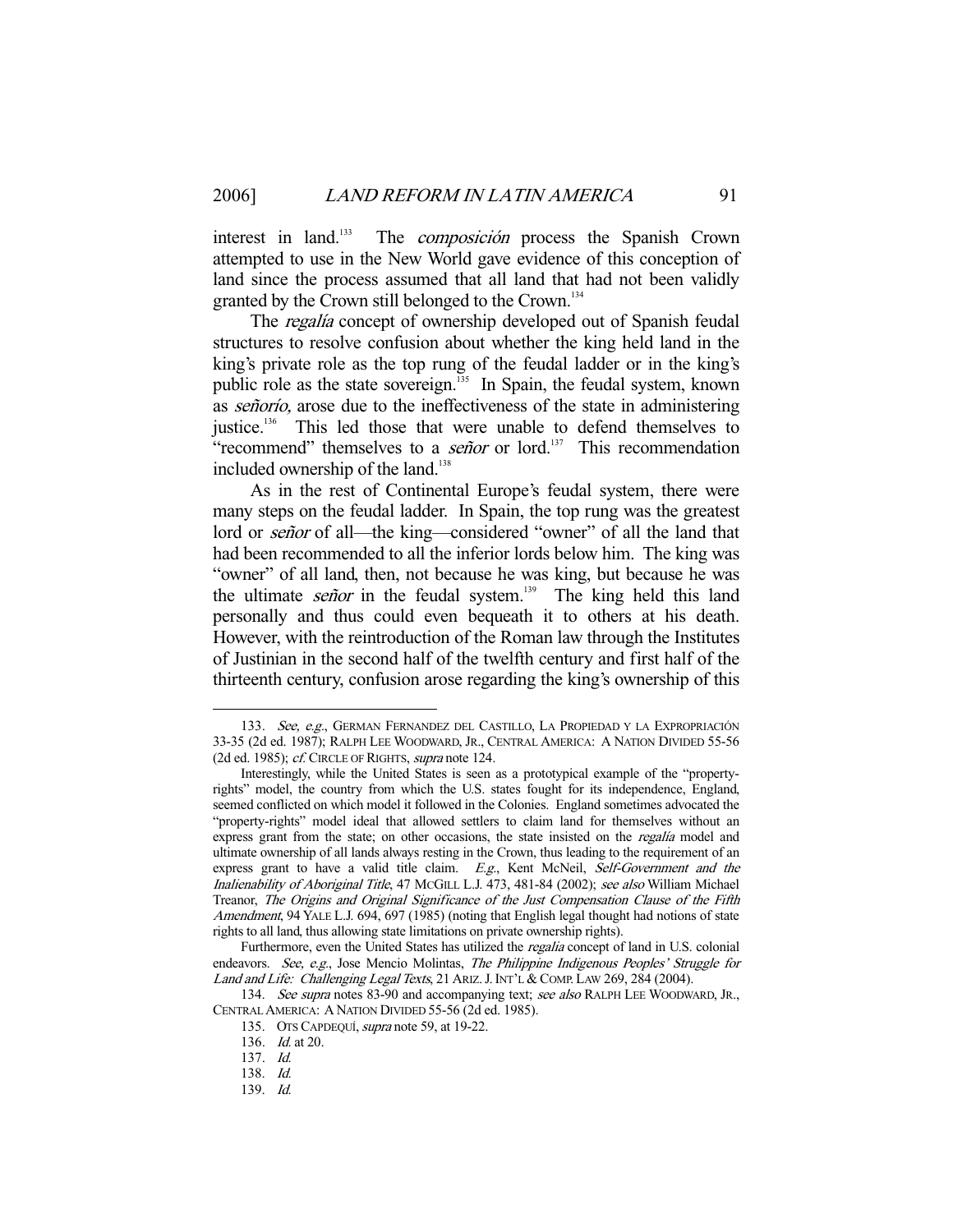interest in land.[133] The *composición* process the Spanish Crown attempted to use in the New World gave evidence of this conception of land since the process assumed that all land that had not been validly granted by the Crown still belonged to the Crown.[134]

The *regalía* concept of ownership developed out of Spanish feudal structures to resolve confusion about whether the king held land in the king's private role as the top rung of the feudal ladder or in the king's public role as the state sovereign.[135] In Spain, the feudal system, known as *señorío,* arose due to the ineffectiveness of the state in administering justice.[136] This led those that were unable to defend themselves to "recommend" themselves to a *señor* or lord.[137] This recommendation included ownership of the land.[138]

As in the rest of Continental Europe's feudal system, there were many steps on the feudal ladder. In Spain, the top rung was the greatest lord or *señor* of all—the king—considered "owner" of all the land that had been recommended to all the inferior lords below him. The king was "owner" of all land, then, not because he was king, but because he was the ultimate *señor* in the feudal system.[139] The king held this land personally and thus could even bequeath it to others at his death. However, with the reintroduction of the Roman law through the Institutes of Justinian in the second half of the twelfth century and first half of the thirteenth century, confusion arose regarding the king's ownership of this

---

133. *See, e.g.*, GERMAN FERNANDEZ DEL CASTILLO, LA PROPIEDAD Y LA EXPROPRIACIÓN 33-35 (2d ed. 1987); RALPH LEE WOODWARD, JR., CENTRAL AMERICA: A NATION DIVIDED 55-56 (2d ed. 1985); *cf.* CIRCLE OF RIGHTS, *supra* note 124.

Interestingly, while the United States is seen as a prototypical example of the "property-rights" model, the country from which the U.S. states fought for its independence, England, seemed conflicted on which model it followed in the Colonies. England sometimes advocated the "property-rights" model ideal that allowed settlers to claim land for themselves without an express grant from the state; on other occasions, the state insisted on the *regalía* model and ultimate ownership of all lands always resting in the Crown, thus leading to the requirement of an express grant to have a valid title claim. *E.g.*, Kent McNeil, *Self-Government and the Inalienability of Aboriginal Title*, 47 MCGILL L.J. 473, 481-84 (2002); *see also* William Michael Treanor, *The Origins and Original Significance of the Just Compensation Clause of the Fifth Amendment*, 94 YALE L.J. 694, 697 (1985) (noting that English legal thought had notions of state rights to all land, thus allowing state limitations on private ownership rights).

Furthermore, even the United States has utilized the *regalía* concept of land in U.S. colonial endeavors. *See, e.g.*, Jose Mencio Molintas, *The Philippine Indigenous Peoples' Struggle for Land and Life: Challenging Legal Texts*, 21 ARIZ. J. INT'L & COMP. LAW 269, 284 (2004).

134. *See supra* notes 83-90 and accompanying text; *see also* RALPH LEE WOODWARD, JR., CENTRAL AMERICA: A NATION DIVIDED 55-56 (2d ed. 1985).

135. OTS CAPDEQUÍ, *supra* note 59, at 19-22.

136. *Id.* at 20.

137. *Id.*

138. *Id.*

139. *Id.*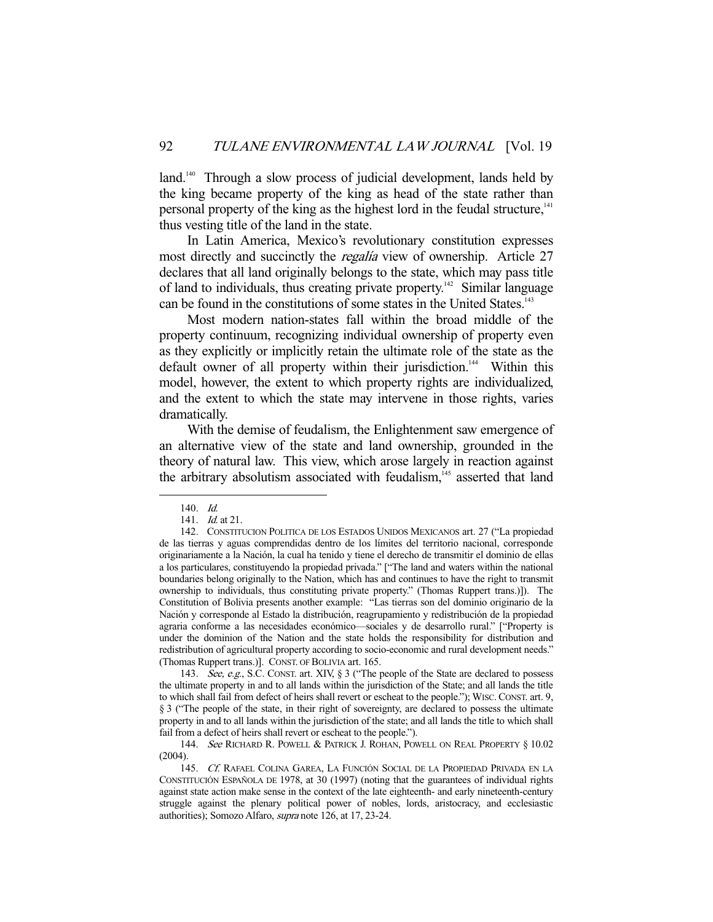land.[140] Through a slow process of judicial development, lands held by the king became property of the king as head of the state rather than personal property of the king as the highest lord in the feudal structure,[141] thus vesting title of the land in the state.

In Latin America, Mexico's revolutionary constitution expresses most directly and succinctly the *regalía* view of ownership. Article 27 declares that all land originally belongs to the state, which may pass title of land to individuals, thus creating private property.[142] Similar language can be found in the constitutions of some states in the United States.[143]

Most modern nation-states fall within the broad middle of the property continuum, recognizing individual ownership of property even as they explicitly or implicitly retain the ultimate role of the state as the default owner of all property within their jurisdiction.[144] Within this model, however, the extent to which property rights are individualized, and the extent to which the state may intervene in those rights, varies dramatically.

With the demise of feudalism, the Enlightenment saw emergence of an alternative view of the state and land ownership, grounded in the theory of natural law. This view, which arose largely in reaction against the arbitrary absolutism associated with feudalism,[145] asserted that land

---

140. *Id.*

141. *Id.* at 21.

142. CONSTITUCION POLITICA DE LOS ESTADOS UNIDOS MEXICANOS art. 27 ("La propiedad de las tierras y aguas comprendidas dentro de los límites del territorio nacional, corresponde originariamente a la Nación, la cual ha tenido y tiene el derecho de transmitir el dominio de ellas a los particulares, constituyendo la propiedad privada." ["The land and waters within the national boundaries belong originally to the Nation, which has and continues to have the right to transmit ownership to individuals, thus constituting private property." (Thomas Ruppert trans.)]). The Constitution of Bolivia presents another example: "Las tierras son del dominio originario de la Nación y corresponde al Estado la distribución, reagrupamiento y redistribución de la propiedad agraria conforme a las necesidades económico—sociales y de desarrollo rural." ["Property is under the dominion of the Nation and the state holds the responsibility for distribution and redistribution of agricultural property according to socio-economic and rural development needs." (Thomas Ruppert trans.)]. CONST. OF BOLIVIA art. 165.

143. *See, e.g.*, S.C. CONST. art. XIV, § 3 ("The people of the State are declared to possess the ultimate property in and to all lands within the jurisdiction of the State; and all lands the title to which shall fail from defect of heirs shall revert or escheat to the people."); WISC. CONST. art. 9, § 3 ("The people of the state, in their right of sovereignty, are declared to possess the ultimate property in and to all lands within the jurisdiction of the state; and all lands the title to which shall fail from a defect of heirs shall revert or escheat to the people.").

144. *See* RICHARD R. POWELL & PATRICK J. ROHAN, POWELL ON REAL PROPERTY § 10.02 (2004).

145. *Cf.* RAFAEL COLINA GAREA, LA FUNCIÓN SOCIAL DE LA PROPIEDAD PRIVADA EN LA CONSTITUCIÓN ESPAÑOLA DE 1978, at 30 (1997) (noting that the guarantees of individual rights against state action make sense in the context of the late eighteenth- and early nineteenth-century struggle against the plenary political power of nobles, lords, aristocracy, and ecclesiastic authorities); Somozo Alfaro, *supra* note 126, at 17, 23-24.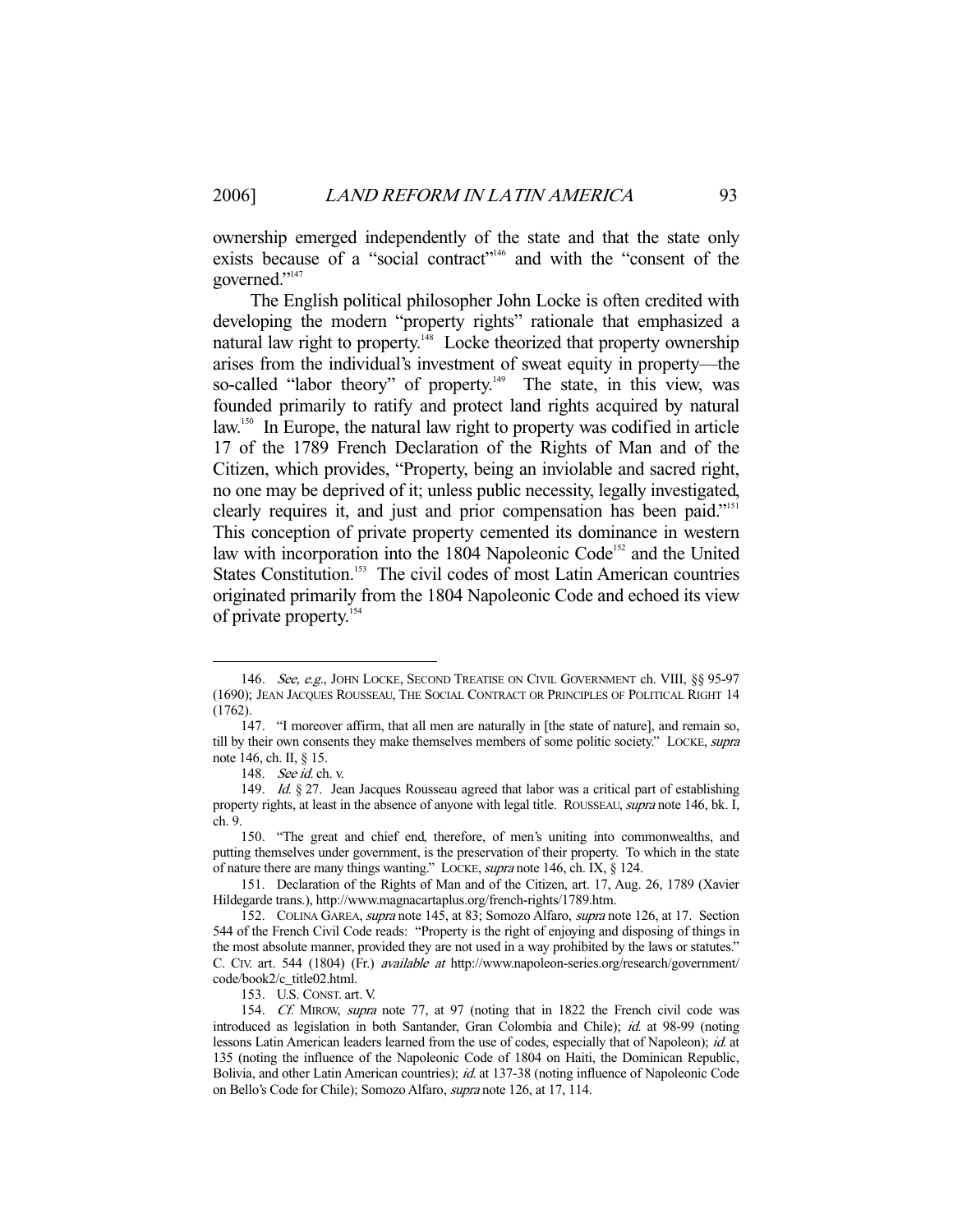ownership emerged independently of the state and that the state only exists because of a "social contract"[146] and with the "consent of the governed."[147]

The English political philosopher John Locke is often credited with developing the modern "property rights" rationale that emphasized a natural law right to property.[148] Locke theorized that property ownership arises from the individual's investment of sweat equity in property—the so-called "labor theory" of property.[149] The state, in this view, was founded primarily to ratify and protect land rights acquired by natural law.[150] In Europe, the natural law right to property was codified in article 17 of the 1789 French Declaration of the Rights of Man and of the Citizen, which provides, "Property, being an inviolable and sacred right, no one may be deprived of it; unless public necessity, legally investigated, clearly requires it, and just and prior compensation has been paid."[151] This conception of private property cemented its dominance in western law with incorporation into the 1804 Napoleonic Code[152] and the United States Constitution.[153] The civil codes of most Latin American countries originated primarily from the 1804 Napoleonic Code and echoed its view of private property.[154]

---

146. *See, e.g.*, JOHN LOCKE, SECOND TREATISE ON CIVIL GOVERNMENT ch. VIII, §§ 95-97 (1690); JEAN JACQUES ROUSSEAU, THE SOCIAL CONTRACT OR PRINCIPLES OF POLITICAL RIGHT 14 (1762).

147. "I moreover affirm, that all men are naturally in [the state of nature], and remain so, till by their own consents they make themselves members of some politic society." LOCKE, *supra* note 146, ch. II, § 15.

148. *See id.* ch. v.

149. *Id.* § 27. Jean Jacques Rousseau agreed that labor was a critical part of establishing property rights, at least in the absence of anyone with legal title. ROUSSEAU, *supra* note 146, bk. I, ch. 9.

150. "The great and chief end, therefore, of men's uniting into commonwealths, and putting themselves under government, is the preservation of their property. To which in the state of nature there are many things wanting." LOCKE, *supra* note 146, ch. IX, § 124.

151. Declaration of the Rights of Man and of the Citizen, art. 17, Aug. 26, 1789 (Xavier Hildegarde trans.), http://www.magnacartaplus.org/french-rights/1789.htm.

152. COLINA GAREA, *supra* note 145, at 83; Somozo Alfaro, *supra* note 126, at 17. Section 544 of the French Civil Code reads: "Property is the right of enjoying and disposing of things in the most absolute manner, provided they are not used in a way prohibited by the laws or statutes." C. CIV. art. 544 (1804) (Fr.) *available at* http://www.napoleon-series.org/research/government/code/book2/c_title02.html.

153. U.S. CONST. art. V.

154. *Cf.* MIROW, *supra* note 77, at 97 (noting that in 1822 the French civil code was introduced as legislation in both Santander, Gran Colombia and Chile); *id.* at 98-99 (noting lessons Latin American leaders learned from the use of codes, especially that of Napoleon); *id.* at 135 (noting the influence of the Napoleonic Code of 1804 on Haiti, the Dominican Republic, Bolivia, and other Latin American countries); *id.* at 137-38 (noting influence of Napoleonic Code on Bello's Code for Chile); Somozo Alfaro, *supra* note 126, at 17, 114.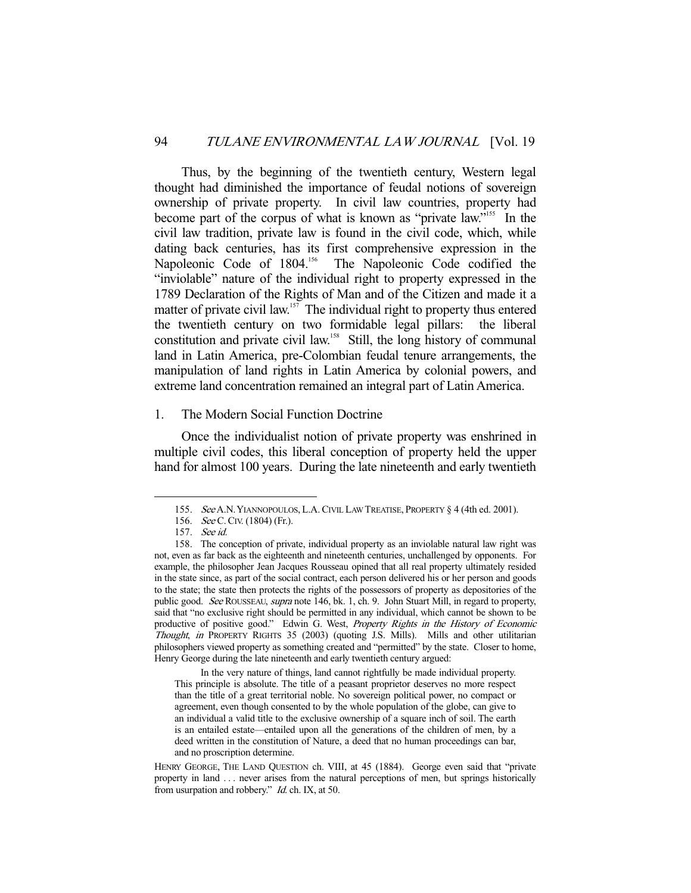Thus, by the beginning of the twentieth century, Western legal thought had diminished the importance of feudal notions of sovereign ownership of private property. In civil law countries, property had become part of the corpus of what is known as "private law."[155] In the civil law tradition, private law is found in the civil code, which, while dating back centuries, has its first comprehensive expression in the Napoleonic Code of 1804.[156] The Napoleonic Code codified the "inviolable" nature of the individual right to property expressed in the 1789 Declaration of the Rights of Man and of the Citizen and made it a matter of private civil law.[157] The individual right to property thus entered the twentieth century on two formidable legal pillars: the liberal constitution and private civil law.[158] Still, the long history of communal land in Latin America, pre-Colombian feudal tenure arrangements, the manipulation of land rights in Latin America by colonial powers, and extreme land concentration remained an integral part of Latin America.

### 1. The Modern Social Function Doctrine

Once the individualist notion of private property was enshrined in multiple civil codes, this liberal conception of property held the upper hand for almost 100 years. During the late nineteenth and early twentieth

---

155. *See* A.N. YIANNOPOULOS, L.A. CIVIL LAW TREATISE, PROPERTY § 4 (4th ed. 2001).

156. *See* C. CIV. (1804) (Fr.).

157. *See id.*

158. The conception of private, individual property as an inviolable natural law right was not, even as far back as the eighteenth and nineteenth centuries, unchallenged by opponents. For example, the philosopher Jean Jacques Rousseau opined that all real property ultimately resided in the state since, as part of the social contract, each person delivered his or her person and goods to the state; the state then protects the rights of the possessors of property as depositories of the public good. *See* ROUSSEAU, *supra* note 146, bk. 1, ch. 9. John Stuart Mill, in regard to property, said that "no exclusive right should be permitted in any individual, which cannot be shown to be productive of positive good." Edwin G. West, *Property Rights in the History of Economic Thought*, *in* PROPERTY RIGHTS 35 (2003) (quoting J.S. Mills). Mills and other utilitarian philosophers viewed property as something created and "permitted" by the state. Closer to home, Henry George during the late nineteenth and early twentieth century argued:

> In the very nature of things, land cannot rightfully be made individual property. This principle is absolute. The title of a peasant proprietor deserves no more respect than the title of a great territorial noble. No sovereign political power, no compact or agreement, even though consented to by the whole population of the globe, can give to an individual a valid title to the exclusive ownership of a square inch of soil. The earth is an entailed estate—entailed upon all the generations of the children of men, by a deed written in the constitution of Nature, a deed that no human proceedings can bar, and no proscription determine.

HENRY GEORGE, THE LAND QUESTION ch. VIII, at 45 (1884). George even said that "private property in land . . . never arises from the natural perceptions of men, but springs historically from usurpation and robbery." *Id.* ch. IX, at 50.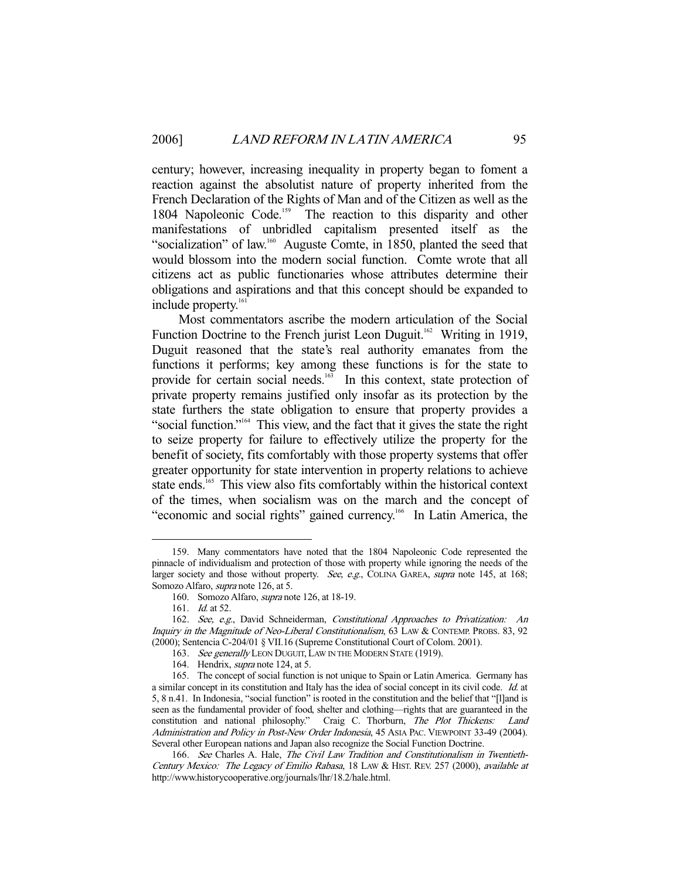century; however, increasing inequality in property began to foment a reaction against the absolutist nature of property inherited from the French Declaration of the Rights of Man and of the Citizen as well as the 1804 Napoleonic Code.[159] The reaction to this disparity and other manifestations of unbridled capitalism presented itself as the "socialization" of law.[160] Auguste Comte, in 1850, planted the seed that would blossom into the modern social function. Comte wrote that all citizens act as public functionaries whose attributes determine their obligations and aspirations and that this concept should be expanded to include property.[161]

Most commentators ascribe the modern articulation of the Social Function Doctrine to the French jurist Leon Duguit.[162] Writing in 1919, Duguit reasoned that the state's real authority emanates from the functions it performs; key among these functions is for the state to provide for certain social needs.[163] In this context, state protection of private property remains justified only insofar as its protection by the state furthers the state obligation to ensure that property provides a "social function."[164] This view, and the fact that it gives the state the right to seize property for failure to effectively utilize the property for the benefit of society, fits comfortably with those property systems that offer greater opportunity for state intervention in property relations to achieve state ends.[165] This view also fits comfortably within the historical context of the times, when socialism was on the march and the concept of "economic and social rights" gained currency.[166] In Latin America, the

---

159. Many commentators have noted that the 1804 Napoleonic Code represented the pinnacle of individualism and protection of those with property while ignoring the needs of the larger society and those without property. *See, e.g.*, COLINA GAREA, *supra* note 145, at 168; Somozo Alfaro, *supra* note 126, at 5.

160. Somozo Alfaro, *supra* note 126, at 18-19.

161. *Id.* at 52.

162. *See, e.g.*, David Schneiderman, *Constitutional Approaches to Privatization: An Inquiry in the Magnitude of Neo-Liberal Constitutionalism*, 63 LAW & CONTEMP. PROBS. 83, 92 (2000); Sentencia C-204/01 § VII.16 (Supreme Constitutional Court of Colom. 2001).

163. *See generally* LEON DUGUIT, LAW IN THE MODERN STATE (1919).

164. Hendrix, *supra* note 124, at 5.

165. The concept of social function is not unique to Spain or Latin America. Germany has a similar concept in its constitution and Italy has the idea of social concept in its civil code. *Id.* at 5, 8 n.41. In Indonesia, "social function" is rooted in the constitution and the belief that "[l]and is seen as the fundamental provider of food, shelter and clothing—rights that are guaranteed in the constitution and national philosophy." Craig C. Thorburn, *The Plot Thickens: Land Administration and Policy in Post-New Order Indonesia*, 45 ASIA PAC. VIEWPOINT 33-49 (2004). Several other European nations and Japan also recognize the Social Function Doctrine.

166. *See* Charles A. Hale, *The Civil Law Tradition and Constitutionalism in Twentieth-Century Mexico: The Legacy of Emilio Rabasa*, 18 LAW & HIST. REV. 257 (2000), *available at* http://www.historycooperative.org/journals/lhr/18.2/hale.html.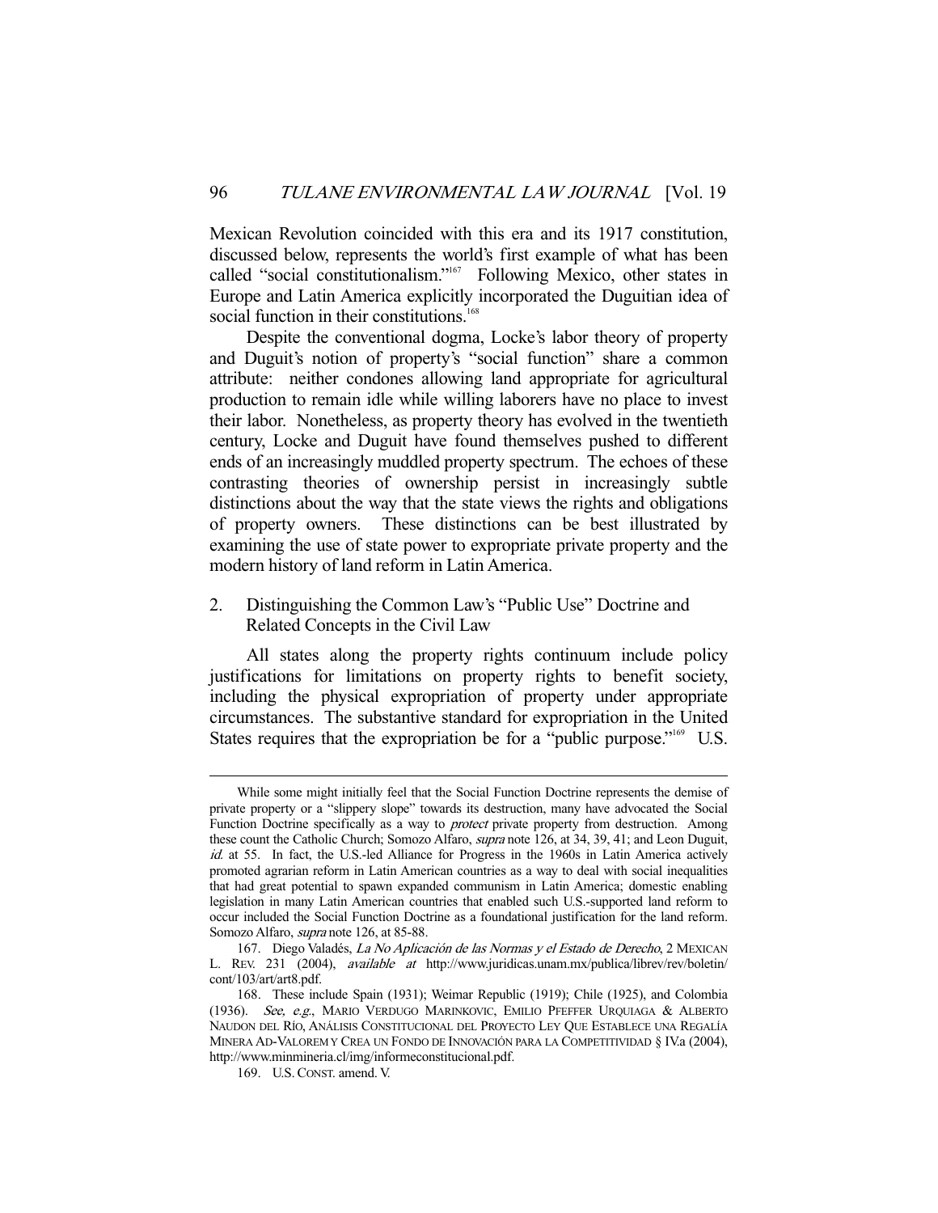Mexican Revolution coincided with this era and its 1917 constitution, discussed below, represents the world's first example of what has been called "social constitutionalism."[167] Following Mexico, other states in Europe and Latin America explicitly incorporated the Duguitian idea of social function in their constitutions.[168]

Despite the conventional dogma, Locke's labor theory of property and Duguit's notion of property's "social function" share a common attribute: neither condones allowing land appropriate for agricultural production to remain idle while willing laborers have no place to invest their labor. Nonetheless, as property theory has evolved in the twentieth century, Locke and Duguit have found themselves pushed to different ends of an increasingly muddled property spectrum. The echoes of these contrasting theories of ownership persist in increasingly subtle distinctions about the way that the state views the rights and obligations of property owners. These distinctions can be best illustrated by examining the use of state power to expropriate private property and the modern history of land reform in Latin America.

### 2. Distinguishing the Common Law's "Public Use" Doctrine and Related Concepts in the Civil Law

All states along the property rights continuum include policy justifications for limitations on property rights to benefit society, including the physical expropriation of property under appropriate circumstances. The substantive standard for expropriation in the United States requires that the expropriation be for a "public purpose."[169] U.S.

---

While some might initially feel that the Social Function Doctrine represents the demise of private property or a "slippery slope" towards its destruction, many have advocated the Social Function Doctrine specifically as a way to *protect* private property from destruction. Among these count the Catholic Church; Somozo Alfaro, *supra* note 126, at 34, 39, 41; and Leon Duguit, *id.* at 55. In fact, the U.S.-led Alliance for Progress in the 1960s in Latin America actively promoted agrarian reform in Latin American countries as a way to deal with social inequalities that had great potential to spawn expanded communism in Latin America; domestic enabling legislation in many Latin American countries that enabled such U.S.-supported land reform to occur included the Social Function Doctrine as a foundational justification for the land reform. Somozo Alfaro, *supra* note 126, at 85-88.

167. Diego Valadés, *La No Aplicación de las Normas y el Estado de Derecho*, 2 MEXICAN L. REV. 231 (2004), *available at* http://www.juridicas.unam.mx/publica/librev/rev/boletin/cont/103/art/art8.pdf.

168. These include Spain (1931); Weimar Republic (1919); Chile (1925), and Colombia (1936). *See, e.g.*, MARIO VERDUGO MARINKOVIC, EMILIO PFEFFER URQUIAGA & ALBERTO NAUDON DEL RÍO, ANÁLISIS CONSTITUCIONAL DEL PROYECTO LEY QUE ESTABLECE UNA REGALÍA MINERA AD-VALOREM Y CREA UN FONDO DE INNOVACIÓN PARA LA COMPETITIVIDAD § IV.a (2004), http://www.minmineria.cl/img/informeconstitucional.pdf.

169. U.S. CONST. amend. V.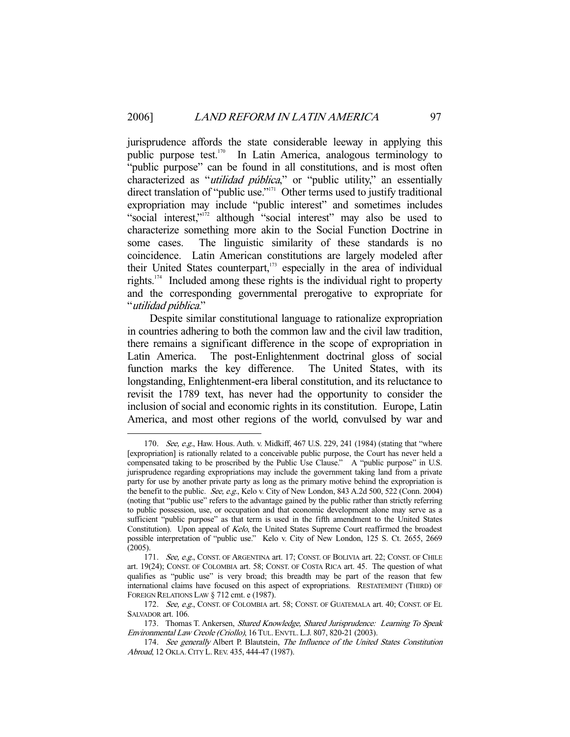jurisprudence affords the state considerable leeway in applying this public purpose test.[170] In Latin America, analogous terminology to "public purpose" can be found in all constitutions, and is most often characterized as "*utilidad pública*," or "public utility," an essentially direct translation of "public use."[171] Other terms used to justify traditional expropriation may include "public interest" and sometimes includes "social interest,"[172] although "social interest" may also be used to characterize something more akin to the Social Function Doctrine in some cases. The linguistic similarity of these standards is no coincidence. Latin American constitutions are largely modeled after their United States counterpart,[173] especially in the area of individual rights.[174] Included among these rights is the individual right to property and the corresponding governmental prerogative to expropriate for "*utilidad pública*."

Despite similar constitutional language to rationalize expropriation in countries adhering to both the common law and the civil law tradition, there remains a significant difference in the scope of expropriation in Latin America. The post-Enlightenment doctrinal gloss of social function marks the key difference. The United States, with its longstanding, Enlightenment-era liberal constitution, and its reluctance to revisit the 1789 text, has never had the opportunity to consider the inclusion of social and economic rights in its constitution. Europe, Latin America, and most other regions of the world, convulsed by war and

---

170. *See, e.g.*, Haw. Hous. Auth. v. Midkiff, 467 U.S. 229, 241 (1984) (stating that "where [expropriation] is rationally related to a conceivable public purpose, the Court has never held a compensated taking to be proscribed by the Public Use Clause." A "public purpose" in U.S. jurisprudence regarding expropriations may include the government taking land from a private party for use by another private party as long as the primary motive behind the expropriation is the benefit to the public. *See, e.g.*, Kelo v. City of New London, 843 A.2d 500, 522 (Conn. 2004) (noting that "public use" refers to the advantage gained by the public rather than strictly referring to public possession, use, or occupation and that economic development alone may serve as a sufficient "public purpose" as that term is used in the fifth amendment to the United States Constitution). Upon appeal of *Kelo*, the United States Supreme Court reaffirmed the broadest possible interpretation of "public use." Kelo v. City of New London, 125 S. Ct. 2655, 2669 (2005).

171. *See, e.g.*, CONST. OF ARGENTINA art. 17; CONST. OF BOLIVIA art. 22; CONST. OF CHILE art. 19(24); CONST. OF COLOMBIA art. 58; CONST. OF COSTA RICA art. 45. The question of what qualifies as "public use" is very broad; this breadth may be part of the reason that few international claims have focused on this aspect of expropriations. RESTATEMENT (THIRD) OF FOREIGN RELATIONS LAW § 712 cmt. e (1987).

172. *See, e.g.*, CONST. OF COLOMBIA art. 58; CONST. OF GUATEMALA art. 40; CONST. OF EL SALVADOR art. 106.

173. Thomas T. Ankersen, *Shared Knowledge, Shared Jurisprudence: Learning To Speak Environmental Law Creole (Criollo)*, 16 TUL. ENVTL. L.J. 807, 820-21 (2003).

174. *See generally* Albert P. Blaustein, *The Influence of the United States Constitution Abroad*, 12 OKLA. CITY L. REV. 435, 444-47 (1987).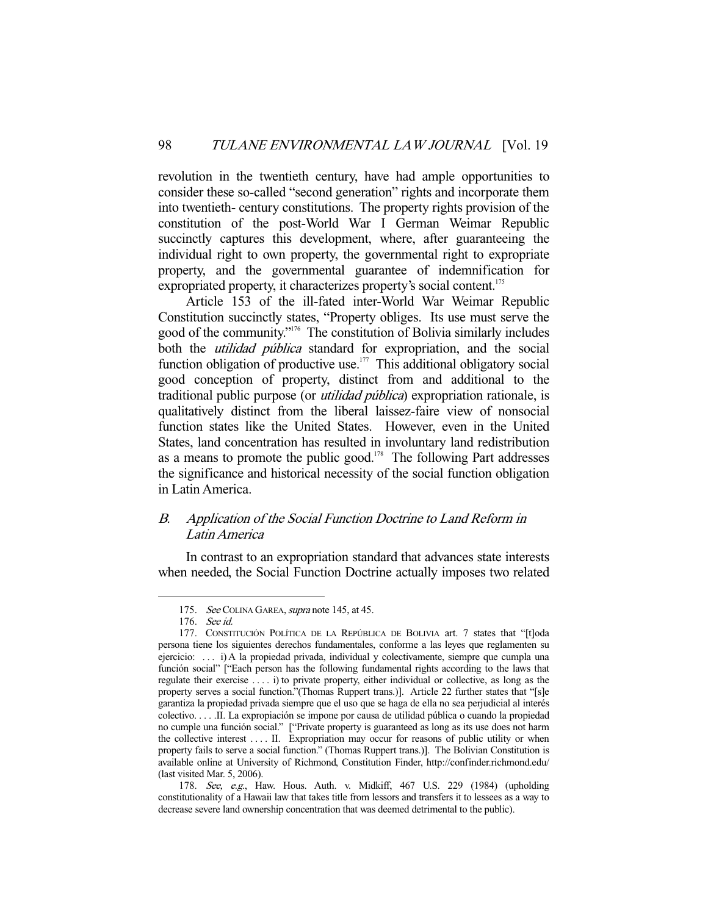revolution in the twentieth century, have had ample opportunities to consider these so-called "second generation" rights and incorporate them into twentieth- century constitutions. The property rights provision of the constitution of the post-World War I German Weimar Republic succinctly captures this development, where, after guaranteeing the individual right to own property, the governmental right to expropriate property, and the governmental guarantee of indemnification for expropriated property, it characterizes property's social content.[175]

Article 153 of the ill-fated inter-World War Weimar Republic Constitution succinctly states, "Property obliges. Its use must serve the good of the community."[176] The constitution of Bolivia similarly includes both the *utilidad pública* standard for expropriation, and the social function obligation of productive use.[177] This additional obligatory social good conception of property, distinct from and additional to the traditional public purpose (or *utilidad pública*) expropriation rationale, is qualitatively distinct from the liberal laissez-faire view of nonsocial function states like the United States. However, even in the United States, land concentration has resulted in involuntary land redistribution as a means to promote the public good.[178] The following Part addresses the significance and historical necessity of the social function obligation in Latin America.

### B. *Application of the Social Function Doctrine to Land Reform in Latin America*

In contrast to an expropriation standard that advances state interests when needed, the Social Function Doctrine actually imposes two related

---

175. *See* COLINA GAREA, *supra* note 145, at 45.

176. *See id.*

177. CONSTITUCIÓN POLÍTICA DE LA REPÚBLICA DE BOLIVIA art. 7 states that "[t]oda persona tiene los siguientes derechos fundamentales, conforme a las leyes que reglamenten su ejercicio: . . . i) A la propiedad privada, individual y colectivamente, siempre que cumpla una función social" ["Each person has the following fundamental rights according to the laws that regulate their exercise . . . . i) to private property, either individual or collective, as long as the property serves a social function."(Thomas Ruppert trans.)]. Article 22 further states that "[s]e garantiza la propiedad privada siempre que el uso que se haga de ella no sea perjudicial al interés colectivo. . . . .II. La expropiación se impone por causa de utilidad pública o cuando la propiedad no cumple una función social." ["Private property is guaranteed as long as its use does not harm the collective interest . . . . II. Expropriation may occur for reasons of public utility or when property fails to serve a social function." (Thomas Ruppert trans.)]. The Bolivian Constitution is available online at University of Richmond, Constitution Finder, http://confinder.richmond.edu/ (last visited Mar. 5, 2006).

178. *See, e.g.*, Haw. Hous. Auth. v. Midkiff, 467 U.S. 229 (1984) (upholding constitutionality of a Hawaii law that takes title from lessors and transfers it to lessees as a way to decrease severe land ownership concentration that was deemed detrimental to the public).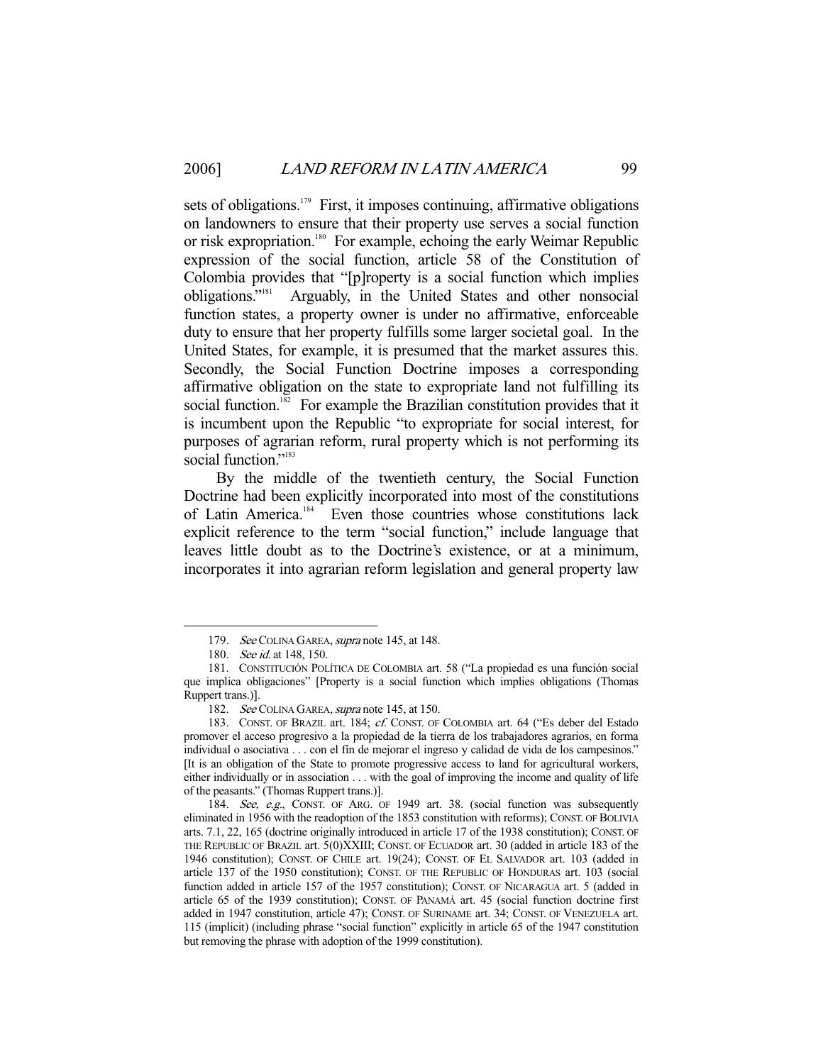sets of obligations.[179] First, it imposes continuing, affirmative obligations on landowners to ensure that their property use serves a social function or risk expropriation.[180] For example, echoing the early Weimar Republic expression of the social function, article 58 of the Constitution of Colombia provides that "[p]roperty is a social function which implies obligations."[181] Arguably, in the United States and other nonsocial function states, a property owner is under no affirmative, enforceable duty to ensure that her property fulfills some larger societal goal. In the United States, for example, it is presumed that the market assures this. Secondly, the Social Function Doctrine imposes a corresponding affirmative obligation on the state to expropriate land not fulfilling its social function.[182] For example the Brazilian constitution provides that it is incumbent upon the Republic "to expropriate for social interest, for purposes of agrarian reform, rural property which is not performing its social function."[183]

By the middle of the twentieth century, the Social Function Doctrine had been explicitly incorporated into most of the constitutions of Latin America.[184] Even those countries whose constitutions lack explicit reference to the term "social function," include language that leaves little doubt as to the Doctrine's existence, or at a minimum, incorporates it into agrarian reform legislation and general property law

---

179. *See* COLINA GAREA, *supra* note 145, at 148.

180. *See id.* at 148, 150.

181. CONSTITUCIÓN POLÍTICA DE COLOMBIA art. 58 ("La propiedad es una función social que implica obligaciones" [Property is a social function which implies obligations (Thomas Ruppert trans.)].

182. *See* COLINA GAREA, *supra* note 145, at 150.

183. CONST. OF BRAZIL art. 184; *cf.* CONST. OF COLOMBIA art. 64 ("Es deber del Estado promover el acceso progresivo a la propiedad de la tierra de los trabajadores agrarios, en forma individual o asociativa . . . con el fin de mejorar el ingreso y calidad de vida de los campesinos." [It is an obligation of the State to promote progressive access to land for agricultural workers, either individually or in association . . . with the goal of improving the income and quality of life of the peasants." (Thomas Ruppert trans.)].

184. *See, e.g.*, CONST. OF ARG. OF 1949 art. 38. (social function was subsequently eliminated in 1956 with the readoption of the 1853 constitution with reforms); CONST. OF BOLIVIA arts. 7.1, 22, 165 (doctrine originally introduced in article 17 of the 1938 constitution); CONST. OF THE REPUBLIC OF BRAZIL art. 5(0)XXIII; CONST. OF ECUADOR art. 30 (added in article 183 of the 1946 constitution); CONST. OF CHILE art. 19(24); CONST. OF EL SALVADOR art. 103 (added in article 137 of the 1950 constitution); CONST. OF THE REPUBLIC OF HONDURAS art. 103 (social function added in article 157 of the 1957 constitution); CONST. OF NICARAGUA art. 5 (added in article 65 of the 1939 constitution); CONST. OF PANAMÁ art. 45 (social function doctrine first added in 1947 constitution, article 47); CONST. OF SURINAME art. 34; CONST. OF VENEZUELA art. 115 (implicit) (including phrase "social function" explicitly in article 65 of the 1947 constitution but removing the phrase with adoption of the 1999 constitution).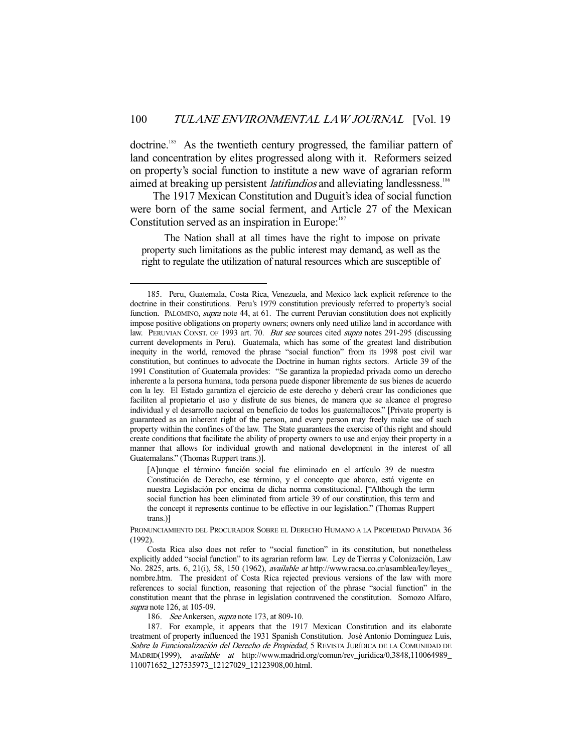doctrine.[185] As the twentieth century progressed, the familiar pattern of land concentration by elites progressed along with it. Reformers seized on property's social function to institute a new wave of agrarian reform aimed at breaking up persistent *latifundios* and alleviating landlessness.[186]

The 1917 Mexican Constitution and Duguit's idea of social function were born of the same social ferment, and Article 27 of the Mexican Constitution served as an inspiration in Europe:[187]

> The Nation shall at all times have the right to impose on private property such limitations as the public interest may demand, as well as the right to regulate the utilization of natural resources which are susceptible of

---

185. Peru, Guatemala, Costa Rica, Venezuela, and Mexico lack explicit reference to the doctrine in their constitutions. Peru's 1979 constitution previously referred to property's social function. PALOMINO, *supra* note 44, at 61. The current Peruvian constitution does not explicitly impose positive obligations on property owners; owners only need utilize land in accordance with law. PERUVIAN CONST. OF 1993 art. 70. *But see* sources cited *supra* notes 291-295 (discussing current developments in Peru). Guatemala, which has some of the greatest land distribution inequity in the world, removed the phrase "social function" from its 1998 post civil war constitution, but continues to advocate the Doctrine in human rights sectors. Article 39 of the 1991 Constitution of Guatemala provides: "Se garantiza la propiedad privada como un derecho inherente a la persona humana, toda persona puede disponer libremente de sus bienes de acuerdo con la ley. El Estado garantiza el ejercicio de este derecho y deberá crear las condiciones que faciliten al propietario el uso y disfrute de sus bienes, de manera que se alcance el progreso individual y el desarrollo nacional en beneficio de todos los guatemaltecos." [Private property is guaranteed as an inherent right of the person, and every person may freely make use of such property within the confines of the law. The State guarantees the exercise of this right and should create conditions that facilitate the ability of property owners to use and enjoy their property in a manner that allows for individual growth and national development in the interest of all Guatemalans." (Thomas Ruppert trans.)].

> [A]unque el término función social fue eliminado en el artículo 39 de nuestra Constitución de Derecho, ese término, y el concepto que abarca, está vigente en nuestra Legislación por encima de dicha norma constitucional. ["Although the term social function has been eliminated from article 39 of our constitution, this term and the concept it represents continue to be effective in our legislation." (Thomas Ruppert trans.)]

PRONUNCIAMIENTO DEL PROCURADOR SOBRE EL DERECHO HUMANO A LA PROPIEDAD PRIVADA 36 (1992).

Costa Rica also does not refer to "social function" in its constitution, but nonetheless explicitly added "social function" to its agrarian reform law. Ley de Tierras y Colonización, Law No. 2825, arts. 6, 21(i), 58, 150 (1962), *available at* http://www.racsa.co.cr/asamblea/ley/leyes_nombre.htm. The president of Costa Rica rejected previous versions of the law with more references to social function, reasoning that rejection of the phrase "social function" in the constitution meant that the phrase in legislation contravened the constitution. Somozo Alfaro, *supra* note 126, at 105-09.

186. *See* Ankersen, *supra* note 173, at 809-10.

187. For example, it appears that the 1917 Mexican Constitution and its elaborate treatment of property influenced the 1931 Spanish Constitution. José Antonio Domínguez Luis, *Sobre la Funcionalización del Derecho de Propiedad*, 5 REVISTA JURÍDICA DE LA COMUNIDAD DE MADRID(1999), *available at* http://www.madrid.org/comun/rev_juridica/0,3848,110064989_110071652_127535973_12127029_12123908,00.html.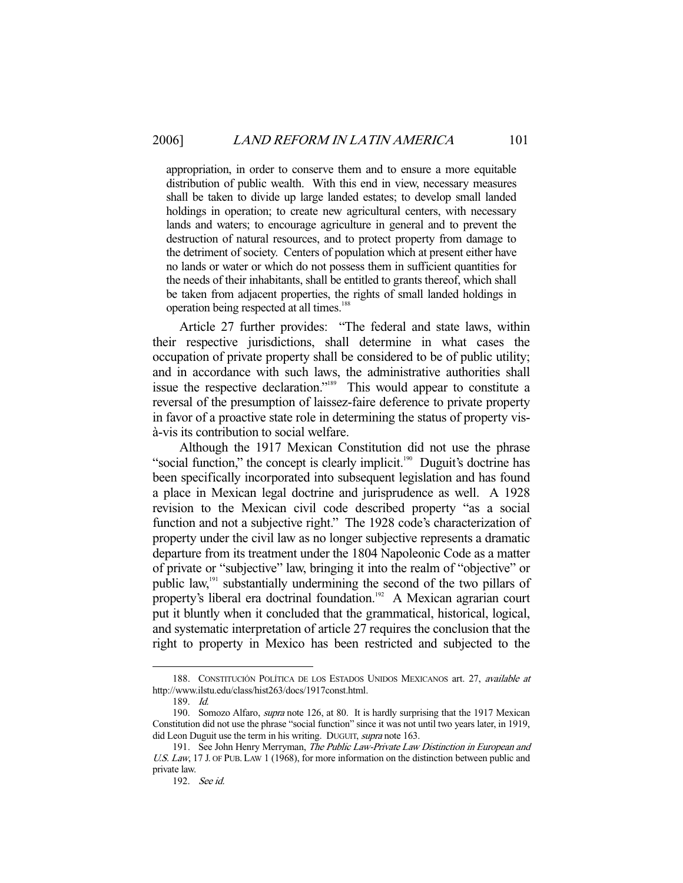> appropriation, in order to conserve them and to ensure a more equitable distribution of public wealth. With this end in view, necessary measures shall be taken to divide up large landed estates; to develop small landed holdings in operation; to create new agricultural centers, with necessary lands and waters; to encourage agriculture in general and to prevent the destruction of natural resources, and to protect property from damage to the detriment of society. Centers of population which at present either have no lands or water or which do not possess them in sufficient quantities for the needs of their inhabitants, shall be entitled to grants thereof, which shall be taken from adjacent properties, the rights of small landed holdings in operation being respected at all times.[188]

Article 27 further provides: "The federal and state laws, within their respective jurisdictions, shall determine in what cases the occupation of private property shall be considered to be of public utility; and in accordance with such laws, the administrative authorities shall issue the respective declaration."[189] This would appear to constitute a reversal of the presumption of laissez-faire deference to private property in favor of a proactive state role in determining the status of property vis-à-vis its contribution to social welfare.

Although the 1917 Mexican Constitution did not use the phrase "social function," the concept is clearly implicit.[190] Duguit's doctrine has been specifically incorporated into subsequent legislation and has found a place in Mexican legal doctrine and jurisprudence as well. A 1928 revision to the Mexican civil code described property "as a social function and not a subjective right." The 1928 code's characterization of property under the civil law as no longer subjective represents a dramatic departure from its treatment under the 1804 Napoleonic Code as a matter of private or "subjective" law, bringing it into the realm of "objective" or public law,[191] substantially undermining the second of the two pillars of property's liberal era doctrinal foundation.[192] A Mexican agrarian court put it bluntly when it concluded that the grammatical, historical, logical, and systematic interpretation of article 27 requires the conclusion that the right to property in Mexico has been restricted and subjected to the

---

188. CONSTITUCIÓN POLÍTICA DE LOS ESTADOS UNIDOS MEXICANOS art. 27, *available at* http://www.ilstu.edu/class/hist263/docs/1917const.html.

189. *Id.*

190. Somozo Alfaro, *supra* note 126, at 80. It is hardly surprising that the 1917 Mexican Constitution did not use the phrase "social function" since it was not until two years later, in 1919, did Leon Duguit use the term in his writing. DUGUIT, *supra* note 163.

191. See John Henry Merryman, *The Public Law-Private Law Distinction in European and U.S. Law*, 17 J. OF PUB. LAW 1 (1968), for more information on the distinction between public and private law.

192. *See id.*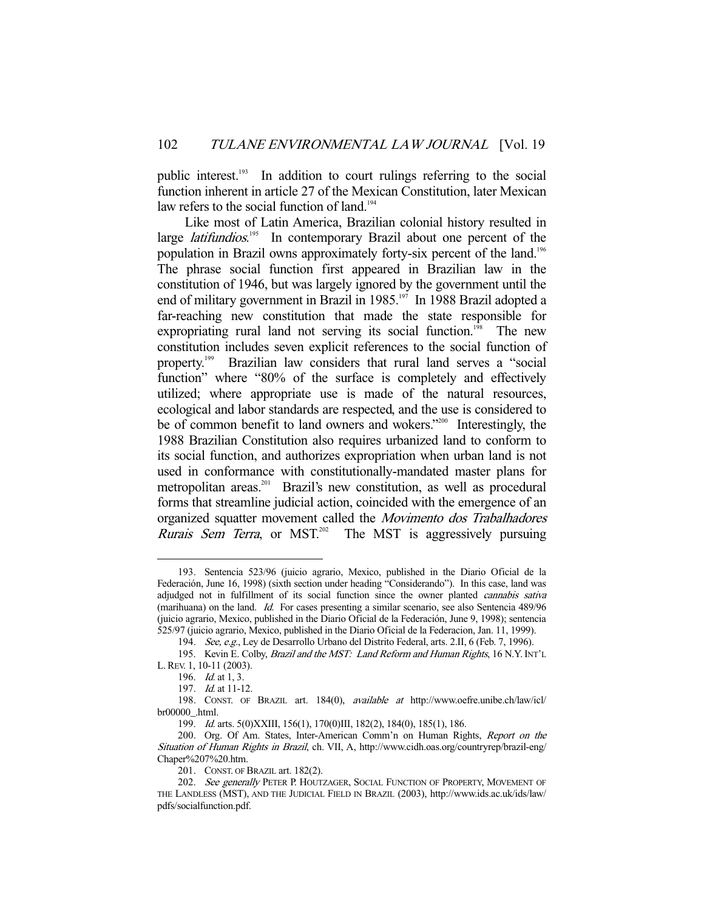public interest.[193] In addition to court rulings referring to the social function inherent in article 27 of the Mexican Constitution, later Mexican law refers to the social function of land.[194]

Like most of Latin America, Brazilian colonial history resulted in large *latifundios*.[195] In contemporary Brazil about one percent of the population in Brazil owns approximately forty-six percent of the land.[196] The phrase social function first appeared in Brazilian law in the constitution of 1946, but was largely ignored by the government until the end of military government in Brazil in 1985.[197] In 1988 Brazil adopted a far-reaching new constitution that made the state responsible for expropriating rural land not serving its social function.[198] The new constitution includes seven explicit references to the social function of property.[199] Brazilian law considers that rural land serves a "social function" where "80% of the surface is completely and effectively utilized; where appropriate use is made of the natural resources, ecological and labor standards are respected, and the use is considered to be of common benefit to land owners and wokers."[200] Interestingly, the 1988 Brazilian Constitution also requires urbanized land to conform to its social function, and authorizes expropriation when urban land is not used in conformance with constitutionally-mandated master plans for metropolitan areas.[201] Brazil's new constitution, as well as procedural forms that streamline judicial action, coincided with the emergence of an organized squatter movement called the *Movimento dos Trabalhadores Rurais Sem Terra*, or MST.[202] The MST is aggressively pursuing

---

193. Sentencia 523/96 (juicio agrario, Mexico, published in the Diario Oficial de la Federación, June 16, 1998) (sixth section under heading "Considerando"). In this case, land was adjudged not in fulfillment of its social function since the owner planted *cannabis sativa* (marihuana) on the land. *Id.* For cases presenting a similar scenario, see also Sentencia 489/96 (juicio agrario, Mexico, published in the Diario Oficial de la Federación, June 9, 1998); sentencia 525/97 (juicio agrario, Mexico, published in the Diario Oficial de la Federacion, Jan. 11, 1999).

194. *See, e.g.*, Ley de Desarrollo Urbano del Distrito Federal, arts. 2.II, 6 (Feb. 7, 1996).

195. Kevin E. Colby, *Brazil and the MST: Land Reform and Human Rights*, 16 N.Y. INT'L L. REV. 1, 10-11 (2003).

196. *Id.* at 1, 3.

197. *Id.* at 11-12.

198. CONST. OF BRAZIL art. 184(0), *available at* http://www.oefre.unibe.ch/law/icl/br00000_.html.

199. *Id.* arts. 5(0)XXIII, 156(1), 170(0)III, 182(2), 184(0), 185(1), 186.

200. Org. Of Am. States, Inter-American Comm'n on Human Rights, *Report on the Situation of Human Rights in Brazil*, ch. VII, A, http://www.cidh.oas.org/countryrep/brazil-eng/Chaper%207%20.htm.

201. CONST. OF BRAZIL art. 182(2).

202. *See generally* PETER P. HOUTZAGER, SOCIAL FUNCTION OF PROPERTY, MOVEMENT OF THE LANDLESS (MST), AND THE JUDICIAL FIELD IN BRAZIL (2003), http://www.ids.ac.uk/ids/law/pdfs/socialfunction.pdf.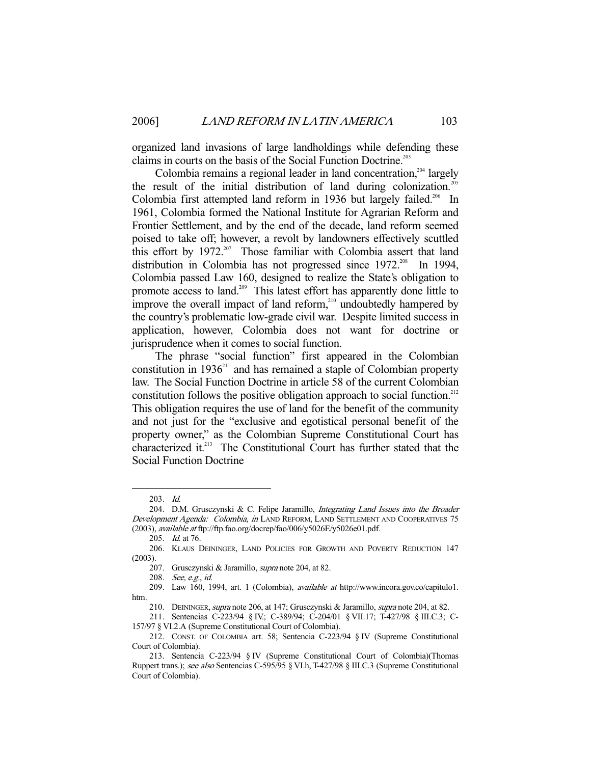organized land invasions of large landholdings while defending these claims in courts on the basis of the Social Function Doctrine.[203]

Colombia remains a regional leader in land concentration,[204] largely the result of the initial distribution of land during colonization.[205] Colombia first attempted land reform in 1936 but largely failed.[206] In 1961, Colombia formed the National Institute for Agrarian Reform and Frontier Settlement, and by the end of the decade, land reform seemed poised to take off; however, a revolt by landowners effectively scuttled this effort by 1972.[207] Those familiar with Colombia assert that land distribution in Colombia has not progressed since 1972.[208] In 1994, Colombia passed Law 160, designed to realize the State's obligation to promote access to land.[209] This latest effort has apparently done little to improve the overall impact of land reform,[210] undoubtedly hampered by the country's problematic low-grade civil war. Despite limited success in application, however, Colombia does not want for doctrine or jurisprudence when it comes to social function.

The phrase "social function" first appeared in the Colombian constitution in 1936[211] and has remained a staple of Colombian property law. The Social Function Doctrine in article 58 of the current Colombian constitution follows the positive obligation approach to social function.[212] This obligation requires the use of land for the benefit of the community and not just for the "exclusive and egotistical personal benefit of the property owner," as the Colombian Supreme Constitutional Court has characterized it.[213] The Constitutional Court has further stated that the Social Function Doctrine

---

203. *Id.*

204. D.M. Grusczynski & C. Felipe Jaramillo, *Integrating Land Issues into the Broader Development Agenda: Colombia*, *in* LAND REFORM, LAND SETTLEMENT AND COOPERATIVES 75 (2003), *available at* ftp://ftp.fao.org/docrep/fao/006/y5026E/y5026e01.pdf.

205. *Id.* at 76.

206. KLAUS DEININGER, LAND POLICIES FOR GROWTH AND POVERTY REDUCTION 147 (2003).

207. Grusczynski & Jaramillo, *supra* note 204, at 82.

208. *See, e.g.*, *id.*

209. Law 160, 1994, art. 1 (Colombia), *available at* http://www.incora.gov.co/capitulo1.htm.

210. DEININGER, *supra* note 206, at 147; Grusczynski & Jaramillo, *supra* note 204, at 82.

211. Sentencias C-223/94 § IV.; C-389/94; C-204/01 § VII.17; T-427/98 § III.C.3; C-157/97 § VI.2.A (Supreme Constitutional Court of Colombia).

212. CONST. OF COLOMBIA art. 58; Sentencia C-223/94 § IV (Supreme Constitutional Court of Colombia).

213. Sentencia C-223/94 § IV (Supreme Constitutional Court of Colombia)(Thomas Ruppert trans.); *see also* Sentencias C-595/95 § VI.h, T-427/98 § III.C.3 (Supreme Constitutional Court of Colombia).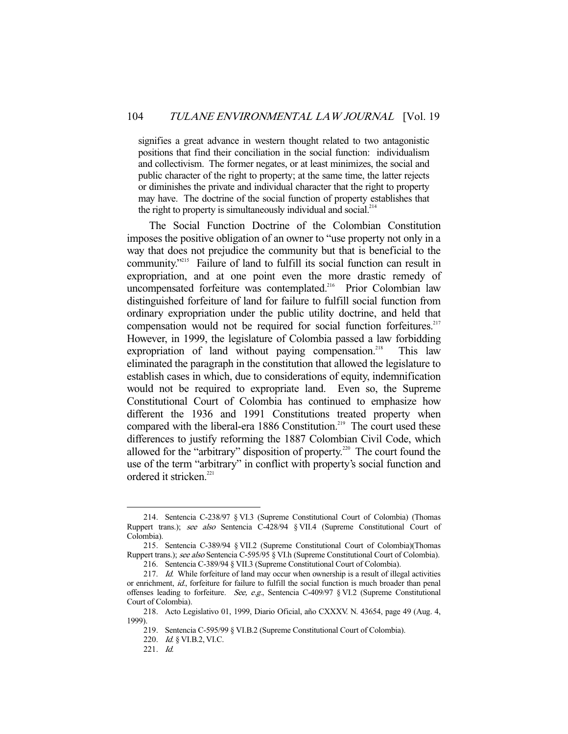> signifies a great advance in western thought related to two antagonistic positions that find their conciliation in the social function: individualism and collectivism. The former negates, or at least minimizes, the social and public character of the right to property; at the same time, the latter rejects or diminishes the private and individual character that the right to property may have. The doctrine of the social function of property establishes that the right to property is simultaneously individual and social.[214]

The Social Function Doctrine of the Colombian Constitution imposes the positive obligation of an owner to "use property not only in a way that does not prejudice the community but that is beneficial to the community."[215] Failure of land to fulfill its social function can result in expropriation, and at one point even the more drastic remedy of uncompensated forfeiture was contemplated.[216] Prior Colombian law distinguished forfeiture of land for failure to fulfill social function from ordinary expropriation under the public utility doctrine, and held that compensation would not be required for social function forfeitures.[217] However, in 1999, the legislature of Colombia passed a law forbidding expropriation of land without paying compensation.[218] This law eliminated the paragraph in the constitution that allowed the legislature to establish cases in which, due to considerations of equity, indemnification would not be required to expropriate land. Even so, the Supreme Constitutional Court of Colombia has continued to emphasize how different the 1936 and 1991 Constitutions treated property when compared with the liberal-era 1886 Constitution.[219] The court used these differences to justify reforming the 1887 Colombian Civil Code, which allowed for the "arbitrary" disposition of property.[220] The court found the use of the term "arbitrary" in conflict with property's social function and ordered it stricken.[221]

---

214. Sentencia C-238/97 § VI.3 (Supreme Constitutional Court of Colombia) (Thomas Ruppert trans.); *see also* Sentencia C-428/94 § VII.4 (Supreme Constitutional Court of Colombia).

215. Sentencia C-389/94 § VII.2 (Supreme Constitutional Court of Colombia)(Thomas Ruppert trans.); *see also* Sentencia C-595/95 § VI.h (Supreme Constitutional Court of Colombia).

216. Sentencia C-389/94 § VII.3 (Supreme Constitutional Court of Colombia).

217. *Id.* While forfeiture of land may occur when ownership is a result of illegal activities or enrichment, *id.*, forfeiture for failure to fulfill the social function is much broader than penal offenses leading to forfeiture. *See, e.g.*, Sentencia C-409/97 § VI.2 (Supreme Constitutional Court of Colombia).

218. Acto Legislativo 01, 1999, Diario Oficial, año CXXXV. N. 43654, page 49 (Aug. 4, 1999).

219. Sentencia C-595/99 § VI.B.2 (Supreme Constitutional Court of Colombia).

220. *Id.* § VI.B.2, VI.C.

221. *Id.*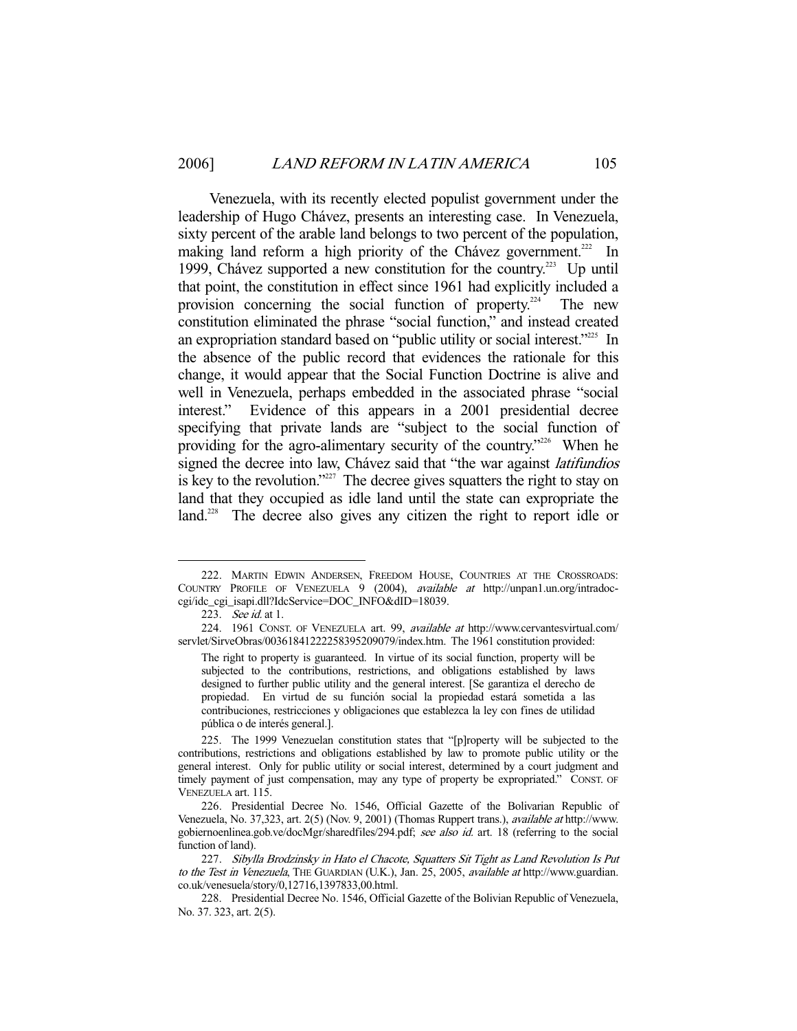Venezuela, with its recently elected populist government under the leadership of Hugo Chávez, presents an interesting case. In Venezuela, sixty percent of the arable land belongs to two percent of the population, making land reform a high priority of the Chávez government.[222] In 1999, Chávez supported a new constitution for the country.[223] Up until that point, the constitution in effect since 1961 had explicitly included a provision concerning the social function of property.[224] The new constitution eliminated the phrase "social function," and instead created an expropriation standard based on "public utility or social interest."[225] In the absence of the public record that evidences the rationale for this change, it would appear that the Social Function Doctrine is alive and well in Venezuela, perhaps embedded in the associated phrase "social interest." Evidence of this appears in a 2001 presidential decree specifying that private lands are "subject to the social function of providing for the agro-alimentary security of the country."[226] When he signed the decree into law, Chávez said that "the war against *latifundios* is key to the revolution."[227] The decree gives squatters the right to stay on land that they occupied as idle land until the state can expropriate the land.[228] The decree also gives any citizen the right to report idle or

---

222. MARTIN EDWIN ANDERSEN, FREEDOM HOUSE, COUNTRIES AT THE CROSSROADS: COUNTRY PROFILE OF VENEZUELA 9 (2004), *available at* http://unpan1.un.org/intradoc-cgi/idc_cgi_isapi.dll?IdcService=DOC_INFO&dID=18039.

223. *See id.* at 1.

224. 1961 CONST. OF VENEZUELA art. 99, *available at* http://www.cervantesvirtual.com/servlet/SirveObras/00361841222258395209079/index.htm. The 1961 constitution provided:

> The right to property is guaranteed. In virtue of its social function, property will be subjected to the contributions, restrictions, and obligations established by laws designed to further public utility and the general interest. [Se garantiza el derecho de propiedad. En virtud de su función social la propiedad estará sometida a las contribuciones, restricciones y obligaciones que establezca la ley con fines de utilidad pública o de interés general.].

225. The 1999 Venezuelan constitution states that "[p]roperty will be subjected to the contributions, restrictions and obligations established by law to promote public utility or the general interest. Only for public utility or social interest, determined by a court judgment and timely payment of just compensation, may any type of property be expropriated." CONST. OF VENEZUELA art. 115.

226. Presidential Decree No. 1546, Official Gazette of the Bolivarian Republic of Venezuela, No. 37,323, art. 2(5) (Nov. 9, 2001) (Thomas Ruppert trans.), *available at* http://www.gobiernoenlinea.gob.ve/docMgr/sharedfiles/294.pdf; *see also id.* art. 18 (referring to the social function of land).

227. *Sibylla Brodzinsky in Hato el Chacote, Squatters Sit Tight as Land Revolution Is Put to the Test in Venezuela*, THE GUARDIAN (U.K.), Jan. 25, 2005, *available at* http://www.guardian.co.uk/venesuela/story/0,12716,1397833,00.html.

228. Presidential Decree No. 1546, Official Gazette of the Bolivian Republic of Venezuela, No. 37. 323, art. 2(5).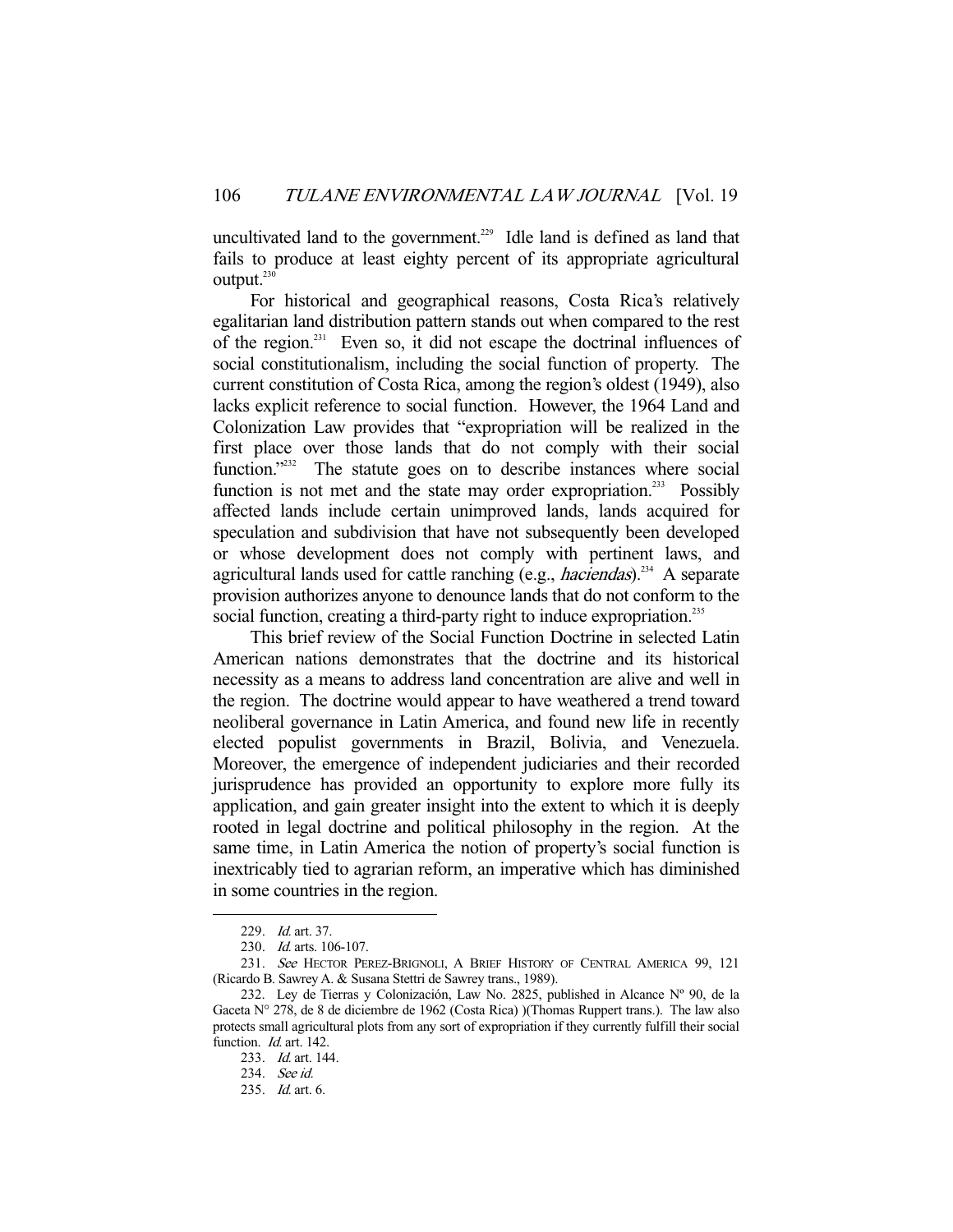uncultivated land to the government.[229] Idle land is defined as land that fails to produce at least eighty percent of its appropriate agricultural output.[230]

For historical and geographical reasons, Costa Rica's relatively egalitarian land distribution pattern stands out when compared to the rest of the region.[231] Even so, it did not escape the doctrinal influences of social constitutionalism, including the social function of property. The current constitution of Costa Rica, among the region's oldest (1949), also lacks explicit reference to social function. However, the 1964 Land and Colonization Law provides that "expropriation will be realized in the first place over those lands that do not comply with their social function."[232] The statute goes on to describe instances where social function is not met and the state may order expropriation.[233] Possibly affected lands include certain unimproved lands, lands acquired for speculation and subdivision that have not subsequently been developed or whose development does not comply with pertinent laws, and agricultural lands used for cattle ranching (e.g., *haciendas*).[234] A separate provision authorizes anyone to denounce lands that do not conform to the social function, creating a third-party right to induce expropriation.[235]

This brief review of the Social Function Doctrine in selected Latin American nations demonstrates that the doctrine and its historical necessity as a means to address land concentration are alive and well in the region. The doctrine would appear to have weathered a trend toward neoliberal governance in Latin America, and found new life in recently elected populist governments in Brazil, Bolivia, and Venezuela. Moreover, the emergence of independent judiciaries and their recorded jurisprudence has provided an opportunity to explore more fully its application, and gain greater insight into the extent to which it is deeply rooted in legal doctrine and political philosophy in the region. At the same time, in Latin America the notion of property's social function is inextricably tied to agrarian reform, an imperative which has diminished in some countries in the region.

---

229. *Id.* art. 37.

230. *Id.* arts. 106-107.

231. *See* HECTOR PEREZ-BRIGNOLI, A BRIEF HISTORY OF CENTRAL AMERICA 99, 121 (Ricardo B. Sawrey A. & Susana Stettri de Sawrey trans., 1989).

232. Ley de Tierras y Colonización, Law No. 2825, published in Alcance Nº 90, de la Gaceta N° 278, de 8 de diciembre de 1962 (Costa Rica) )(Thomas Ruppert trans.). The law also protects small agricultural plots from any sort of expropriation if they currently fulfill their social function. *Id.* art. 142.

233. *Id.* art. 144.

234. *See id.*

235. *Id.* art. 6.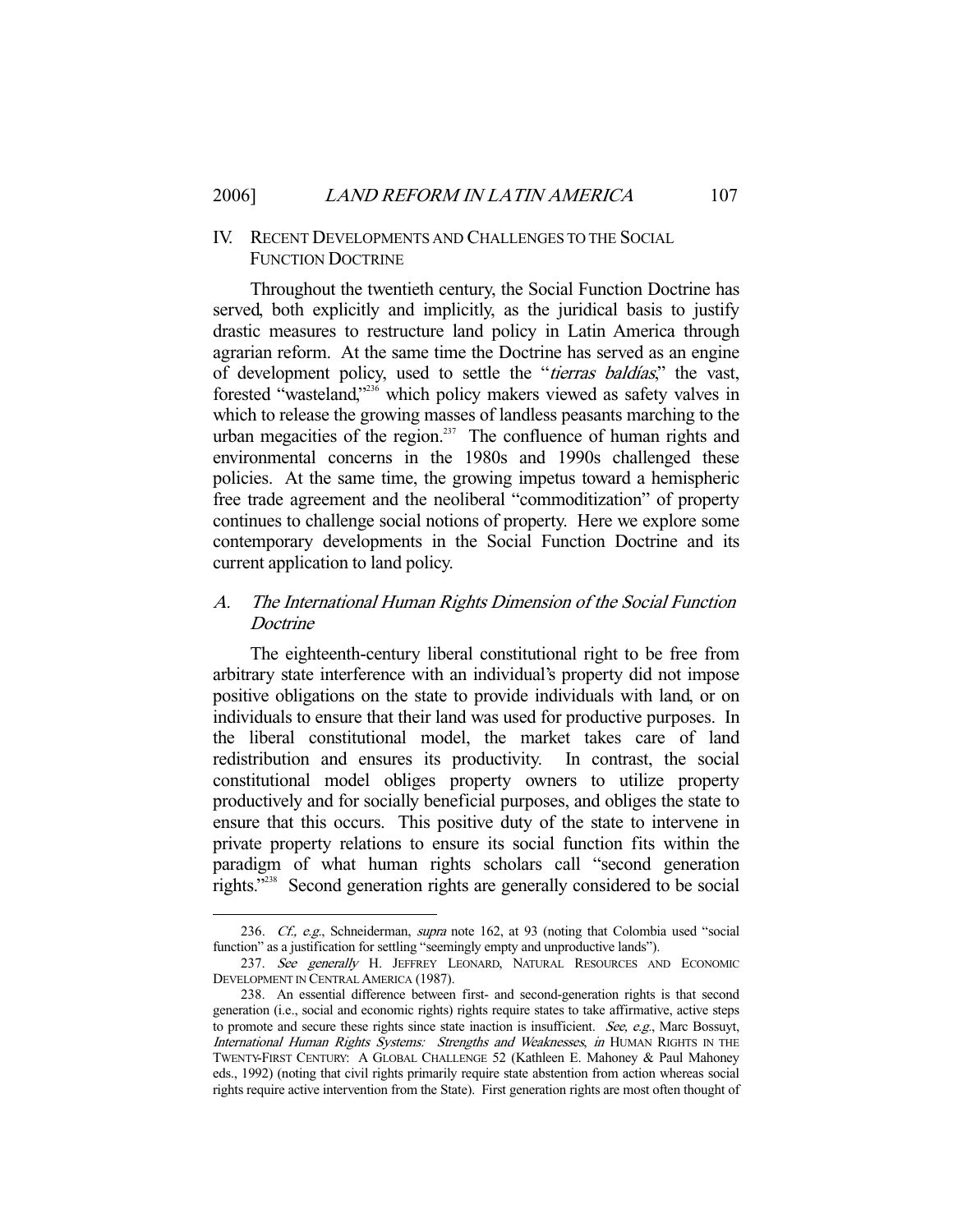## IV. Recent Developments and Challenges to the Social Function Doctrine

Throughout the twentieth century, the Social Function Doctrine has served, both explicitly and implicitly, as the juridical basis to justify drastic measures to restructure land policy in Latin America through agrarian reform. At the same time the Doctrine has served as an engine of development policy, used to settle the "*tierras baldías*," the vast, forested "wasteland,"[236] which policy makers viewed as safety valves in which to release the growing masses of landless peasants marching to the urban megacities of the region.[237] The confluence of human rights and environmental concerns in the 1980s and 1990s challenged these policies. At the same time, the growing impetus toward a hemispheric free trade agreement and the neoliberal "commoditization" of property continues to challenge social notions of property. Here we explore some contemporary developments in the Social Function Doctrine and its current application to land policy.

### A. *The International Human Rights Dimension of the Social Function Doctrine*

The eighteenth-century liberal constitutional right to be free from arbitrary state interference with an individual's property did not impose positive obligations on the state to provide individuals with land, or on individuals to ensure that their land was used for productive purposes. In the liberal constitutional model, the market takes care of land redistribution and ensures its productivity. In contrast, the social constitutional model obliges property owners to utilize property productively and for socially beneficial purposes, and obliges the state to ensure that this occurs. This positive duty of the state to intervene in private property relations to ensure its social function fits within the paradigm of what human rights scholars call "second generation rights."[238] Second generation rights are generally considered to be social

---

236. *Cf., e.g.*, Schneiderman, *supra* note 162, at 93 (noting that Colombia used "social function" as a justification for settling "seemingly empty and unproductive lands").

237. *See generally* H. Jeffrey Leonard, Natural Resources and Economic Development in Central America (1987).

238. An essential difference between first- and second-generation rights is that second generation (i.e., social and economic rights) rights require states to take affirmative, active steps to promote and secure these rights since state inaction is insufficient. *See, e.g.*, Marc Bossuyt, *International Human Rights Systems: Strengths and Weaknesses*, *in* Human Rights in the Twenty-First Century: A Global Challenge 52 (Kathleen E. Mahoney & Paul Mahoney eds., 1992) (noting that civil rights primarily require state abstention from action whereas social rights require active intervention from the State). First generation rights are most often thought of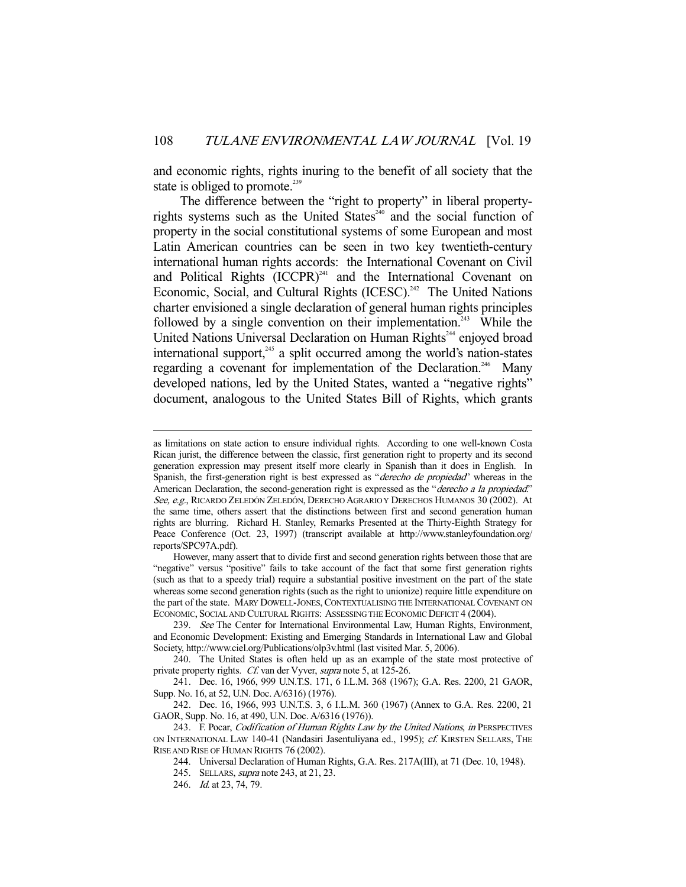and economic rights, rights inuring to the benefit of all society that the state is obliged to promote.[239]

The difference between the "right to property" in liberal property-rights systems such as the United States[240] and the social function of property in the social constitutional systems of some European and most Latin American countries can be seen in two key twentieth-century international human rights accords: the International Covenant on Civil and Political Rights (ICCPR)[241] and the International Covenant on Economic, Social, and Cultural Rights (ICESC).[242] The United Nations charter envisioned a single declaration of general human rights principles followed by a single convention on their implementation.[243] While the United Nations Universal Declaration on Human Rights[244] enjoyed broad international support,[245] a split occurred among the world's nation-states regarding a covenant for implementation of the Declaration.[246] Many developed nations, led by the United States, wanted a "negative rights" document, analogous to the United States Bill of Rights, which grants

---

as limitations on state action to ensure individual rights. According to one well-known Costa Rican jurist, the difference between the classic, first generation right to property and its second generation expression may present itself more clearly in Spanish than it does in English. In Spanish, the first-generation right is best expressed as "*derecho de propiedad*" whereas in the American Declaration, the second-generation right is expressed as the "*derecho a la propiedad*." *See, e.g.*, RICARDO ZELEDÓN ZELEDÓN, DERECHO AGRARIO Y DERECHOS HUMANOS 30 (2002). At the same time, others assert that the distinctions between first and second generation human rights are blurring. Richard H. Stanley, Remarks Presented at the Thirty-Eighth Strategy for Peace Conference (Oct. 23, 1997) (transcript available at http://www.stanleyfoundation.org/reports/SPC97A.pdf).

However, many assert that to divide first and second generation rights between those that are "negative" versus "positive" fails to take account of the fact that some first generation rights (such as that to a speedy trial) require a substantial positive investment on the part of the state whereas some second generation rights (such as the right to unionize) require little expenditure on the part of the state. MARY DOWELL-JONES, CONTEXTUALISING THE INTERNATIONAL COVENANT ON ECONOMIC, SOCIAL AND CULTURAL RIGHTS: ASSESSING THE ECONOMIC DEFICIT 4 (2004).

239. *See* The Center for International Environmental Law, Human Rights, Environment, and Economic Development: Existing and Emerging Standards in International Law and Global Society, http://www.ciel.org/Publications/olp3v.html (last visited Mar. 5, 2006).

240. The United States is often held up as an example of the state most protective of private property rights. *Cf.* van der Vyver, *supra* note 5, at 125-26.

241. Dec. 16, 1966, 999 U.N.T.S. 171, 6 I.L.M. 368 (1967); G.A. Res. 2200, 21 GAOR, Supp. No. 16, at 52, U.N. Doc. A/6316) (1976).

242. Dec. 16, 1966, 993 U.N.T.S. 3, 6 I.L.M. 360 (1967) (Annex to G.A. Res. 2200, 21 GAOR, Supp. No. 16, at 490, U.N. Doc. A/6316 (1976)).

243. F. Pocar, *Codification of Human Rights Law by the United Nations*, *in* PERSPECTIVES ON INTERNATIONAL LAW 140-41 (Nandasiri Jasentuliyana ed., 1995); *cf.* KIRSTEN SELLARS, THE RISE AND RISE OF HUMAN RIGHTS 76 (2002).

244. Universal Declaration of Human Rights, G.A. Res. 217A(III), at 71 (Dec. 10, 1948).

245. SELLARS, *supra* note 243, at 21, 23.

246. *Id.* at 23, 74, 79.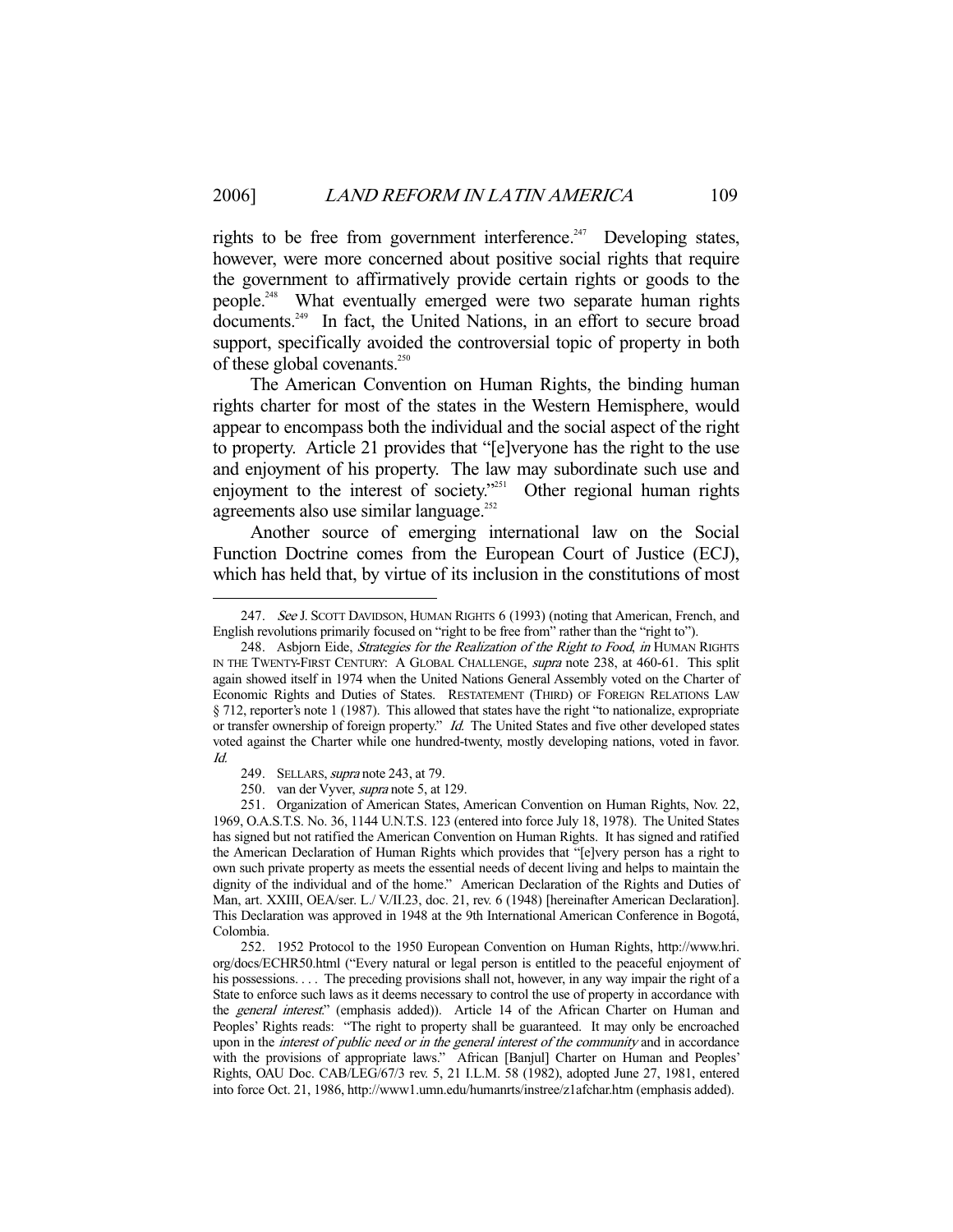rights to be free from government interference.[247] Developing states, however, were more concerned about positive social rights that require the government to affirmatively provide certain rights or goods to the people.[248] What eventually emerged were two separate human rights documents.[249] In fact, the United Nations, in an effort to secure broad support, specifically avoided the controversial topic of property in both of these global covenants.[250]

The American Convention on Human Rights, the binding human rights charter for most of the states in the Western Hemisphere, would appear to encompass both the individual and the social aspect of the right to property. Article 21 provides that "[e]veryone has the right to the use and enjoyment of his property. The law may subordinate such use and enjoyment to the interest of society."[251] Other regional human rights agreements also use similar language.[252]

Another source of emerging international law on the Social Function Doctrine comes from the European Court of Justice (ECJ), which has held that, by virtue of its inclusion in the constitutions of most

---

247. *See* J. SCOTT DAVIDSON, HUMAN RIGHTS 6 (1993) (noting that American, French, and English revolutions primarily focused on "right to be free from" rather than the "right to").

248. Asbjorn Eide, *Strategies for the Realization of the Right to Food*, *in* HUMAN RIGHTS IN THE TWENTY-FIRST CENTURY: A GLOBAL CHALLENGE, *supra* note 238, at 460-61. This split again showed itself in 1974 when the United Nations General Assembly voted on the Charter of Economic Rights and Duties of States. RESTATEMENT (THIRD) OF FOREIGN RELATIONS LAW § 712, reporter's note 1 (1987). This allowed that states have the right "to nationalize, expropriate or transfer ownership of foreign property." *Id.* The United States and five other developed states voted against the Charter while one hundred-twenty, mostly developing nations, voted in favor. *Id.*

249. SELLARS, *supra* note 243, at 79.

250. van der Vyver, *supra* note 5, at 129.

251. Organization of American States, American Convention on Human Rights, Nov. 22, 1969, O.A.S.T.S. No. 36, 1144 U.N.T.S. 123 (entered into force July 18, 1978). The United States has signed but not ratified the American Convention on Human Rights. It has signed and ratified the American Declaration of Human Rights which provides that "[e]very person has a right to own such private property as meets the essential needs of decent living and helps to maintain the dignity of the individual and of the home." American Declaration of the Rights and Duties of Man, art. XXIII, OEA/ser. L./ V./II.23, doc. 21, rev. 6 (1948) [hereinafter American Declaration]. This Declaration was approved in 1948 at the 9th International American Conference in Bogotá, Colombia.

252. 1952 Protocol to the 1950 European Convention on Human Rights, http://www.hri.org/docs/ECHR50.html ("Every natural or legal person is entitled to the peaceful enjoyment of his possessions. . . . The preceding provisions shall not, however, in any way impair the right of a State to enforce such laws as it deems necessary to control the use of property in accordance with the *general interest*." (emphasis added)). Article 14 of the African Charter on Human and Peoples' Rights reads: "The right to property shall be guaranteed. It may only be encroached upon in the *interest of public need or in the general interest of the community* and in accordance with the provisions of appropriate laws." African [Banjul] Charter on Human and Peoples' Rights, OAU Doc. CAB/LEG/67/3 rev. 5, 21 I.L.M. 58 (1982), adopted June 27, 1981, entered into force Oct. 21, 1986, http://www1.umn.edu/humanrts/instree/z1afchar.htm (emphasis added).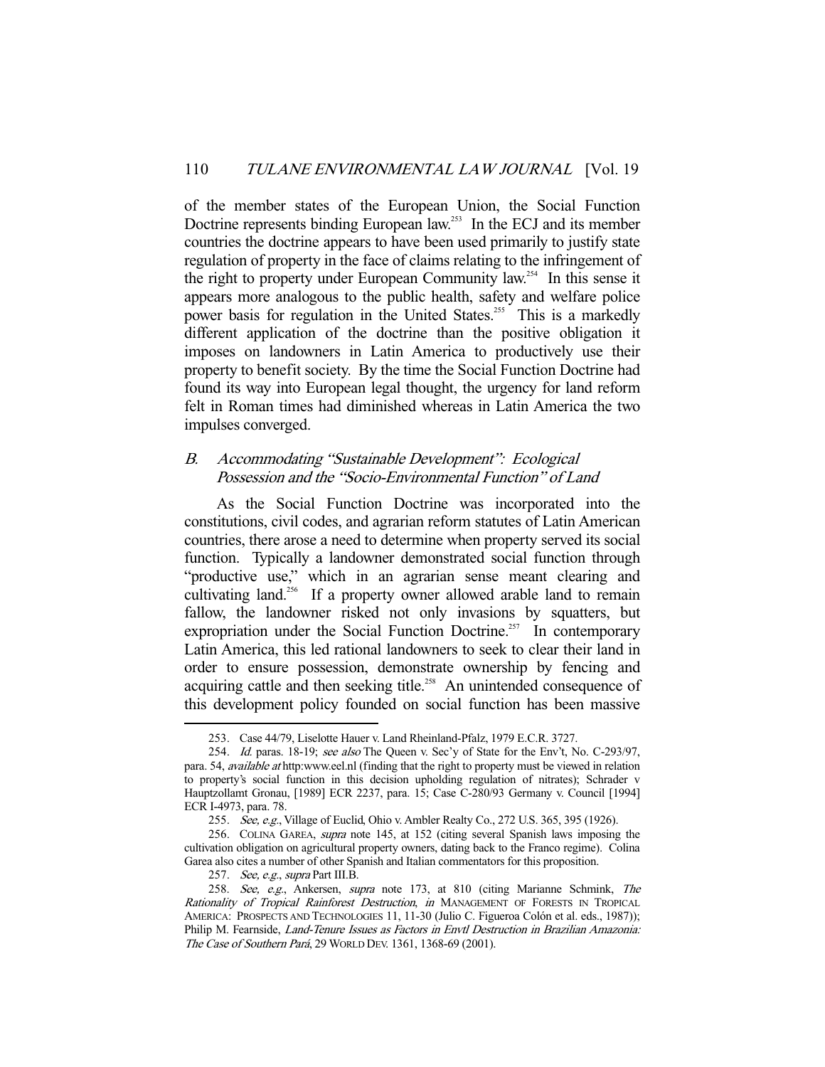of the member states of the European Union, the Social Function Doctrine represents binding European law.[253] In the ECJ and its member countries the doctrine appears to have been used primarily to justify state regulation of property in the face of claims relating to the infringement of the right to property under European Community law.[254] In this sense it appears more analogous to the public health, safety and welfare police power basis for regulation in the United States.[255] This is a markedly different application of the doctrine than the positive obligation it imposes on landowners in Latin America to productively use their property to benefit society. By the time the Social Function Doctrine had found its way into European legal thought, the urgency for land reform felt in Roman times had diminished whereas in Latin America the two impulses converged.

## *B. Accommodating "Sustainable Development": Ecological Possession and the "Socio-Environmental Function" of Land*

As the Social Function Doctrine was incorporated into the constitutions, civil codes, and agrarian reform statutes of Latin American countries, there arose a need to determine when property served its social function. Typically a landowner demonstrated social function through "productive use," which in an agrarian sense meant clearing and cultivating land.[256] If a property owner allowed arable land to remain fallow, the landowner risked not only invasions by squatters, but expropriation under the Social Function Doctrine.[257] In contemporary Latin America, this led rational landowners to seek to clear their land in order to ensure possession, demonstrate ownership by fencing and acquiring cattle and then seeking title.[258] An unintended consequence of this development policy founded on social function has been massive

---

253. Case 44/79, Liselotte Hauer v. Land Rheinland-Pfalz, 1979 E.C.R. 3727.

254. *Id.* paras. 18-19; *see also* The Queen v. Sec'y of State for the Env't, No. C-293/97, para. 54, *available at* http:www.eel.nl (finding that the right to property must be viewed in relation to property's social function in this decision upholding regulation of nitrates); Schrader v Hauptzollamt Gronau, [1989] ECR 2237, para. 15; Case C-280/93 Germany v. Council [1994] ECR I-4973, para. 78.

255. *See, e.g.*, Village of Euclid, Ohio v. Ambler Realty Co., 272 U.S. 365, 395 (1926).

256. COLINA GAREA, *supra* note 145, at 152 (citing several Spanish laws imposing the cultivation obligation on agricultural property owners, dating back to the Franco regime). Colina Garea also cites a number of other Spanish and Italian commentators for this proposition.

257. *See, e.g.*, *supra* Part III.B.

258. *See, e.g.*, Ankersen, *supra* note 173, at 810 (citing Marianne Schmink, *The Rationality of Tropical Rainforest Destruction*, *in* MANAGEMENT OF FORESTS IN TROPICAL AMERICA: PROSPECTS AND TECHNOLOGIES 11, 11-30 (Julio C. Figueroa Colón et al. eds., 1987)); Philip M. Fearnside, *Land-Tenure Issues as Factors in Envtl Destruction in Brazilian Amazonia: The Case of Southern Pará*, 29 WORLD DEV. 1361, 1368-69 (2001).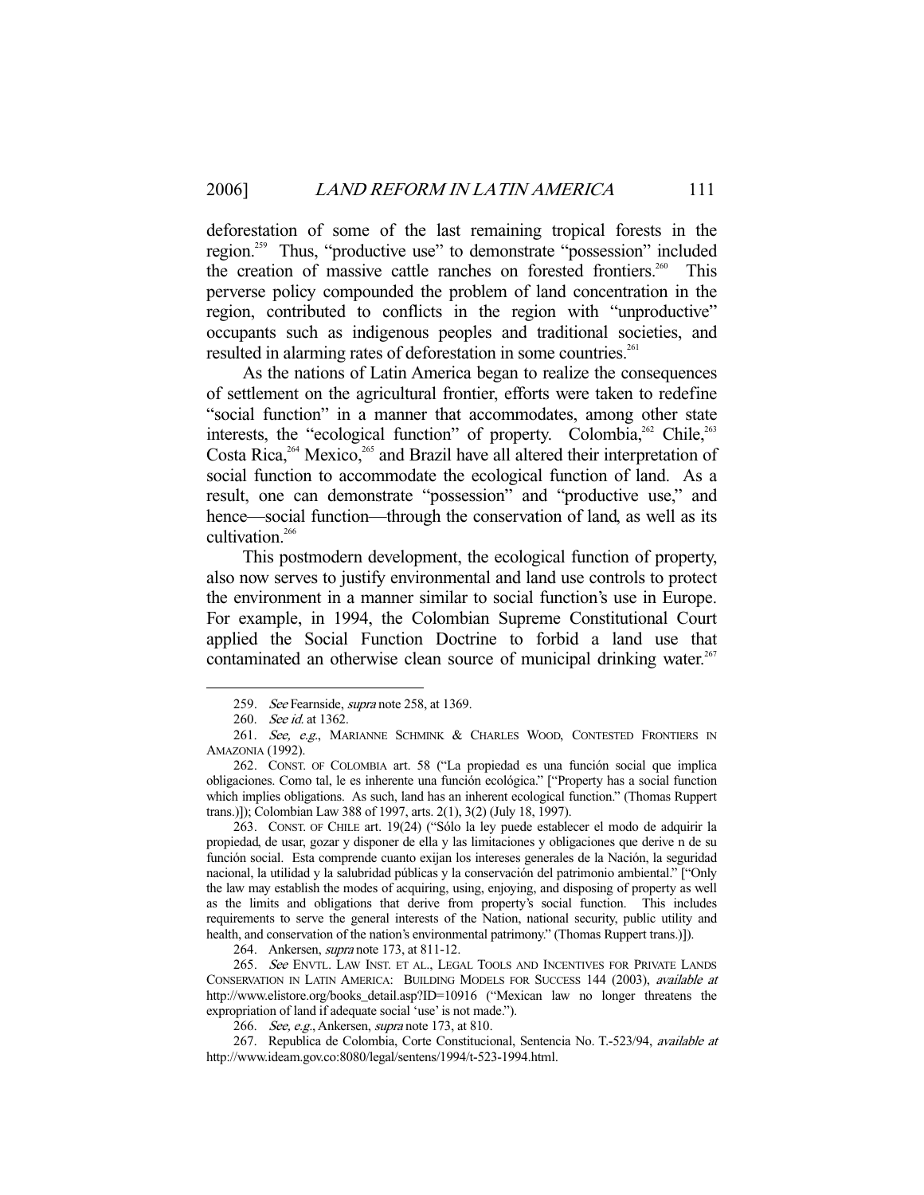deforestation of some of the last remaining tropical forests in the region.[259] Thus, "productive use" to demonstrate "possession" included the creation of massive cattle ranches on forested frontiers.[260] This perverse policy compounded the problem of land concentration in the region, contributed to conflicts in the region with "unproductive" occupants such as indigenous peoples and traditional societies, and resulted in alarming rates of deforestation in some countries.[261]

As the nations of Latin America began to realize the consequences of settlement on the agricultural frontier, efforts were taken to redefine "social function" in a manner that accommodates, among other state interests, the "ecological function" of property. Colombia,[262] Chile,[263] Costa Rica,[264] Mexico,[265] and Brazil have all altered their interpretation of social function to accommodate the ecological function of land. As a result, one can demonstrate "possession" and "productive use," and hence—social function—through the conservation of land, as well as its cultivation.[266]

This postmodern development, the ecological function of property, also now serves to justify environmental and land use controls to protect the environment in a manner similar to social function's use in Europe. For example, in 1994, the Colombian Supreme Constitutional Court applied the Social Function Doctrine to forbid a land use that contaminated an otherwise clean source of municipal drinking water.[267]

---

259. *See* Fearnside, *supra* note 258, at 1369.

260. *See id.* at 1362.

261. *See, e.g.*, MARIANNE SCHMINK & CHARLES WOOD, CONTESTED FRONTIERS IN AMAZONIA (1992).

262. CONST. OF COLOMBIA art. 58 ("La propiedad es una función social que implica obligaciones. Como tal, le es inherente una función ecológica." ["Property has a social function which implies obligations. As such, land has an inherent ecological function." (Thomas Ruppert trans.)]); Colombian Law 388 of 1997, arts. 2(1), 3(2) (July 18, 1997).

263. CONST. OF CHILE art. 19(24) ("Sólo la ley puede establecer el modo de adquirir la propiedad, de usar, gozar y disponer de ella y las limitaciones y obligaciones que derive n de su función social. Esta comprende cuanto exijan los intereses generales de la Nación, la seguridad nacional, la utilidad y la salubridad públicas y la conservación del patrimonio ambiental." ["Only the law may establish the modes of acquiring, using, enjoying, and disposing of property as well as the limits and obligations that derive from property's social function. This includes requirements to serve the general interests of the Nation, national security, public utility and health, and conservation of the nation's environmental patrimony." (Thomas Ruppert trans.)]).

264. Ankersen, *supra* note 173, at 811-12.

265. *See* ENVTL. LAW INST. ET AL., LEGAL TOOLS AND INCENTIVES FOR PRIVATE LANDS CONSERVATION IN LATIN AMERICA: BUILDING MODELS FOR SUCCESS 144 (2003), *available at* http://www.elistore.org/books_detail.asp?ID=10916 ("Mexican law no longer threatens the expropriation of land if adequate social 'use' is not made.").

266. *See, e.g.*, Ankersen, *supra* note 173, at 810.

267. Republica de Colombia, Corte Constitucional, Sentencia No. T.-523/94, *available at* http://www.ideam.gov.co:8080/legal/sentens/1994/t-523-1994.html.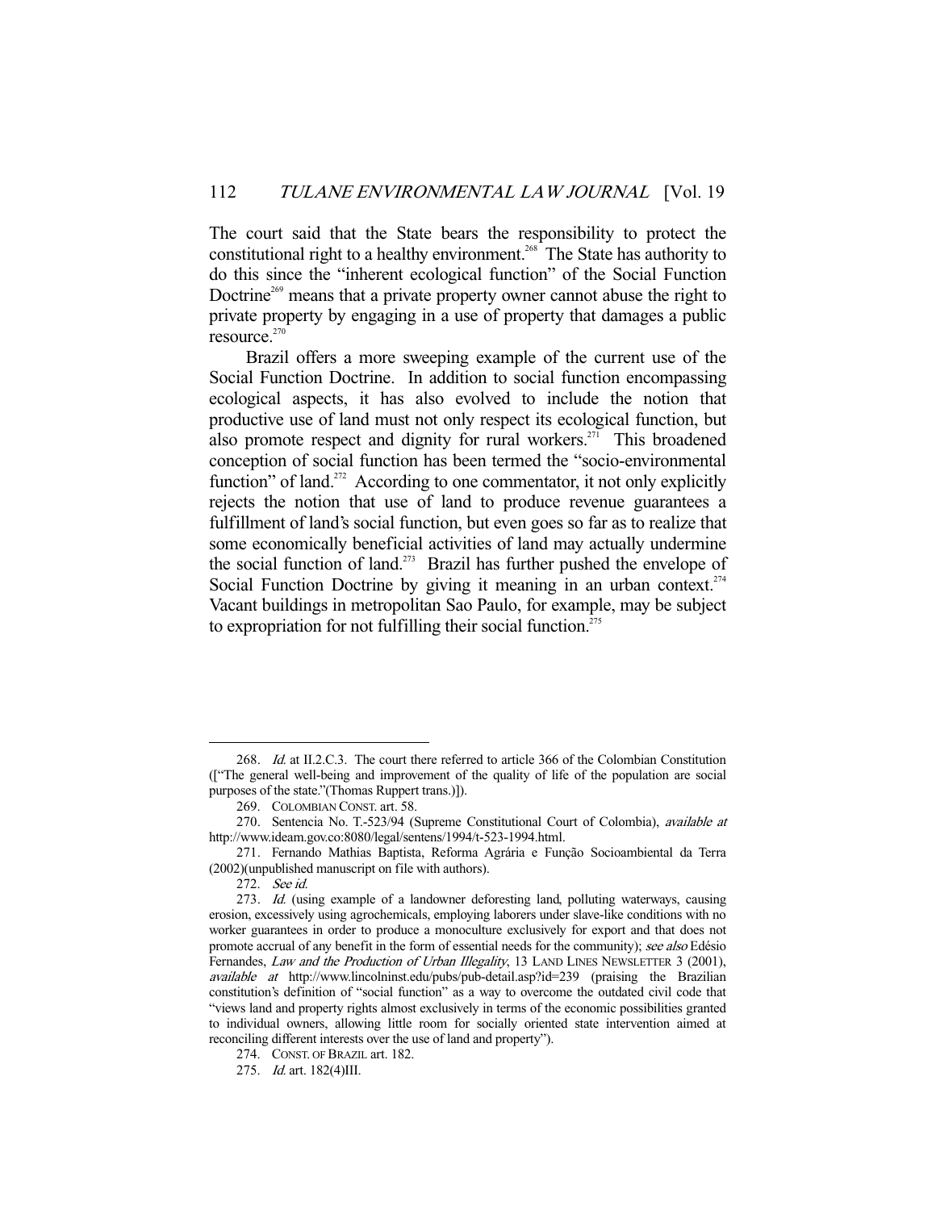The court said that the State bears the responsibility to protect the constitutional right to a healthy environment.[268] The State has authority to do this since the "inherent ecological function" of the Social Function Doctrine[269] means that a private property owner cannot abuse the right to private property by engaging in a use of property that damages a public resource.[270]

Brazil offers a more sweeping example of the current use of the Social Function Doctrine. In addition to social function encompassing ecological aspects, it has also evolved to include the notion that productive use of land must not only respect its ecological function, but also promote respect and dignity for rural workers.[271] This broadened conception of social function has been termed the "socio-environmental function" of land.[272] According to one commentator, it not only explicitly rejects the notion that use of land to produce revenue guarantees a fulfillment of land's social function, but even goes so far as to realize that some economically beneficial activities of land may actually undermine the social function of land.[273] Brazil has further pushed the envelope of Social Function Doctrine by giving it meaning in an urban context.[274] Vacant buildings in metropolitan Sao Paulo, for example, may be subject to expropriation for not fulfilling their social function.[275]

---

268. *Id.* at II.2.C.3. The court there referred to article 366 of the Colombian Constitution (["The general well-being and improvement of the quality of life of the population are social purposes of the state."(Thomas Ruppert trans.)]).

269. COLOMBIAN CONST. art. 58.

270. Sentencia No. T.-523/94 (Supreme Constitutional Court of Colombia), *available at* http://www.ideam.gov.co:8080/legal/sentens/1994/t-523-1994.html.

271. Fernando Mathias Baptista, Reforma Agrária e Função Socioambiental da Terra (2002)(unpublished manuscript on file with authors).

272. *See id.*

273. *Id.* (using example of a landowner deforesting land, polluting waterways, causing erosion, excessively using agrochemicals, employing laborers under slave-like conditions with no worker guarantees in order to produce a monoculture exclusively for export and that does not promote accrual of any benefit in the form of essential needs for the community); *see also* Edésio Fernandes, *Law and the Production of Urban Illegality*, 13 LAND LINES NEWSLETTER 3 (2001), *available at* http://www.lincolninst.edu/pubs/pub-detail.asp?id=239 (praising the Brazilian constitution's definition of "social function" as a way to overcome the outdated civil code that "views land and property rights almost exclusively in terms of the economic possibilities granted to individual owners, allowing little room for socially oriented state intervention aimed at reconciling different interests over the use of land and property").

274. CONST. OF BRAZIL art. 182.

275. *Id.* art. 182(4)III.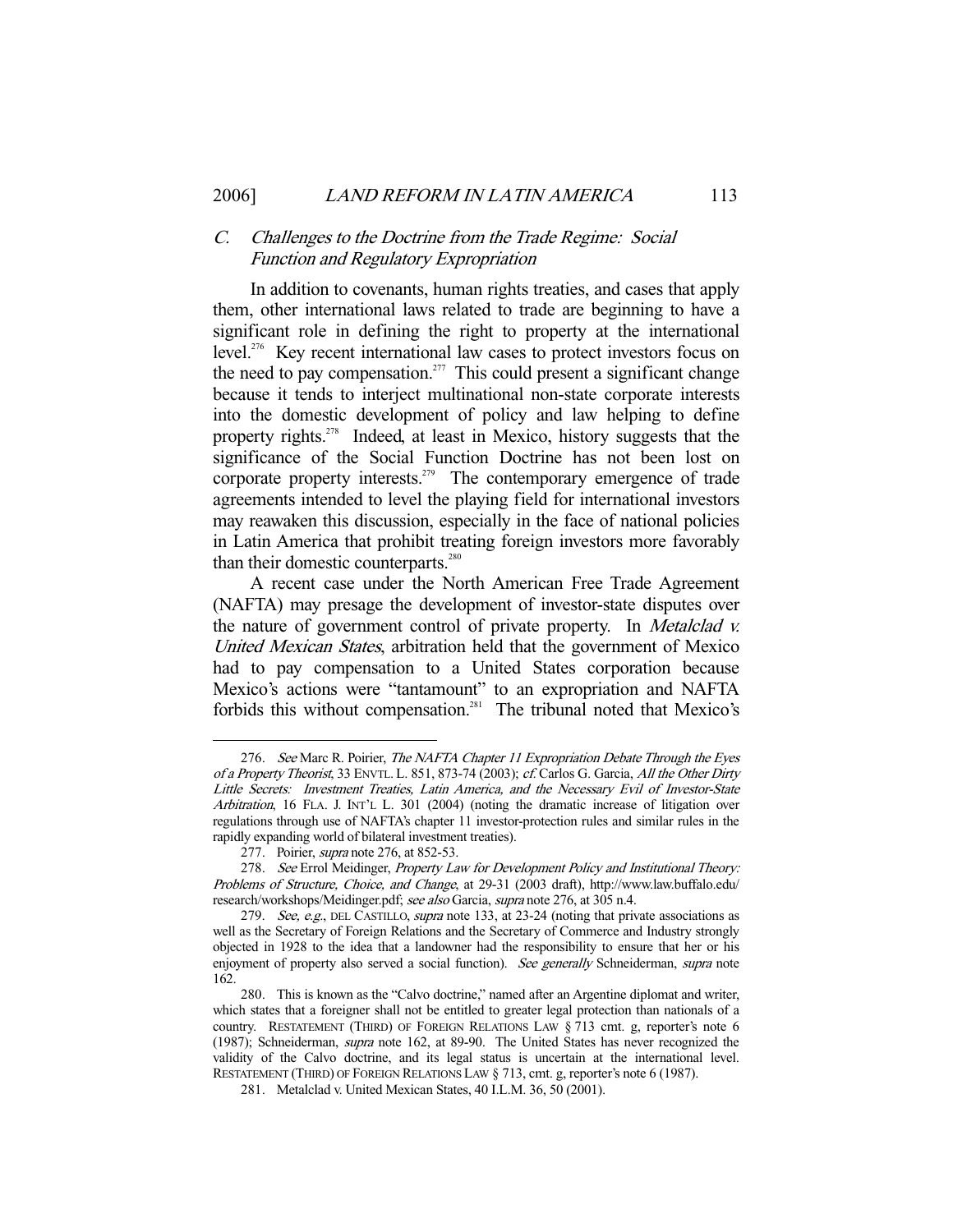### C. *Challenges to the Doctrine from the Trade Regime: Social Function and Regulatory Expropriation*

In addition to covenants, human rights treaties, and cases that apply them, other international laws related to trade are beginning to have a significant role in defining the right to property at the international level.[276] Key recent international law cases to protect investors focus on the need to pay compensation.[277] This could present a significant change because it tends to interject multinational non-state corporate interests into the domestic development of policy and law helping to define property rights.[278] Indeed, at least in Mexico, history suggests that the significance of the Social Function Doctrine has not been lost on corporate property interests.[279] The contemporary emergence of trade agreements intended to level the playing field for international investors may reawaken this discussion, especially in the face of national policies in Latin America that prohibit treating foreign investors more favorably than their domestic counterparts.[280]

A recent case under the North American Free Trade Agreement (NAFTA) may presage the development of investor-state disputes over the nature of government control of private property. In *Metalclad v. United Mexican States*, arbitration held that the government of Mexico had to pay compensation to a United States corporation because Mexico's actions were "tantamount" to an expropriation and NAFTA forbids this without compensation.[281] The tribunal noted that Mexico's

---

276. *See* Marc R. Poirier, *The NAFTA Chapter 11 Expropriation Debate Through the Eyes of a Property Theorist*, 33 ENVTL. L. 851, 873-74 (2003); *cf.* Carlos G. Garcia, *All the Other Dirty Little Secrets: Investment Treaties, Latin America, and the Necessary Evil of Investor-State Arbitration*, 16 FLA. J. INT'L L. 301 (2004) (noting the dramatic increase of litigation over regulations through use of NAFTA's chapter 11 investor-protection rules and similar rules in the rapidly expanding world of bilateral investment treaties).

277. Poirier, *supra* note 276, at 852-53.

278. *See* Errol Meidinger, *Property Law for Development Policy and Institutional Theory: Problems of Structure, Choice, and Change*, at 29-31 (2003 draft), http://www.law.buffalo.edu/research/workshops/Meidinger.pdf; *see also* Garcia, *supra* note 276, at 305 n.4.

279. *See, e.g.*, DEL CASTILLO, *supra* note 133, at 23-24 (noting that private associations as well as the Secretary of Foreign Relations and the Secretary of Commerce and Industry strongly objected in 1928 to the idea that a landowner had the responsibility to ensure that her or his enjoyment of property also served a social function). *See generally* Schneiderman, *supra* note 162.

280. This is known as the "Calvo doctrine," named after an Argentine diplomat and writer, which states that a foreigner shall not be entitled to greater legal protection than nationals of a country. RESTATEMENT (THIRD) OF FOREIGN RELATIONS LAW § 713 cmt. g, reporter's note 6 (1987); Schneiderman, *supra* note 162, at 89-90. The United States has never recognized the validity of the Calvo doctrine, and its legal status is uncertain at the international level. RESTATEMENT (THIRD) OF FOREIGN RELATIONS LAW § 713, cmt. g, reporter's note 6 (1987).

281. Metalclad v. United Mexican States, 40 I.L.M. 36, 50 (2001).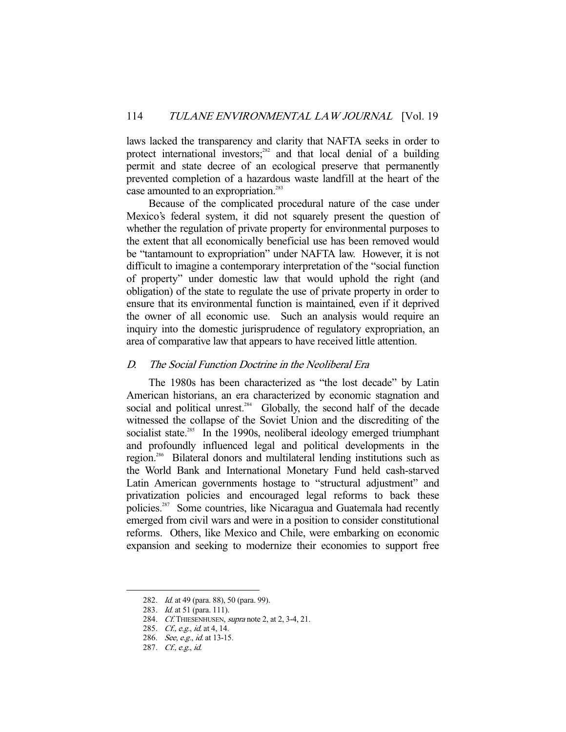laws lacked the transparency and clarity that NAFTA seeks in order to protect international investors;[282] and that local denial of a building permit and state decree of an ecological preserve that permanently prevented completion of a hazardous waste landfill at the heart of the case amounted to an expropriation.[283]

Because of the complicated procedural nature of the case under Mexico's federal system, it did not squarely present the question of whether the regulation of private property for environmental purposes to the extent that all economically beneficial use has been removed would be "tantamount to expropriation" under NAFTA law. However, it is not difficult to imagine a contemporary interpretation of the "social function of property" under domestic law that would uphold the right (and obligation) of the state to regulate the use of private property in order to ensure that its environmental function is maintained, even if it deprived the owner of all economic use. Such an analysis would require an inquiry into the domestic jurisprudence of regulatory expropriation, an area of comparative law that appears to have received little attention.

### *D. The Social Function Doctrine in the Neoliberal Era*

The 1980s has been characterized as "the lost decade" by Latin American historians, an era characterized by economic stagnation and social and political unrest.[284] Globally, the second half of the decade witnessed the collapse of the Soviet Union and the discrediting of the socialist state.[285] In the 1990s, neoliberal ideology emerged triumphant and profoundly influenced legal and political developments in the region.[286] Bilateral donors and multilateral lending institutions such as the World Bank and International Monetary Fund held cash-starved Latin American governments hostage to "structural adjustment" and privatization policies and encouraged legal reforms to back these policies.[287] Some countries, like Nicaragua and Guatemala had recently emerged from civil wars and were in a position to consider constitutional reforms. Others, like Mexico and Chile, were embarking on economic expansion and seeking to modernize their economies to support free

---

282. *Id.* at 49 (para. 88), 50 (para. 99).
283. *Id.* at 51 (para. 111).
284. *Cf.* THIESENHUSEN, *supra* note 2, at 2, 3-4, 21.
285. *Cf., e.g., id.* at 4, 14.
286. *See, e.g., id.* at 13-15.
287. *Cf., e.g., id.*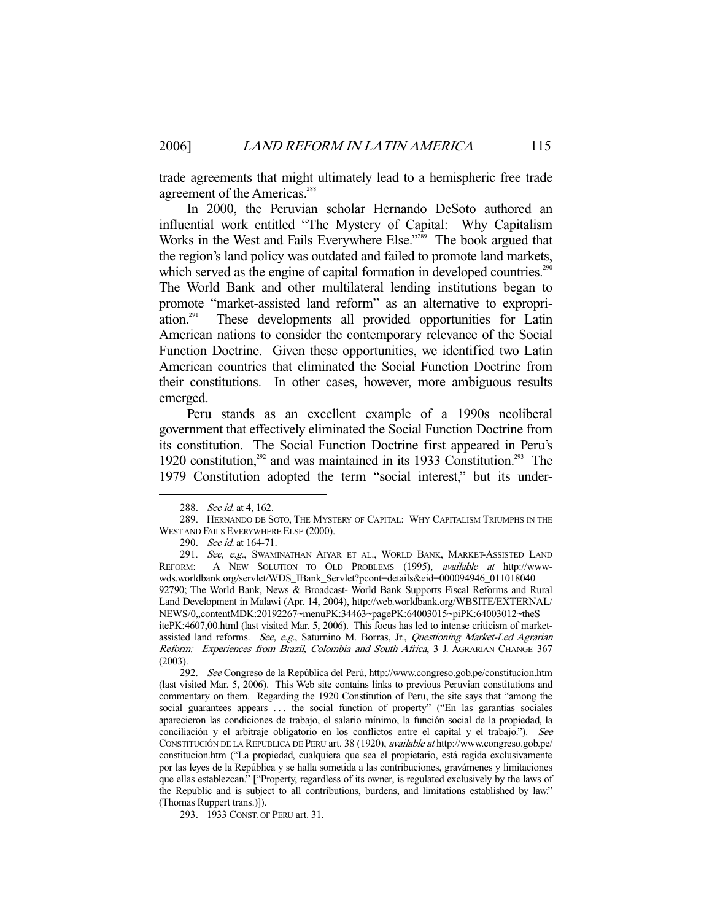trade agreements that might ultimately lead to a hemispheric free trade agreement of the Americas.[288]

In 2000, the Peruvian scholar Hernando DeSoto authored an influential work entitled "The Mystery of Capital: Why Capitalism Works in the West and Fails Everywhere Else."[289] The book argued that the region's land policy was outdated and failed to promote land markets, which served as the engine of capital formation in developed countries.[290] The World Bank and other multilateral lending institutions began to promote "market-assisted land reform" as an alternative to expropriation.[291] These developments all provided opportunities for Latin American nations to consider the contemporary relevance of the Social Function Doctrine. Given these opportunities, we identified two Latin American countries that eliminated the Social Function Doctrine from their constitutions. In other cases, however, more ambiguous results emerged.

Peru stands as an excellent example of a 1990s neoliberal government that effectively eliminated the Social Function Doctrine from its constitution. The Social Function Doctrine first appeared in Peru's 1920 constitution,[292] and was maintained in its 1933 Constitution.[293] The 1979 Constitution adopted the term "social interest," but its under-

---

288. *See id.* at 4, 162.

289. HERNANDO DE SOTO, THE MYSTERY OF CAPITAL: WHY CAPITALISM TRIUMPHS IN THE WEST AND FAILS EVERYWHERE ELSE (2000).

290. *See id.* at 164-71.

291. *See, e.g.*, SWAMINATHAN AIYAR ET AL., WORLD BANK, MARKET-ASSISTED LAND REFORM: A NEW SOLUTION TO OLD PROBLEMS (1995), *available at* http://www-wds.worldbank.org/servlet/WDS_IBank_Servlet?pcont=details&eid=000094946_011018040 92790; The World Bank, News & Broadcast- World Bank Supports Fiscal Reforms and Rural Land Development in Malawi (Apr. 14, 2004), http://web.worldbank.org/WBSITE/EXTERNAL/NEWS/0,,contentMDK:20192267~menuPK:34463~pagePK:64003015~piPK:64003012~theSitePK:4607,00.html (last visited Mar. 5, 2006). This focus has led to intense criticism of market-assisted land reforms. *See, e.g.*, Saturnino M. Borras, Jr., *Questioning Market-Led Agrarian Reform: Experiences from Brazil, Colombia and South Africa*, 3 J. AGRARIAN CHANGE 367 (2003).

292. *See* Congreso de la República del Perú, http://www.congreso.gob.pe/constitucion.htm (last visited Mar. 5, 2006). This Web site contains links to previous Peruvian constitutions and commentary on them. Regarding the 1920 Constitution of Peru, the site says that "among the social guarantees appears . . . the social function of property" ("En las garantias sociales aparecieron las condiciones de trabajo, el salario mínimo, la función social de la propiedad, la conciliación y el arbitraje obligatorio en los conflictos entre el capital y el trabajo."). *See* CONSTITUCIÓN DE LA REPUBLICA DE PERU art. 38 (1920), *available at* http://www.congreso.gob.pe/constitucion.htm ("La propiedad, cualquiera que sea el propietario, está regida exclusivamente por las leyes de la República y se halla sometida a las contribuciones, gravámenes y limitaciones que ellas establezcan." ["Property, regardless of its owner, is regulated exclusively by the laws of the Republic and is subject to all contributions, burdens, and limitations established by law." (Thomas Ruppert trans.)]).

293. 1933 CONST. OF PERU art. 31.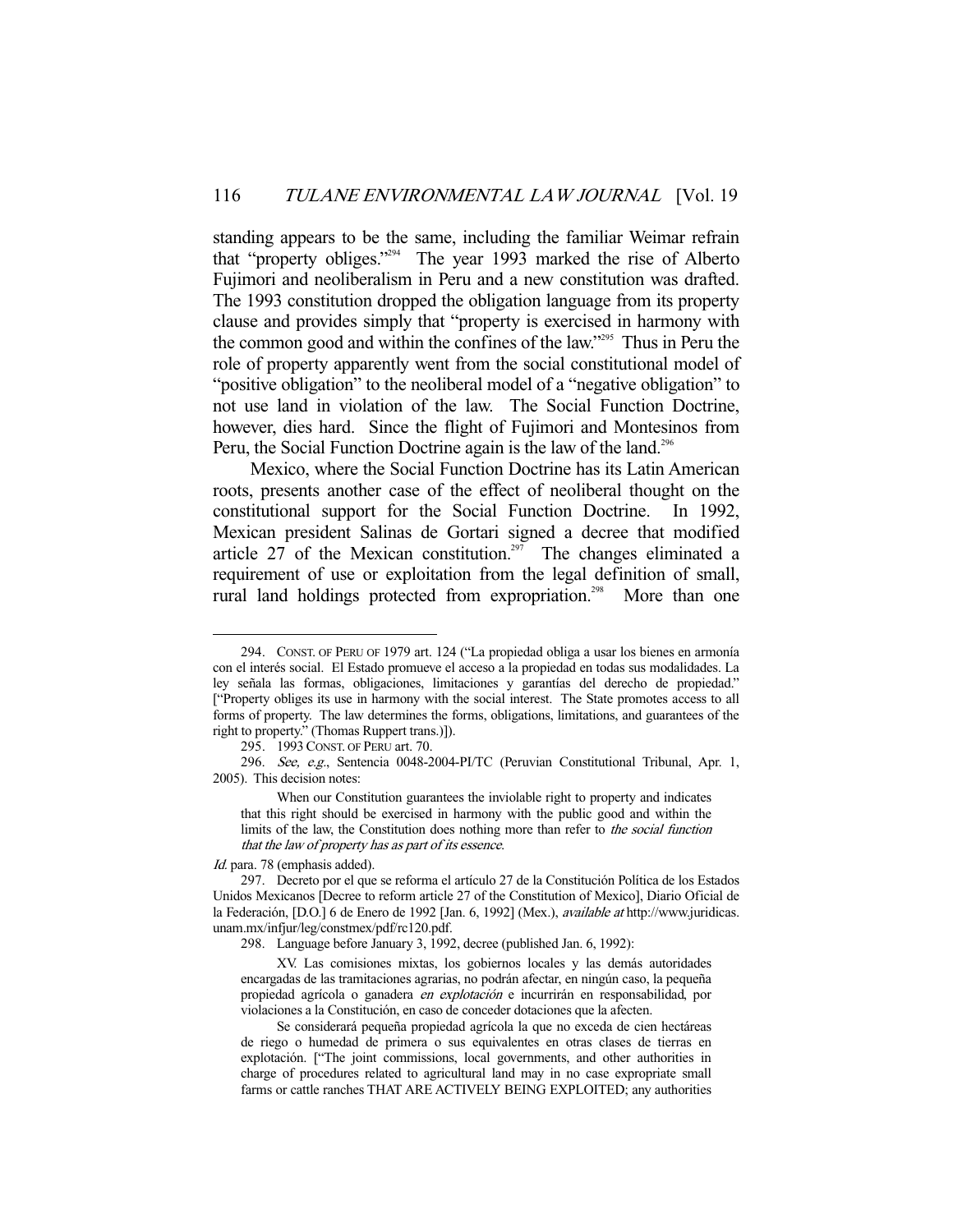standing appears to be the same, including the familiar Weimar refrain that "property obliges."[294] The year 1993 marked the rise of Alberto Fujimori and neoliberalism in Peru and a new constitution was drafted. The 1993 constitution dropped the obligation language from its property clause and provides simply that "property is exercised in harmony with the common good and within the confines of the law."[295] Thus in Peru the role of property apparently went from the social constitutional model of "positive obligation" to the neoliberal model of a "negative obligation" to not use land in violation of the law. The Social Function Doctrine, however, dies hard. Since the flight of Fujimori and Montesinos from Peru, the Social Function Doctrine again is the law of the land.[296]

Mexico, where the Social Function Doctrine has its Latin American roots, presents another case of the effect of neoliberal thought on the constitutional support for the Social Function Doctrine. In 1992, Mexican president Salinas de Gortari signed a decree that modified article 27 of the Mexican constitution.[297] The changes eliminated a requirement of use or exploitation from the legal definition of small, rural land holdings protected from expropriation.[298] More than one

---

294. CONST. OF PERU OF 1979 art. 124 ("La propiedad obliga a usar los bienes en armonía con el interés social. El Estado promueve el acceso a la propiedad en todas sus modalidades. La ley señala las formas, obligaciones, limitaciones y garantías del derecho de propiedad." ["Property obliges its use in harmony with the social interest. The State promotes access to all forms of property. The law determines the forms, obligations, limitations, and guarantees of the right to property." (Thomas Ruppert trans.)]).

295. 1993 CONST. OF PERU art. 70.

296. *See, e.g.*, Sentencia 0048-2004-PI/TC (Peruvian Constitutional Tribunal, Apr. 1, 2005). This decision notes:

> When our Constitution guarantees the inviolable right to property and indicates that this right should be exercised in harmony with the public good and within the limits of the law, the Constitution does nothing more than refer to *the social function that the law of property has as part of its essence*.

*Id.* para. 78 (emphasis added).

297. Decreto por el que se reforma el artículo 27 de la Constitución Política de los Estados Unidos Mexicanos [Decree to reform article 27 of the Constitution of Mexico], Diario Oficial de la Federación, [D.O.] 6 de Enero de 1992 [Jan. 6, 1992] (Mex.), *available at* http://www.juridicas.unam.mx/infjur/leg/constmex/pdf/rc120.pdf.

298. Language before January 3, 1992, decree (published Jan. 6, 1992):

> XV. Las comisiones mixtas, los gobiernos locales y las demás autoridades encargadas de las tramitaciones agrarias, no podrán afectar, en ningún caso, la pequeña propiedad agrícola o ganadera *en explotación* e incurrirán en responsabilidad, por violaciones a la Constitución, en caso de conceder dotaciones que la afecten.
>
> Se considerará pequeña propiedad agrícola la que no exceda de cien hectáreas de riego o humedad de primera o sus equivalentes en otras clases de tierras en explotación. ["The joint commissions, local governments, and other authorities in charge of procedures related to agricultural land may in no case expropriate small farms or cattle ranches THAT ARE ACTIVELY BEING EXPLOITED; any authorities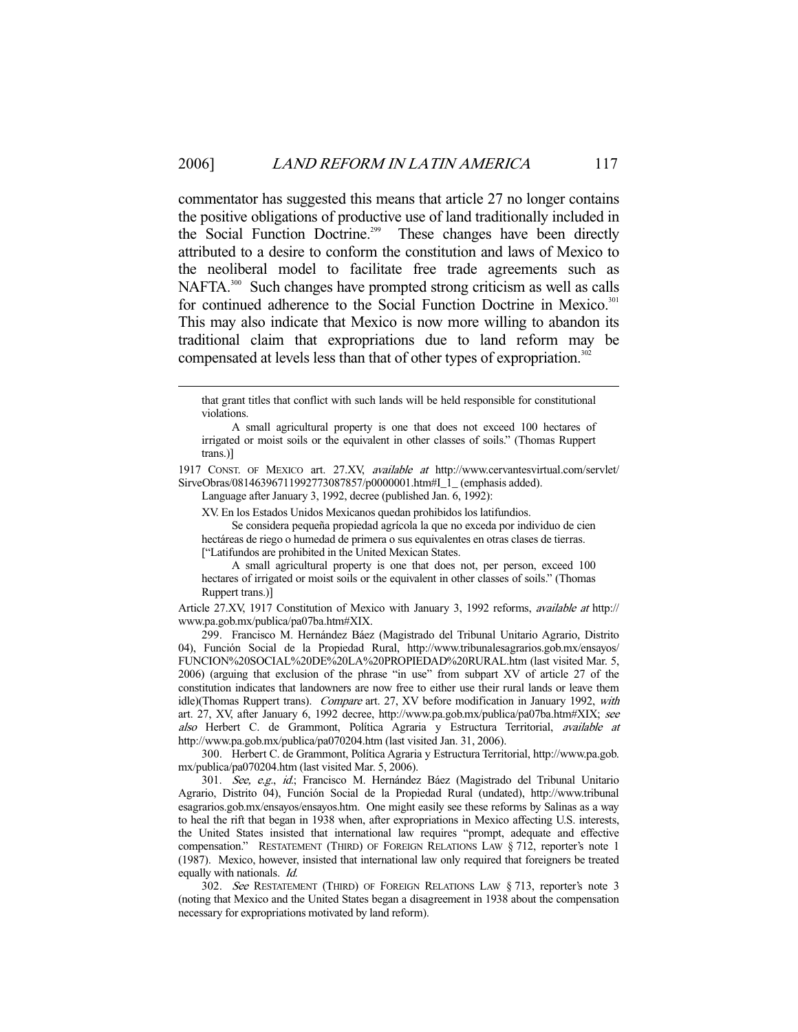commentator has suggested this means that article 27 no longer contains the positive obligations of productive use of land traditionally included in the Social Function Doctrine.[299] These changes have been directly attributed to a desire to conform the constitution and laws of Mexico to the neoliberal model to facilitate free trade agreements such as NAFTA.[300] Such changes have prompted strong criticism as well as calls for continued adherence to the Social Function Doctrine in Mexico.[301] This may also indicate that Mexico is now more willing to abandon its traditional claim that expropriations due to land reform may be compensated at levels less than that of other types of expropriation.[302]

---

> that grant titles that conflict with such lands will be held responsible for constitutional violations.
>
> A small agricultural property is one that does not exceed 100 hectares of irrigated or moist soils or the equivalent in other classes of soils." (Thomas Ruppert trans.)]

1917 CONST. OF MEXICO art. 27.XV, *available at* http://www.cervantesvirtual.com/servlet/SirveObras/08146396711992773087857/p0000001.htm#I_1_ (emphasis added).

Language after January 3, 1992, decree (published Jan. 6, 1992):

> XV. En los Estados Unidos Mexicanos quedan prohibidos los latifundios.
>
> Se considera pequeña propiedad agrícola la que no exceda por individuo de cien hectáreas de riego o humedad de primera o sus equivalentes en otras clases de tierras.
>
> ["Latifundos are prohibited in the United Mexican States.
>
> A small agricultural property is one that does not, per person, exceed 100 hectares of irrigated or moist soils or the equivalent in other classes of soils." (Thomas Ruppert trans.)]

Article 27.XV, 1917 Constitution of Mexico with January 3, 1992 reforms, *available at* http://www.pa.gob.mx/publica/pa07ba.htm#XIX.

299. Francisco M. Hernández Báez (Magistrado del Tribunal Unitario Agrario, Distrito 04), Función Social de la Propiedad Rural, http://www.tribunalesagrarios.gob.mx/ensayos/FUNCION%20SOCIAL%20DE%20LA%20PROPIEDAD%20RURAL.htm (last visited Mar. 5, 2006) (arguing that exclusion of the phrase "in use" from subpart XV of article 27 of the constitution indicates that landowners are now free to either use their rural lands or leave them idle)(Thomas Ruppert trans). *Compare* art. 27, XV before modification in January 1992, *with* art. 27, XV, after January 6, 1992 decree, http://www.pa.gob.mx/publica/pa07ba.htm#XIX; *see also* Herbert C. de Grammont, Política Agraria y Estructura Territorial, *available at* http://www.pa.gob.mx/publica/pa070204.htm (last visited Jan. 31, 2006).

300. Herbert C. de Grammont, Política Agraria y Estructura Territorial, http://www.pa.gob.mx/publica/pa070204.htm (last visited Mar. 5, 2006).

301. *See, e.g.*, *id.*; Francisco M. Hernández Báez (Magistrado del Tribunal Unitario Agrario, Distrito 04), Función Social de la Propiedad Rural (undated), http://www.tribunalesagrarios.gob.mx/ensayos/ensayos.htm. One might easily see these reforms by Salinas as a way to heal the rift that began in 1938 when, after expropriations in Mexico affecting U.S. interests, the United States insisted that international law requires "prompt, adequate and effective compensation." RESTATEMENT (THIRD) OF FOREIGN RELATIONS LAW § 712, reporter's note 1 (1987). Mexico, however, insisted that international law only required that foreigners be treated equally with nationals. *Id.*

302. *See* RESTATEMENT (THIRD) OF FOREIGN RELATIONS LAW § 713, reporter's note 3 (noting that Mexico and the United States began a disagreement in 1938 about the compensation necessary for expropriations motivated by land reform).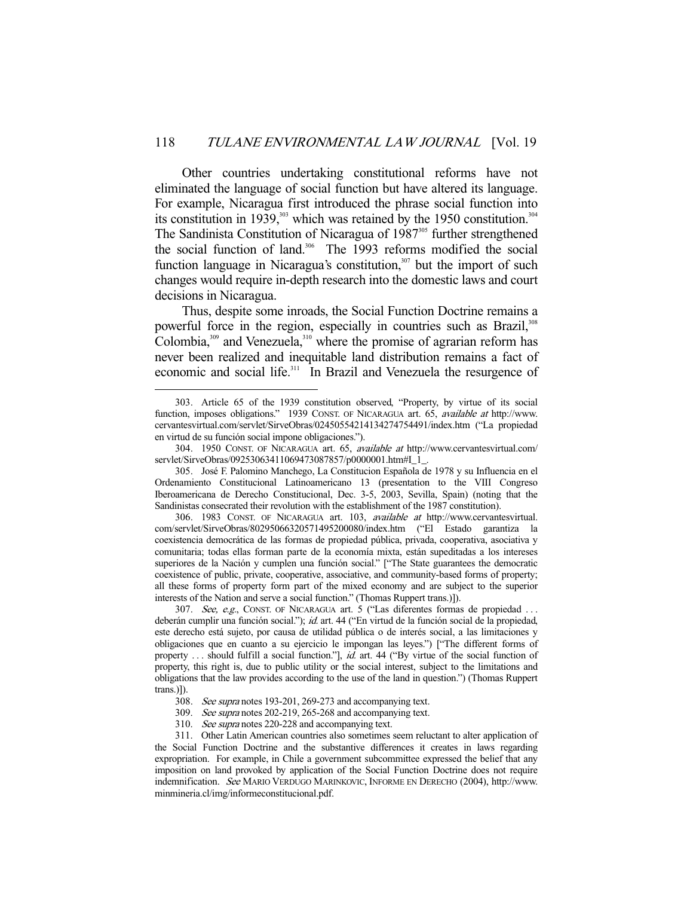Other countries undertaking constitutional reforms have not eliminated the language of social function but have altered its language. For example, Nicaragua first introduced the phrase social function into its constitution in 1939,[303] which was retained by the 1950 constitution.[304] The Sandinista Constitution of Nicaragua of 1987[305] further strengthened the social function of land.[306] The 1993 reforms modified the social function language in Nicaragua's constitution,[307] but the import of such changes would require in-depth research into the domestic laws and court decisions in Nicaragua.

Thus, despite some inroads, the Social Function Doctrine remains a powerful force in the region, especially in countries such as Brazil,[308] Colombia,[309] and Venezuela,[310] where the promise of agrarian reform has never been realized and inequitable land distribution remains a fact of economic and social life.[311] In Brazil and Venezuela the resurgence of

---

303. Article 65 of the 1939 constitution observed, "Property, by virtue of its social function, imposes obligations." 1939 CONST. OF NICARAGUA art. 65, *available at* http://www.cervantesvirtual.com/servlet/SirveObras/02450554214134274754491/index.htm ("La propiedad en virtud de su función social impone obligaciones.").

304. 1950 CONST. OF NICARAGUA art. 65, *available at* http://www.cervantesvirtual.com/servlet/SirveObras/09253063411069473087857/p0000001.htm#I_1_.

305. José F. Palomino Manchego, La Constitucion Española de 1978 y su Influencia en el Ordenamiento Constitucional Latinoamericano 13 (presentation to the VIII Congreso Iberoamericana de Derecho Constitucional, Dec. 3-5, 2003, Sevilla, Spain) (noting that the Sandinistas consecrated their revolution with the establishment of the 1987 constitution).

306. 1983 CONST. OF NICARAGUA art. 103, *available at* http://www.cervantesvirtual.com/servlet/SirveObras/80295066320571495200080/index.htm ("El Estado garantiza la coexistencia democrática de las formas de propiedad pública, privada, cooperativa, asociativa y comunitaria; todas ellas forman parte de la economía mixta, están supeditadas a los intereses superiores de la Nación y cumplen una función social." ["The State guarantees the democratic coexistence of public, private, cooperative, associative, and community-based forms of property; all these forms of property form part of the mixed economy and are subject to the superior interests of the Nation and serve a social function." (Thomas Ruppert trans.)]).

307. *See, e.g.*, CONST. OF NICARAGUA art. 5 ("Las diferentes formas de propiedad . . . deberán cumplir una función social."); *id.* art. 44 ("En virtud de la función social de la propiedad, este derecho está sujeto, por causa de utilidad pública o de interés social, a las limitaciones y obligaciones que en cuanto a su ejercicio le impongan las leyes.") ["The different forms of property . . . should fulfill a social function."], *id.* art. 44 ("By virtue of the social function of property, this right is, due to public utility or the social interest, subject to the limitations and obligations that the law provides according to the use of the land in question.") (Thomas Ruppert trans.)]).

308. *See supra* notes 193-201, 269-273 and accompanying text.

309. *See supra* notes 202-219, 265-268 and accompanying text.

310. *See supra* notes 220-228 and accompanying text.

311. Other Latin American countries also sometimes seem reluctant to alter application of the Social Function Doctrine and the substantive differences it creates in laws regarding expropriation. For example, in Chile a government subcommittee expressed the belief that any imposition on land provoked by application of the Social Function Doctrine does not require indemnification. *See* MARIO VERDUGO MARINKOVIC, INFORME EN DERECHO (2004), http://www.minmineria.cl/img/informeconstitucional.pdf.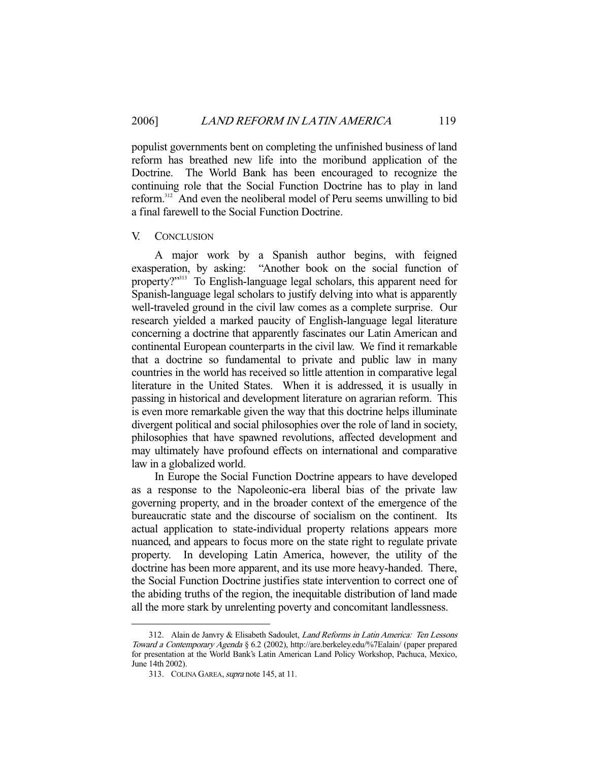populist governments bent on completing the unfinished business of land reform has breathed new life into the moribund application of the Doctrine. The World Bank has been encouraged to recognize the continuing role that the Social Function Doctrine has to play in land reform.[312] And even the neoliberal model of Peru seems unwilling to bid a final farewell to the Social Function Doctrine.

## V. CONCLUSION

A major work by a Spanish author begins, with feigned exasperation, by asking: "Another book on the social function of property?"[313] To English-language legal scholars, this apparent need for Spanish-language legal scholars to justify delving into what is apparently well-traveled ground in the civil law comes as a complete surprise. Our research yielded a marked paucity of English-language legal literature concerning a doctrine that apparently fascinates our Latin American and continental European counterparts in the civil law. We find it remarkable that a doctrine so fundamental to private and public law in many countries in the world has received so little attention in comparative legal literature in the United States. When it is addressed, it is usually in passing in historical and development literature on agrarian reform. This is even more remarkable given the way that this doctrine helps illuminate divergent political and social philosophies over the role of land in society, philosophies that have spawned revolutions, affected development and may ultimately have profound effects on international and comparative law in a globalized world.

In Europe the Social Function Doctrine appears to have developed as a response to the Napoleonic-era liberal bias of the private law governing property, and in the broader context of the emergence of the bureaucratic state and the discourse of socialism on the continent. Its actual application to state-individual property relations appears more nuanced, and appears to focus more on the state right to regulate private property. In developing Latin America, however, the utility of the doctrine has been more apparent, and its use more heavy-handed. There, the Social Function Doctrine justifies state intervention to correct one of the abiding truths of the region, the inequitable distribution of land made all the more stark by unrelenting poverty and concomitant landlessness.

---

312. Alain de Janvry & Elisabeth Sadoulet, *Land Reforms in Latin America: Ten Lessons Toward a Contemporary Agenda* § 6.2 (2002), http://are.berkeley.edu/%7Ealain/ (paper prepared for presentation at the World Bank's Latin American Land Policy Workshop, Pachuca, Mexico, June 14th 2002).

313. COLINA GAREA, *supra* note 145, at 11.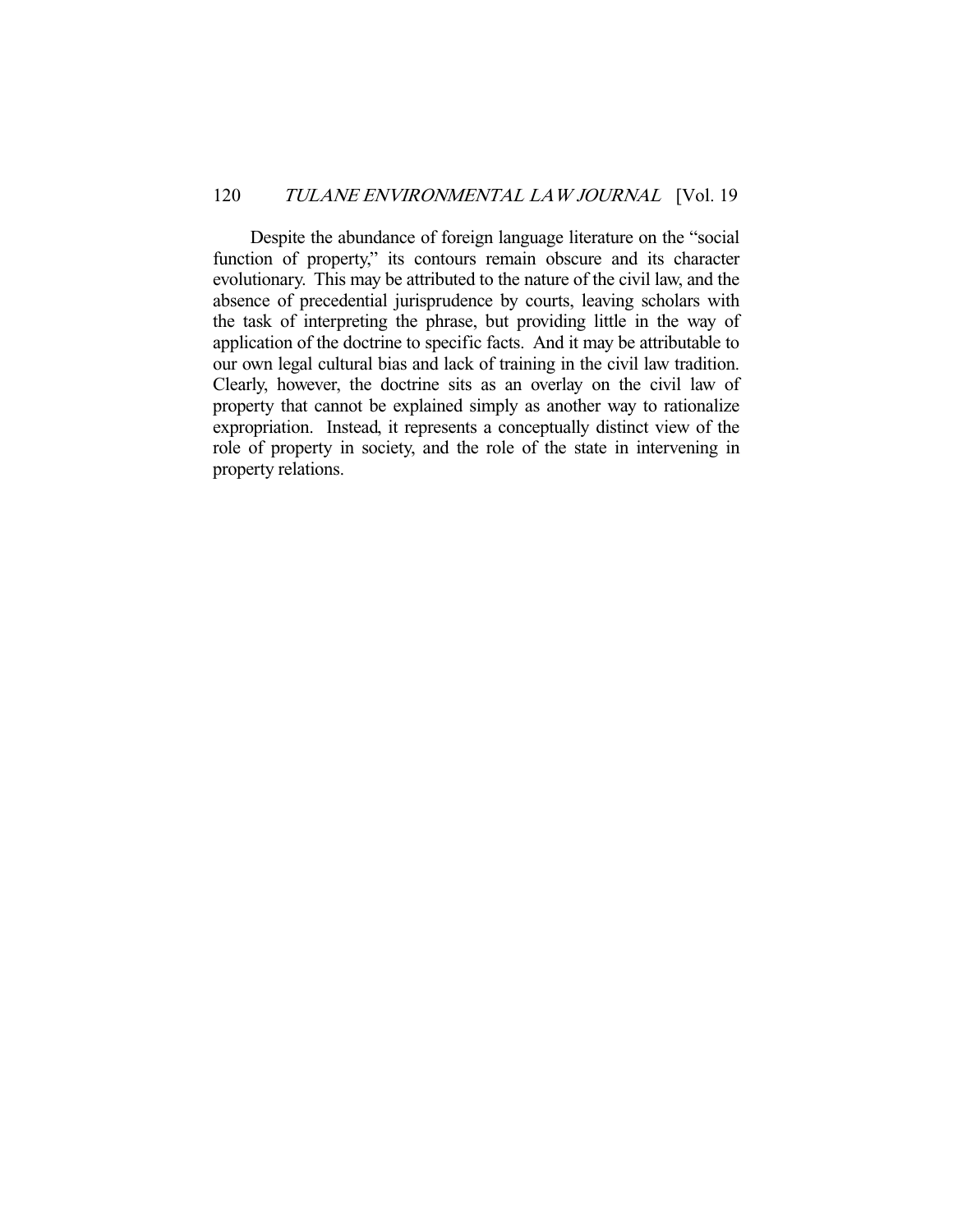Despite the abundance of foreign language literature on the "social function of property," its contours remain obscure and its character evolutionary. This may be attributed to the nature of the civil law, and the absence of precedential jurisprudence by courts, leaving scholars with the task of interpreting the phrase, but providing little in the way of application of the doctrine to specific facts. And it may be attributable to our own legal cultural bias and lack of training in the civil law tradition. Clearly, however, the doctrine sits as an overlay on the civil law of property that cannot be explained simply as another way to rationalize expropriation. Instead, it represents a conceptually distinct view of the role of property in society, and the role of the state in intervening in property relations.